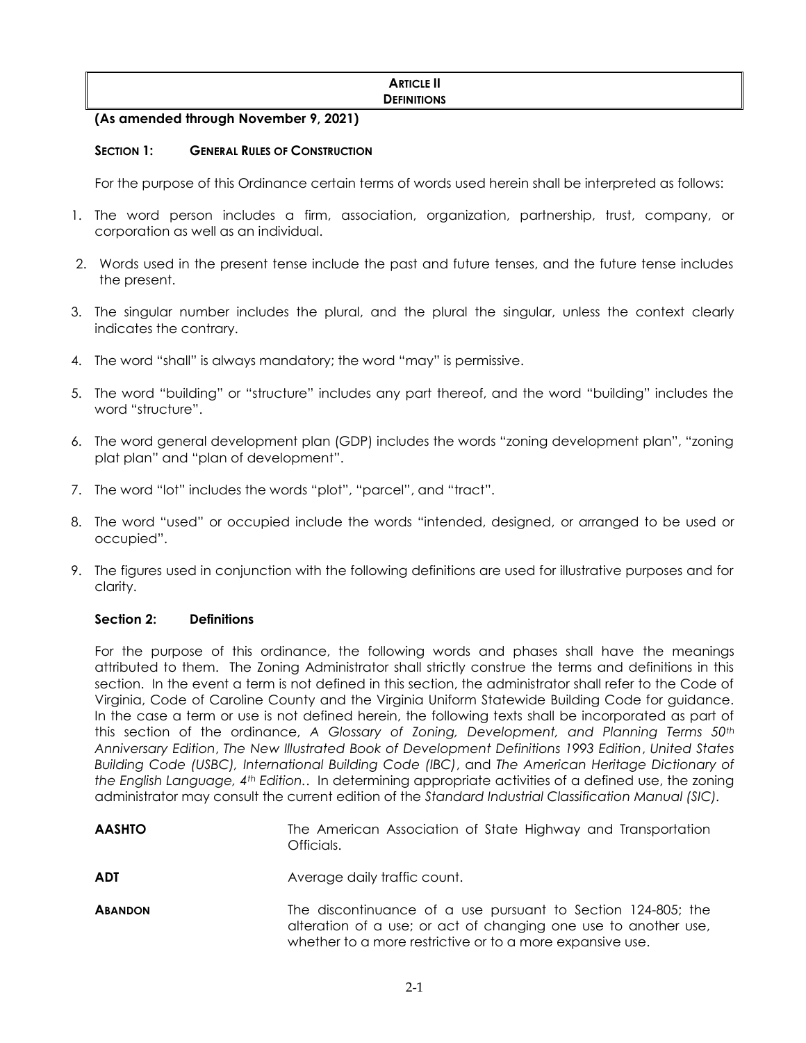# ARTICLE II
# DEFINITIONS

**(As amended through November 9, 2021)**

### SECTION 1: GENERAL RULES OF CONSTRUCTION

For the purpose of this Ordinance certain terms of words used herein shall be interpreted as follows:

1. The word person includes a firm, association, organization, partnership, trust, company, or corporation as well as an individual.
2. Words used in the present tense include the past and future tenses, and the future tense includes the present.
3. The singular number includes the plural, and the plural the singular, unless the context clearly indicates the contrary.
4. The word "shall" is always mandatory; the word "may" is permissive.
5. The word "building" or "structure" includes any part thereof, and the word "building" includes the word "structure".
6. The word general development plan (GDP) includes the words "zoning development plan", "zoning plat plan" and "plan of development".
7. The word "lot" includes the words "plot", "parcel", and "tract".
8. The word "used" or occupied include the words "intended, designed, or arranged to be used or occupied".
9. The figures used in conjunction with the following definitions are used for illustrative purposes and for clarity.

### Section 2: Definitions

For the purpose of this ordinance, the following words and phases shall have the meanings attributed to them. The Zoning Administrator shall strictly construe the terms and definitions in this section. In the event a term is not defined in this section, the administrator shall refer to the Code of Virginia, Code of Caroline County and the Virginia Uniform Statewide Building Code for guidance. In the case a term or use is not defined herein, the following texts shall be incorporated as part of this section of the ordinance, *A Glossary of Zoning, Development, and Planning Terms 50th Anniversary Edition*, *The New Illustrated Book of Development Definitions 1993 Edition*, *United States Building Code (USBC), International Building Code (IBC)*, and *The American Heritage Dictionary of the English Language, 4th Edition.*. In determining appropriate activities of a defined use, the zoning administrator may consult the current edition of the *Standard Industrial Classification Manual (SIC).*

**AASHTO** The American Association of State Highway and Transportation Officials.

**ADT** Average daily traffic count.

**ABANDON** The discontinuance of a use pursuant to Section 124-805; the alteration of a use; or act of changing one use to another use, whether to a more restrictive or to a more expansive use.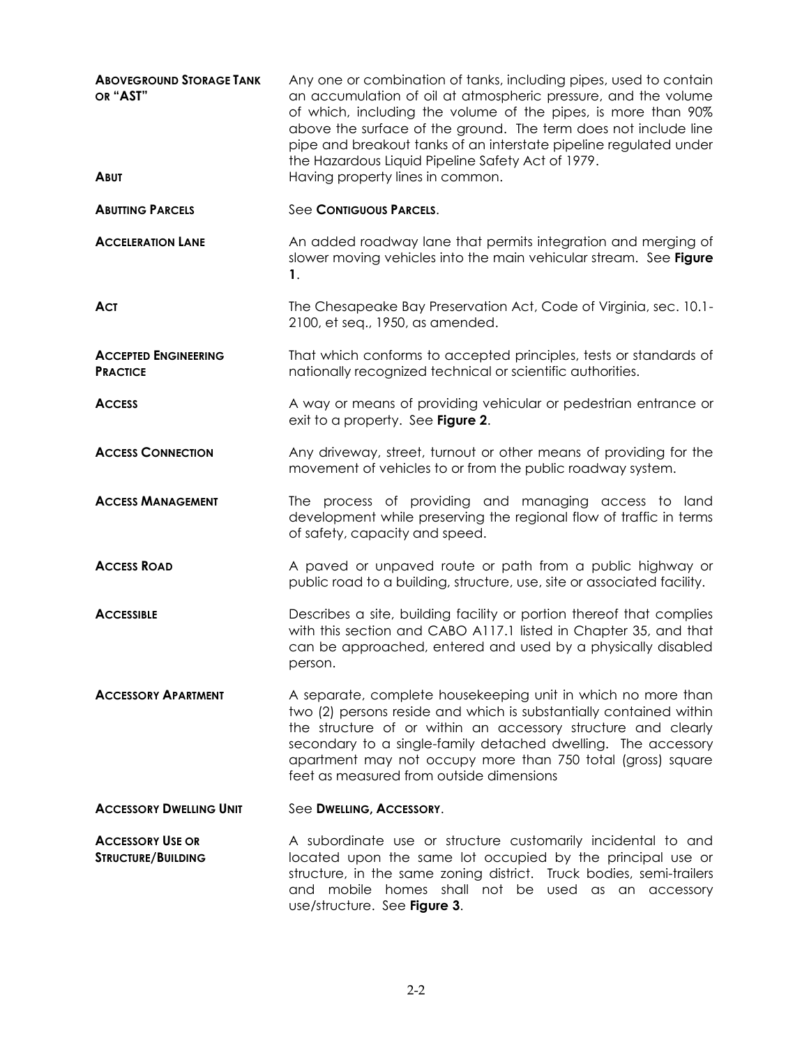**ABOVEGROUND STORAGE TANK OR "AST"**
Any one or combination of tanks, including pipes, used to contain an accumulation of oil at atmospheric pressure, and the volume of which, including the volume of the pipes, is more than 90% above the surface of the ground. The term does not include line pipe and breakout tanks of an interstate pipeline regulated under the Hazardous Liquid Pipeline Safety Act of 1979.

**ABUT**
Having property lines in common.

**ABUTTING PARCELS**
See **CONTIGUOUS PARCELS**.

**ACCELERATION LANE**
An added roadway lane that permits integration and merging of slower moving vehicles into the main vehicular stream. See **Figure 1**.

**ACT**
The Chesapeake Bay Preservation Act, Code of Virginia, sec. 10.1-2100, et seq., 1950, as amended.

**ACCEPTED ENGINEERING PRACTICE**
That which conforms to accepted principles, tests or standards of nationally recognized technical or scientific authorities.

**ACCESS**
A way or means of providing vehicular or pedestrian entrance or exit to a property. See **Figure 2**.

**ACCESS CONNECTION**
Any driveway, street, turnout or other means of providing for the movement of vehicles to or from the public roadway system.

**ACCESS MANAGEMENT**
The process of providing and managing access to land development while preserving the regional flow of traffic in terms of safety, capacity and speed.

**ACCESS ROAD**
A paved or unpaved route or path from a public highway or public road to a building, structure, use, site or associated facility.

**ACCESSIBLE**
Describes a site, building facility or portion thereof that complies with this section and CABO A117.1 listed in Chapter 35, and that can be approached, entered and used by a physically disabled person.

**ACCESSORY APARTMENT**
A separate, complete housekeeping unit in which no more than two (2) persons reside and which is substantially contained within the structure of or within an accessory structure and clearly secondary to a single-family detached dwelling. The accessory apartment may not occupy more than 750 total (gross) square feet as measured from outside dimensions

**ACCESSORY DWELLING UNIT**
See **DWELLING, ACCESSORY**.

**ACCESSORY USE OR STRUCTURE/BUILDING**
A subordinate use or structure customarily incidental to and located upon the same lot occupied by the principal use or structure, in the same zoning district. Truck bodies, semi-trailers and mobile homes shall not be used as an accessory use/structure. See **Figure 3**.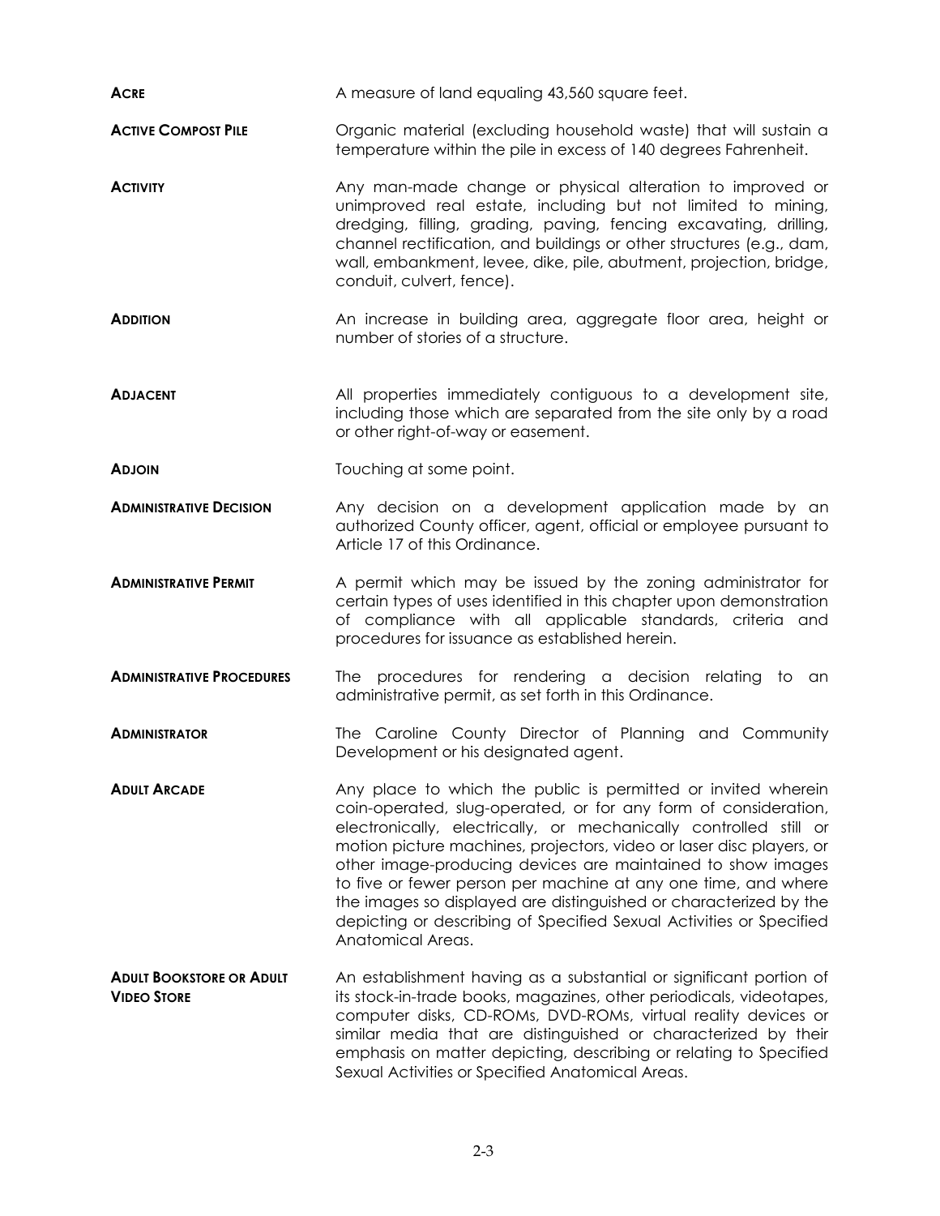**ACRE** A measure of land equaling 43,560 square feet.

**ACTIVE COMPOST PILE** Organic material (excluding household waste) that will sustain a temperature within the pile in excess of 140 degrees Fahrenheit.

**ACTIVITY** Any man-made change or physical alteration to improved or unimproved real estate, including but not limited to mining, dredging, filling, grading, paving, fencing excavating, drilling, channel rectification, and buildings or other structures (e.g., dam, wall, embankment, levee, dike, pile, abutment, projection, bridge, conduit, culvert, fence).

**ADDITION** An increase in building area, aggregate floor area, height or number of stories of a structure.

**ADJACENT** All properties immediately contiguous to a development site, including those which are separated from the site only by a road or other right-of-way or easement.

**ADJOIN** Touching at some point.

**ADMINISTRATIVE DECISION** Any decision on a development application made by an authorized County officer, agent, official or employee pursuant to Article 17 of this Ordinance.

**ADMINISTRATIVE PERMIT** A permit which may be issued by the zoning administrator for certain types of uses identified in this chapter upon demonstration of compliance with all applicable standards, criteria and procedures for issuance as established herein.

**ADMINISTRATIVE PROCEDURES** The procedures for rendering a decision relating to an administrative permit, as set forth in this Ordinance.

**ADMINISTRATOR** The Caroline County Director of Planning and Community Development or his designated agent.

**ADULT ARCADE** Any place to which the public is permitted or invited wherein coin-operated, slug-operated, or for any form of consideration, electronically, electrically, or mechanically controlled still or motion picture machines, projectors, video or laser disc players, or other image-producing devices are maintained to show images to five or fewer person per machine at any one time, and where the images so displayed are distinguished or characterized by the depicting or describing of Specified Sexual Activities or Specified Anatomical Areas.

**ADULT BOOKSTORE OR ADULT VIDEO STORE** An establishment having as a substantial or significant portion of its stock-in-trade books, magazines, other periodicals, videotapes, computer disks, CD-ROMs, DVD-ROMs, virtual reality devices or similar media that are distinguished or characterized by their emphasis on matter depicting, describing or relating to Specified Sexual Activities or Specified Anatomical Areas.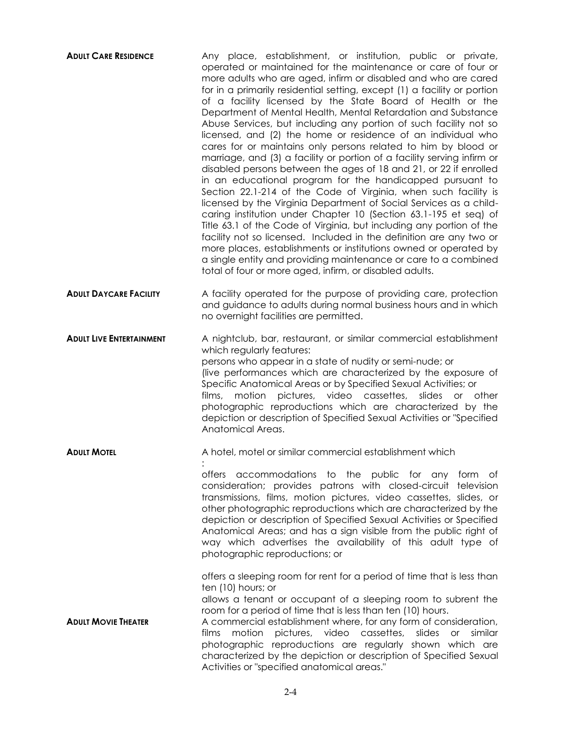**ADULT CARE RESIDENCE** Any place, establishment, or institution, public or private, operated or maintained for the maintenance or care of four or more adults who are aged, infirm or disabled and who are cared for in a primarily residential setting, except (1) a facility or portion of a facility licensed by the State Board of Health or the Department of Mental Health, Mental Retardation and Substance Abuse Services, but including any portion of such facility not so licensed, and (2) the home or residence of an individual who cares for or maintains only persons related to him by blood or marriage, and (3) a facility or portion of a facility serving infirm or disabled persons between the ages of 18 and 21, or 22 if enrolled in an educational program for the handicapped pursuant to Section 22.1-214 of the Code of Virginia, when such facility is licensed by the Virginia Department of Social Services as a child-caring institution under Chapter 10 (Section 63.1-195 et seq) of Title 63.1 of the Code of Virginia, but including any portion of the facility not so licensed. Included in the definition are any two or more places, establishments or institutions owned or operated by a single entity and providing maintenance or care to a combined total of four or more aged, infirm, or disabled adults.

**ADULT DAYCARE FACILITY** A facility operated for the purpose of providing care, protection and guidance to adults during normal business hours and in which no overnight facilities are permitted.

**ADULT LIVE ENTERTAINMENT** A nightclub, bar, restaurant, or similar commercial establishment which regularly features:

persons who appear in a state of nudity or semi-nude; or

(live performances which are characterized by the exposure of Specific Anatomical Areas or by Specified Sexual Activities; or

films, motion pictures, video cassettes, slides or other photographic reproductions which are characterized by the depiction or description of Specified Sexual Activities or "Specified Anatomical Areas.

**ADULT MOTEL** A hotel, motel or similar commercial establishment which

:

offers accommodations to the public for any form of consideration; provides patrons with closed-circuit television transmissions, films, motion pictures, video cassettes, slides, or other photographic reproductions which are characterized by the depiction or description of Specified Sexual Activities or Specified Anatomical Areas; and has a sign visible from the public right of way which advertises the availability of this adult type of photographic reproductions; or

offers a sleeping room for rent for a period of time that is less than ten (10) hours; or

allows a tenant or occupant of a sleeping room to subrent the room for a period of time that is less than ten (10) hours.

**ADULT MOVIE THEATER** A commercial establishment where, for any form of consideration, films motion pictures, video cassettes, slides or similar photographic reproductions are regularly shown which are characterized by the depiction or description of Specified Sexual Activities or "specified anatomical areas."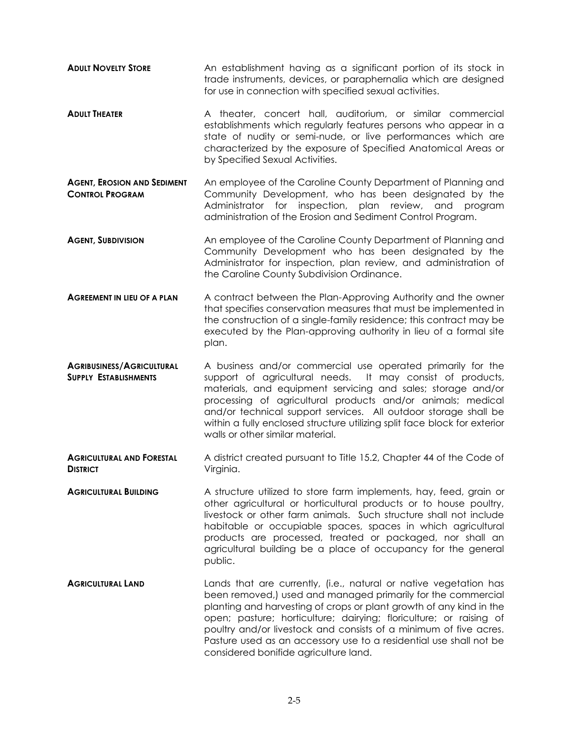**ADULT NOVELTY STORE** An establishment having as a significant portion of its stock in trade instruments, devices, or paraphernalia which are designed for use in connection with specified sexual activities.

**ADULT THEATER** A theater, concert hall, auditorium, or similar commercial establishments which regularly features persons who appear in a state of nudity or semi-nude, or live performances which are characterized by the exposure of Specified Anatomical Areas or by Specified Sexual Activities.

**AGENT, EROSION AND SEDIMENT CONTROL PROGRAM** An employee of the Caroline County Department of Planning and Community Development, who has been designated by the Administrator for inspection, plan review, and program administration of the Erosion and Sediment Control Program.

**AGENT, SUBDIVISION** An employee of the Caroline County Department of Planning and Community Development who has been designated by the Administrator for inspection, plan review, and administration of the Caroline County Subdivision Ordinance.

**AGREEMENT IN LIEU OF A PLAN** A contract between the Plan-Approving Authority and the owner that specifies conservation measures that must be implemented in the construction of a single-family residence; this contract may be executed by the Plan-approving authority in lieu of a formal site plan.

**AGRIBUSINESS/AGRICULTURAL SUPPLY ESTABLISHMENTS** A business and/or commercial use operated primarily for the support of agricultural needs. It may consist of products, materials, and equipment servicing and sales; storage and/or processing of agricultural products and/or animals; medical and/or technical support services. All outdoor storage shall be within a fully enclosed structure utilizing split face block for exterior walls or other similar material.

**AGRICULTURAL AND FORESTAL DISTRICT** A district created pursuant to Title 15.2, Chapter 44 of the Code of Virginia.

**AGRICULTURAL BUILDING** A structure utilized to store farm implements, hay, feed, grain or other agricultural or horticultural products or to house poultry, livestock or other farm animals. Such structure shall not include habitable or occupiable spaces, spaces in which agricultural products are processed, treated or packaged, nor shall an agricultural building be a place of occupancy for the general public.

**AGRICULTURAL LAND** Lands that are currently, (i.e., natural or native vegetation has been removed,) used and managed primarily for the commercial planting and harvesting of crops or plant growth of any kind in the open; pasture; horticulture; dairying; floriculture; or raising of poultry and/or livestock and consists of a minimum of five acres. Pasture used as an accessory use to a residential use shall not be considered bonifide agriculture land.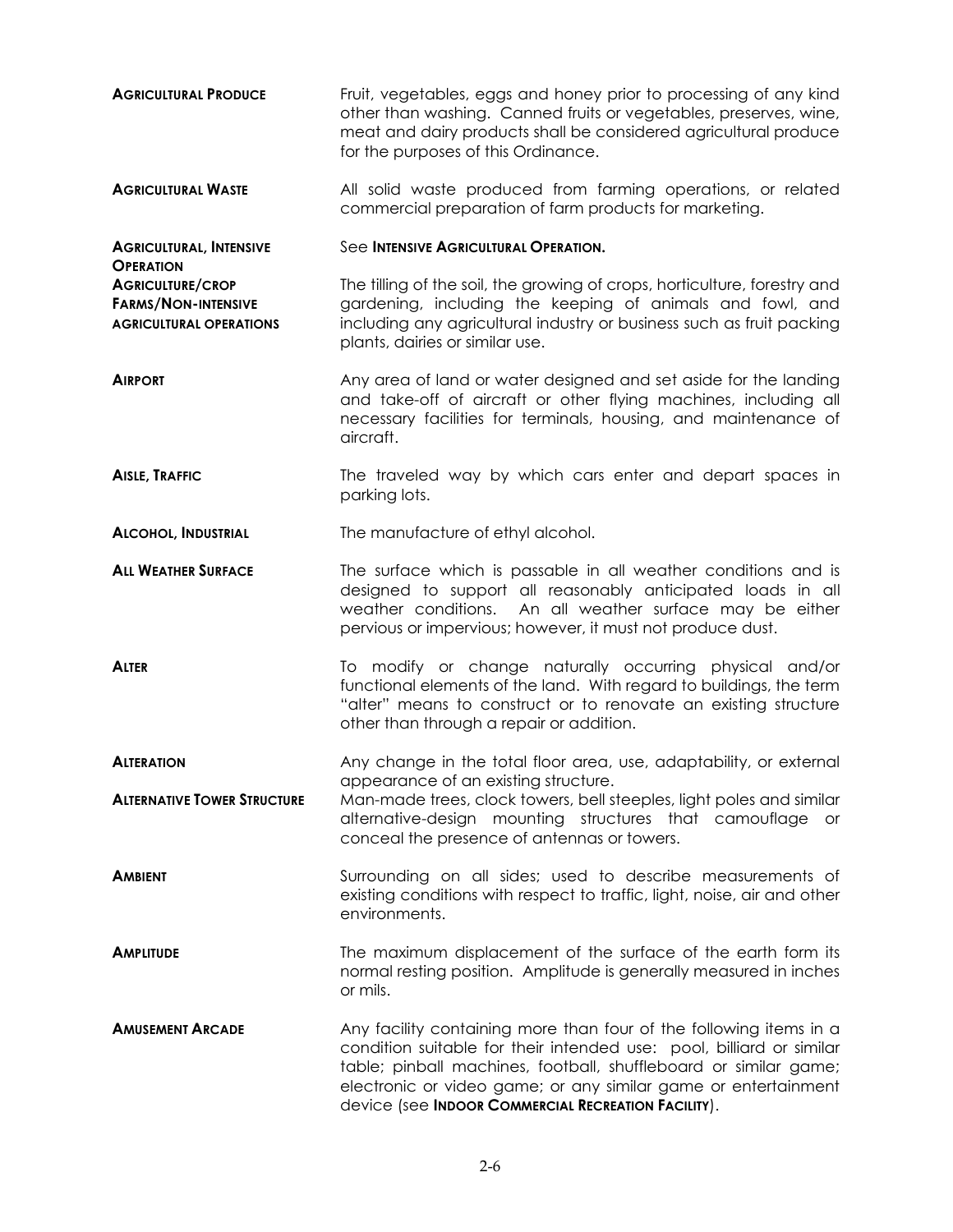**AGRICULTURAL PRODUCE** — Fruit, vegetables, eggs and honey prior to processing of any kind other than washing. Canned fruits or vegetables, preserves, wine, meat and dairy products shall be considered agricultural produce for the purposes of this Ordinance.

**AGRICULTURAL WASTE** — All solid waste produced from farming operations, or related commercial preparation of farm products for marketing.

**AGRICULTURAL, INTENSIVE OPERATION** — See **INTENSIVE AGRICULTURAL OPERATION.**

**AGRICULTURE/CROP FARMS/NON-INTENSIVE AGRICULTURAL OPERATIONS** — The tilling of the soil, the growing of crops, horticulture, forestry and gardening, including the keeping of animals and fowl, and including any agricultural industry or business such as fruit packing plants, dairies or similar use.

**AIRPORT** — Any area of land or water designed and set aside for the landing and take-off of aircraft or other flying machines, including all necessary facilities for terminals, housing, and maintenance of aircraft.

**AISLE, TRAFFIC** — The traveled way by which cars enter and depart spaces in parking lots.

**ALCOHOL, INDUSTRIAL** — The manufacture of ethyl alcohol.

**ALL WEATHER SURFACE** — The surface which is passable in all weather conditions and is designed to support all reasonably anticipated loads in all weather conditions. An all weather surface may be either pervious or impervious; however, it must not produce dust.

**ALTER** — To modify or change naturally occurring physical and/or functional elements of the land. With regard to buildings, the term "alter" means to construct or to renovate an existing structure other than through a repair or addition.

**ALTERATION** — Any change in the total floor area, use, adaptability, or external appearance of an existing structure.

**ALTERNATIVE TOWER STRUCTURE** — Man-made trees, clock towers, bell steeples, light poles and similar alternative-design mounting structures that camouflage or conceal the presence of antennas or towers.

**AMBIENT** — Surrounding on all sides; used to describe measurements of existing conditions with respect to traffic, light, noise, air and other environments.

**AMPLITUDE** — The maximum displacement of the surface of the earth form its normal resting position. Amplitude is generally measured in inches or mils.

**AMUSEMENT ARCADE** — Any facility containing more than four of the following items in a condition suitable for their intended use: pool, billiard or similar table; pinball machines, football, shuffleboard or similar game; electronic or video game; or any similar game or entertainment device (see **INDOOR COMMERCIAL RECREATION FACILITY**).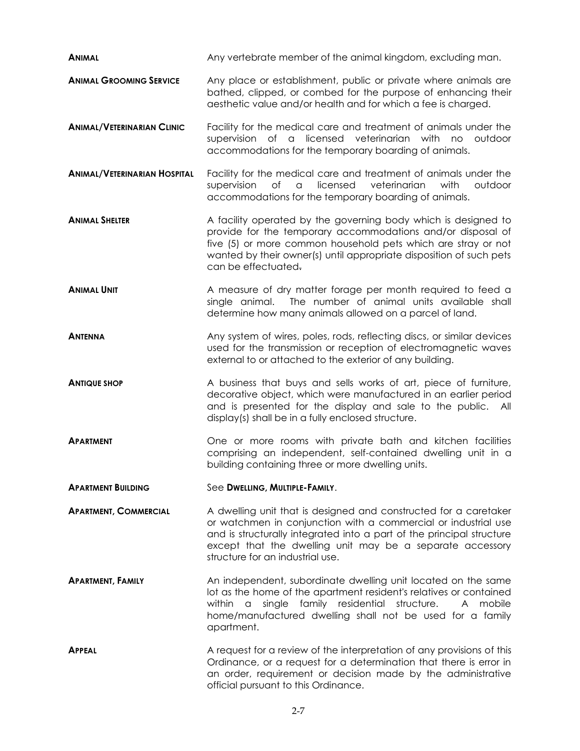**ANIMAL** Any vertebrate member of the animal kingdom, excluding man.

**ANIMAL GROOMING SERVICE** Any place or establishment, public or private where animals are bathed, clipped, or combed for the purpose of enhancing their aesthetic value and/or health and for which a fee is charged.

**ANIMAL/VETERINARIAN CLINIC** Facility for the medical care and treatment of animals under the supervision of a licensed veterinarian with no outdoor accommodations for the temporary boarding of animals.

**ANIMAL/VETERINARIAN HOSPITAL** Facility for the medical care and treatment of animals under the supervision of a licensed veterinarian with outdoor accommodations for the temporary boarding of animals.

**ANIMAL SHELTER** A facility operated by the governing body which is designed to provide for the temporary accommodations and/or disposal of five (5) or more common household pets which are stray or not wanted by their owner(s) until appropriate disposition of such pets can be effectuated.

**ANIMAL UNIT** A measure of dry matter forage per month required to feed a single animal. The number of animal units available shall determine how many animals allowed on a parcel of land.

**ANTENNA** Any system of wires, poles, rods, reflecting discs, or similar devices used for the transmission or reception of electromagnetic waves external to or attached to the exterior of any building.

**ANTIQUE SHOP** A business that buys and sells works of art, piece of furniture, decorative object, which were manufactured in an earlier period and is presented for the display and sale to the public. All display(s) shall be in a fully enclosed structure.

**APARTMENT** One or more rooms with private bath and kitchen facilities comprising an independent, self-contained dwelling unit in a building containing three or more dwelling units.

**APARTMENT BUILDING** See **DWELLING, MULTIPLE-FAMILY**.

**APARTMENT, COMMERCIAL** A dwelling unit that is designed and constructed for a caretaker or watchmen in conjunction with a commercial or industrial use and is structurally integrated into a part of the principal structure except that the dwelling unit may be a separate accessory structure for an industrial use.

**APARTMENT, FAMILY** An independent, subordinate dwelling unit located on the same lot as the home of the apartment resident's relatives or contained within a single family residential structure. A mobile home/manufactured dwelling shall not be used for a family apartment.

**APPEAL** A request for a review of the interpretation of any provisions of this Ordinance, or a request for a determination that there is error in an order, requirement or decision made by the administrative official pursuant to this Ordinance.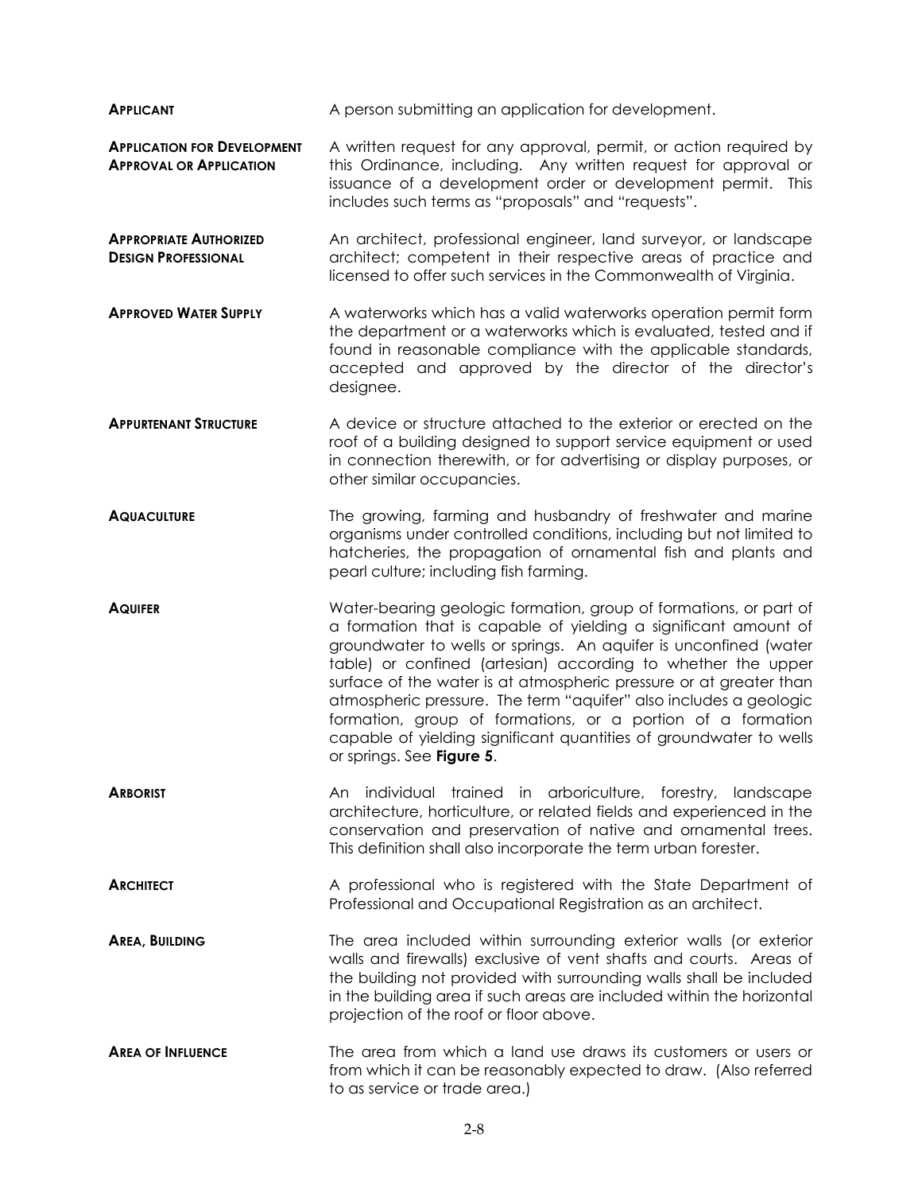**APPLICANT** A person submitting an application for development.

**APPLICATION FOR DEVELOPMENT APPROVAL OR APPLICATION** A written request for any approval, permit, or action required by this Ordinance, including. Any written request for approval or issuance of a development order or development permit. This includes such terms as "proposals" and "requests".

**APPROPRIATE AUTHORIZED DESIGN PROFESSIONAL** An architect, professional engineer, land surveyor, or landscape architect; competent in their respective areas of practice and licensed to offer such services in the Commonwealth of Virginia.

**APPROVED WATER SUPPLY** A waterworks which has a valid waterworks operation permit form the department or a waterworks which is evaluated, tested and if found in reasonable compliance with the applicable standards, accepted and approved by the director of the director's designee.

**APPURTENANT STRUCTURE** A device or structure attached to the exterior or erected on the roof of a building designed to support service equipment or used in connection therewith, or for advertising or display purposes, or other similar occupancies.

**AQUACULTURE** The growing, farming and husbandry of freshwater and marine organisms under controlled conditions, including but not limited to hatcheries, the propagation of ornamental fish and plants and pearl culture; including fish farming.

**AQUIFER** Water-bearing geologic formation, group of formations, or part of a formation that is capable of yielding a significant amount of groundwater to wells or springs. An aquifer is unconfined (water table) or confined (artesian) according to whether the upper surface of the water is at atmospheric pressure or at greater than atmospheric pressure. The term "aquifer" also includes a geologic formation, group of formations, or a portion of a formation capable of yielding significant quantities of groundwater to wells or springs. See **Figure 5**.

**ARBORIST** An individual trained in arboriculture, forestry, landscape architecture, horticulture, or related fields and experienced in the conservation and preservation of native and ornamental trees. This definition shall also incorporate the term urban forester.

**ARCHITECT** A professional who is registered with the State Department of Professional and Occupational Registration as an architect.

**AREA, BUILDING** The area included within surrounding exterior walls (or exterior walls and firewalls) exclusive of vent shafts and courts. Areas of the building not provided with surrounding walls shall be included in the building area if such areas are included within the horizontal projection of the roof or floor above.

**AREA OF INFLUENCE** The area from which a land use draws its customers or users or from which it can be reasonably expected to draw. (Also referred to as service or trade area.)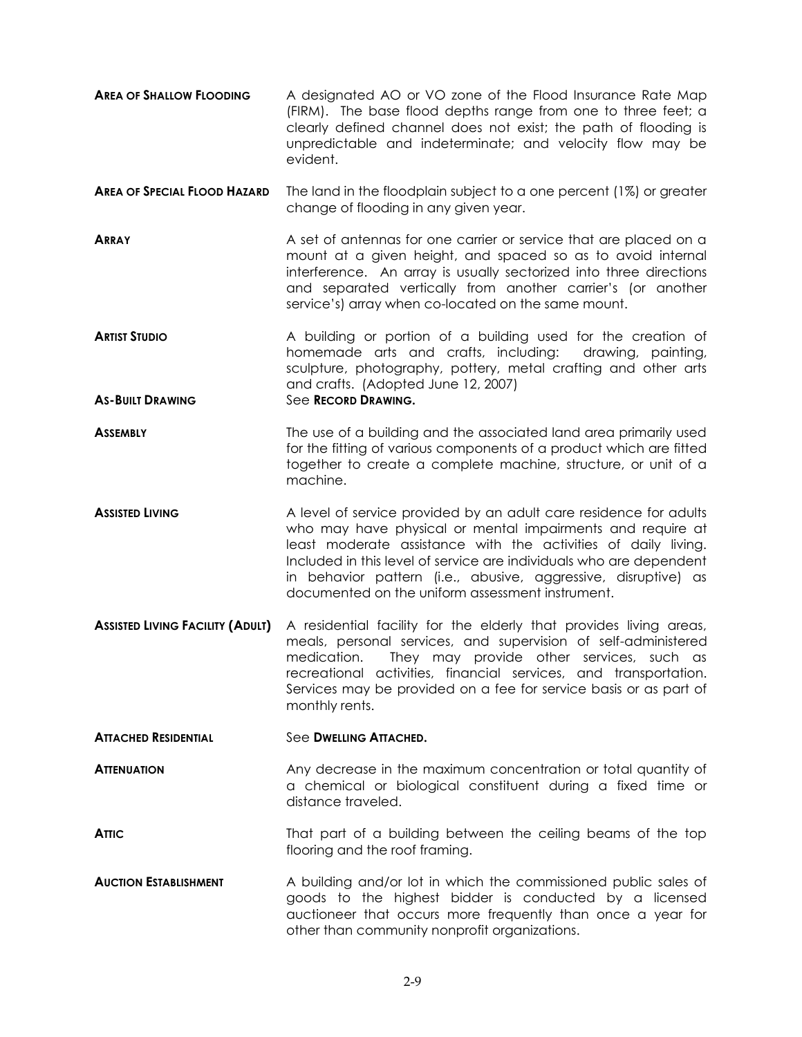**AREA OF SHALLOW FLOODING** A designated AO or VO zone of the Flood Insurance Rate Map (FIRM). The base flood depths range from one to three feet; a clearly defined channel does not exist; the path of flooding is unpredictable and indeterminate; and velocity flow may be evident.

**AREA OF SPECIAL FLOOD HAZARD** The land in the floodplain subject to a one percent (1%) or greater change of flooding in any given year.

**ARRAY** A set of antennas for one carrier or service that are placed on a mount at a given height, and spaced so as to avoid internal interference. An array is usually sectorized into three directions and separated vertically from another carrier's (or another service's) array when co-located on the same mount.

**ARTIST STUDIO** A building or portion of a building used for the creation of homemade arts and crafts, including: drawing, painting, sculpture, photography, pottery, metal crafting and other arts and crafts. (Adopted June 12, 2007)

**AS-BUILT DRAWING** See **RECORD DRAWING.**

**ASSEMBLY** The use of a building and the associated land area primarily used for the fitting of various components of a product which are fitted together to create a complete machine, structure, or unit of a machine.

**ASSISTED LIVING** A level of service provided by an adult care residence for adults who may have physical or mental impairments and require at least moderate assistance with the activities of daily living. Included in this level of service are individuals who are dependent in behavior pattern (i.e., abusive, aggressive, disruptive) as documented on the uniform assessment instrument.

**ASSISTED LIVING FACILITY (ADULT)** A residential facility for the elderly that provides living areas, meals, personal services, and supervision of self-administered medication. They may provide other services, such as recreational activities, financial services, and transportation. Services may be provided on a fee for service basis or as part of monthly rents.

**ATTACHED RESIDENTIAL** See **DWELLING ATTACHED.**

**ATTENUATION** Any decrease in the maximum concentration or total quantity of a chemical or biological constituent during a fixed time or distance traveled.

**ATTIC** That part of a building between the ceiling beams of the top flooring and the roof framing.

**AUCTION ESTABLISHMENT** A building and/or lot in which the commissioned public sales of goods to the highest bidder is conducted by a licensed auctioneer that occurs more frequently than once a year for other than community nonprofit organizations.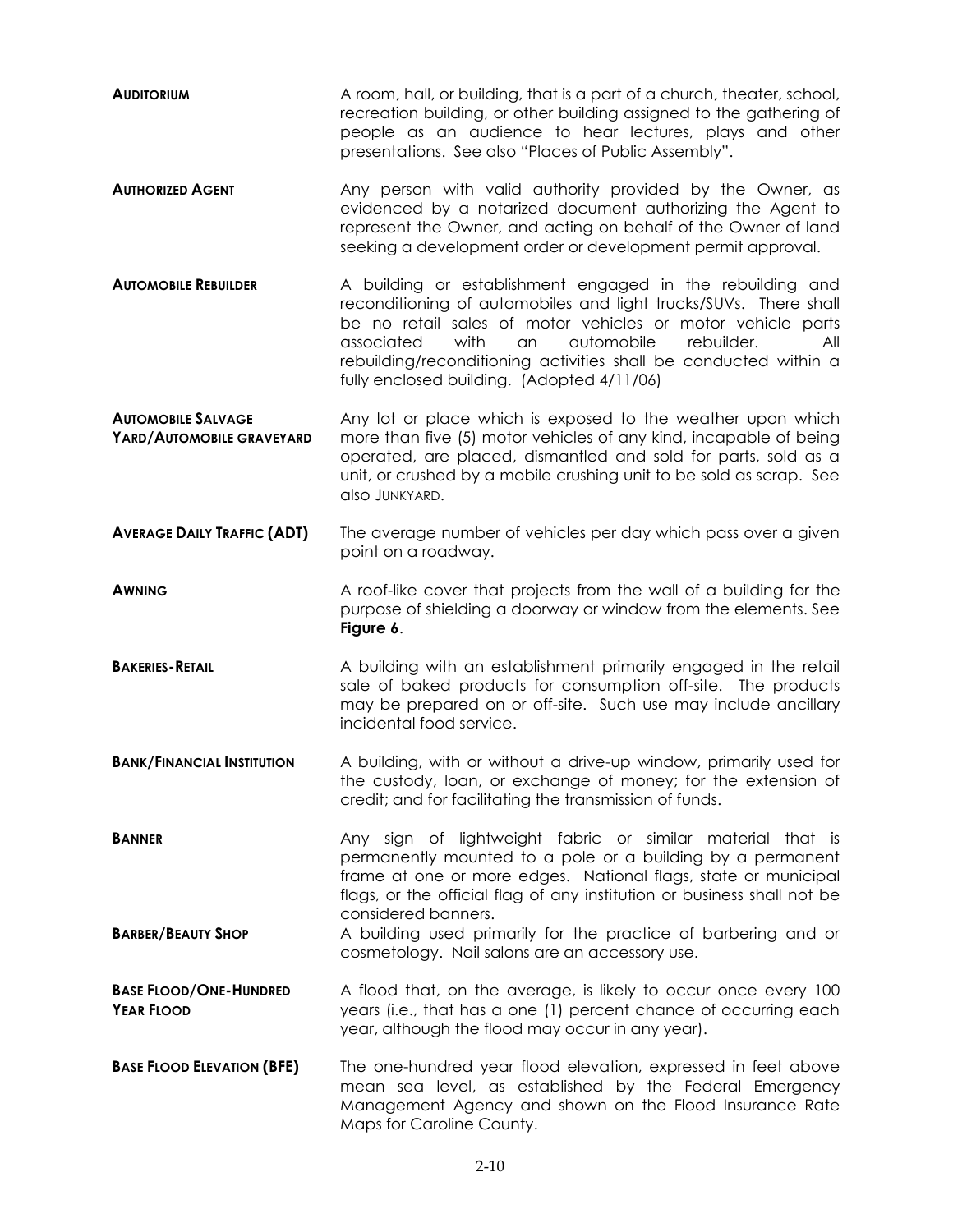**AUDITORIUM** A room, hall, or building, that is a part of a church, theater, school, recreation building, or other building assigned to the gathering of people as an audience to hear lectures, plays and other presentations. See also "Places of Public Assembly".

**AUTHORIZED AGENT** Any person with valid authority provided by the Owner, as evidenced by a notarized document authorizing the Agent to represent the Owner, and acting on behalf of the Owner of land seeking a development order or development permit approval.

**AUTOMOBILE REBUILDER** A building or establishment engaged in the rebuilding and reconditioning of automobiles and light trucks/SUVs. There shall be no retail sales of motor vehicles or motor vehicle parts associated with an automobile rebuilder. All rebuilding/reconditioning activities shall be conducted within a fully enclosed building. (Adopted 4/11/06)

**AUTOMOBILE SALVAGE YARD/AUTOMOBILE GRAVEYARD** Any lot or place which is exposed to the weather upon which more than five (5) motor vehicles of any kind, incapable of being operated, are placed, dismantled and sold for parts, sold as a unit, or crushed by a mobile crushing unit to be sold as scrap. See also JUNKYARD.

**AVERAGE DAILY TRAFFIC (ADT)** The average number of vehicles per day which pass over a given point on a roadway.

**AWNING** A roof-like cover that projects from the wall of a building for the purpose of shielding a doorway or window from the elements. See **Figure 6**.

**BAKERIES-RETAIL** A building with an establishment primarily engaged in the retail sale of baked products for consumption off-site. The products may be prepared on or off-site. Such use may include ancillary incidental food service.

**BANK/FINANCIAL INSTITUTION** A building, with or without a drive-up window, primarily used for the custody, loan, or exchange of money; for the extension of credit; and for facilitating the transmission of funds.

**BANNER** Any sign of lightweight fabric or similar material that is permanently mounted to a pole or a building by a permanent frame at one or more edges. National flags, state or municipal flags, or the official flag of any institution or business shall not be considered banners.

**BARBER/BEAUTY SHOP** A building used primarily for the practice of barbering and or cosmetology. Nail salons are an accessory use.

**BASE FLOOD/ONE-HUNDRED YEAR FLOOD** A flood that, on the average, is likely to occur once every 100 years (i.e., that has a one (1) percent chance of occurring each year, although the flood may occur in any year).

**BASE FLOOD ELEVATION (BFE)** The one-hundred year flood elevation, expressed in feet above mean sea level, as established by the Federal Emergency Management Agency and shown on the Flood Insurance Rate Maps for Caroline County.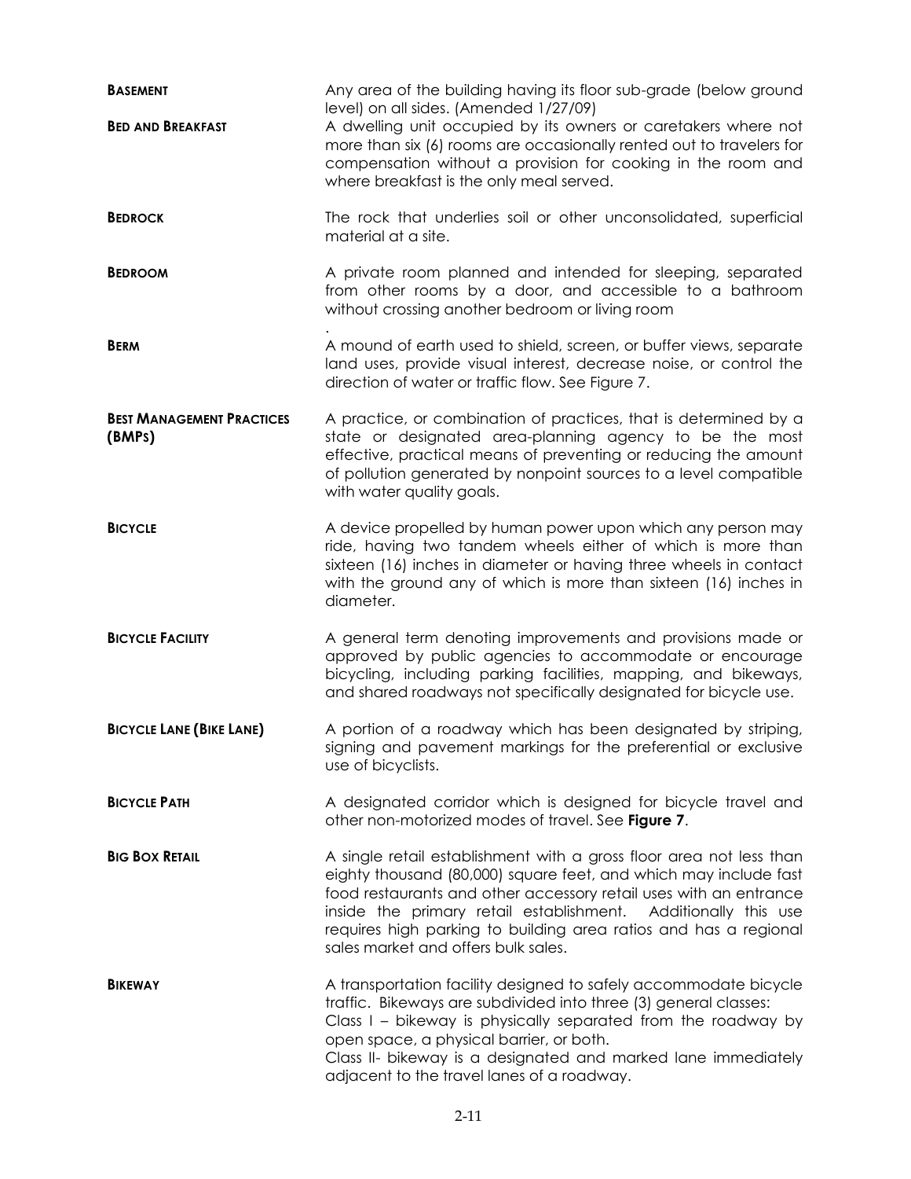**BASEMENT** Any area of the building having its floor sub-grade (below ground level) on all sides. (Amended 1/27/09)

**BED AND BREAKFAST** A dwelling unit occupied by its owners or caretakers where not more than six (6) rooms are occasionally rented out to travelers for compensation without a provision for cooking in the room and where breakfast is the only meal served.

**BEDROCK** The rock that underlies soil or other unconsolidated, superficial material at a site.

**BEDROOM** A private room planned and intended for sleeping, separated from other rooms by a door, and accessible to a bathroom without crossing another bedroom or living room.

**BERM** A mound of earth used to shield, screen, or buffer views, separate land uses, provide visual interest, decrease noise, or control the direction of water or traffic flow. See Figure 7.

**BEST MANAGEMENT PRACTICES (BMPS)** A practice, or combination of practices, that is determined by a state or designated area-planning agency to be the most effective, practical means of preventing or reducing the amount of pollution generated by nonpoint sources to a level compatible with water quality goals.

**BICYCLE** A device propelled by human power upon which any person may ride, having two tandem wheels either of which is more than sixteen (16) inches in diameter or having three wheels in contact with the ground any of which is more than sixteen (16) inches in diameter.

**BICYCLE FACILITY** A general term denoting improvements and provisions made or approved by public agencies to accommodate or encourage bicycling, including parking facilities, mapping, and bikeways, and shared roadways not specifically designated for bicycle use.

**BICYCLE LANE (BIKE LANE)** A portion of a roadway which has been designated by striping, signing and pavement markings for the preferential or exclusive use of bicyclists.

**BICYCLE PATH** A designated corridor which is designed for bicycle travel and other non-motorized modes of travel. See **Figure 7**.

**BIG BOX RETAIL** A single retail establishment with a gross floor area not less than eighty thousand (80,000) square feet, and which may include fast food restaurants and other accessory retail uses with an entrance inside the primary retail establishment. Additionally this use requires high parking to building area ratios and has a regional sales market and offers bulk sales.

**BIKEWAY** A transportation facility designed to safely accommodate bicycle traffic. Bikeways are subdivided into three (3) general classes:
Class I – bikeway is physically separated from the roadway by open space, a physical barrier, or both.
Class II- bikeway is a designated and marked lane immediately adjacent to the travel lanes of a roadway.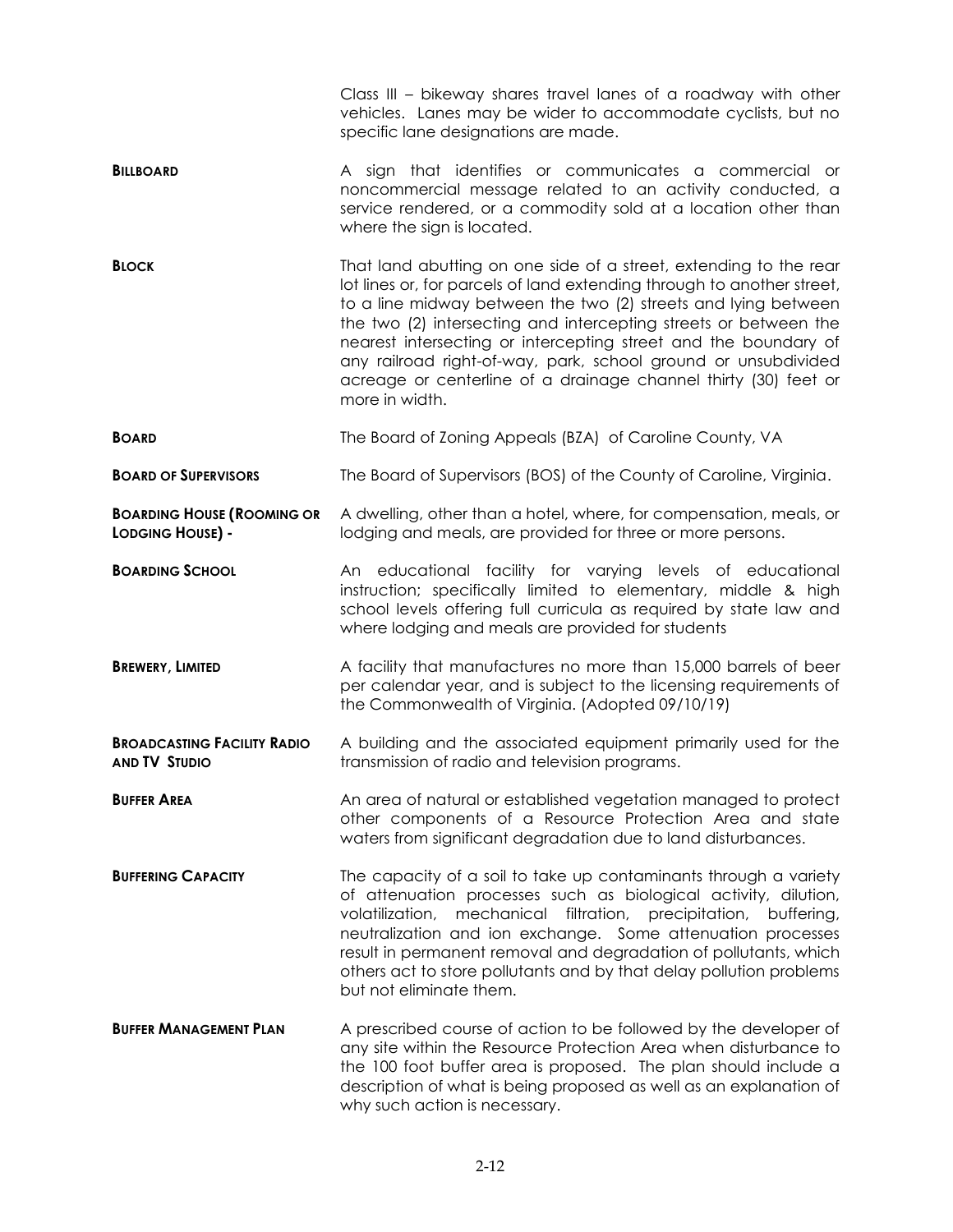Class III – bikeway shares travel lanes of a roadway with other vehicles. Lanes may be wider to accommodate cyclists, but no specific lane designations are made.

**BILLBOARD** A sign that identifies or communicates a commercial or noncommercial message related to an activity conducted, a service rendered, or a commodity sold at a location other than where the sign is located.

**BLOCK** That land abutting on one side of a street, extending to the rear lot lines or, for parcels of land extending through to another street, to a line midway between the two (2) streets and lying between the two (2) intersecting and intercepting streets or between the nearest intersecting or intercepting street and the boundary of any railroad right-of-way, park, school ground or unsubdivided acreage or centerline of a drainage channel thirty (30) feet or more in width.

**BOARD** The Board of Zoning Appeals (BZA) of Caroline County, VA

**BOARD OF SUPERVISORS** The Board of Supervisors (BOS) of the County of Caroline, Virginia.

**BOARDING HOUSE (ROOMING OR LODGING HOUSE) -** A dwelling, other than a hotel, where, for compensation, meals, or lodging and meals, are provided for three or more persons.

**BOARDING SCHOOL** An educational facility for varying levels of educational instruction; specifically limited to elementary, middle & high school levels offering full curricula as required by state law and where lodging and meals are provided for students

**BREWERY, LIMITED** A facility that manufactures no more than 15,000 barrels of beer per calendar year, and is subject to the licensing requirements of the Commonwealth of Virginia. (Adopted 09/10/19)

**BROADCASTING FACILITY RADIO AND TV STUDIO** A building and the associated equipment primarily used for the transmission of radio and television programs.

**BUFFER AREA** An area of natural or established vegetation managed to protect other components of a Resource Protection Area and state waters from significant degradation due to land disturbances.

**BUFFERING CAPACITY** The capacity of a soil to take up contaminants through a variety of attenuation processes such as biological activity, dilution, volatilization, mechanical filtration, precipitation, buffering, neutralization and ion exchange. Some attenuation processes result in permanent removal and degradation of pollutants, which others act to store pollutants and by that delay pollution problems but not eliminate them.

**BUFFER MANAGEMENT PLAN** A prescribed course of action to be followed by the developer of any site within the Resource Protection Area when disturbance to the 100 foot buffer area is proposed. The plan should include a description of what is being proposed as well as an explanation of why such action is necessary.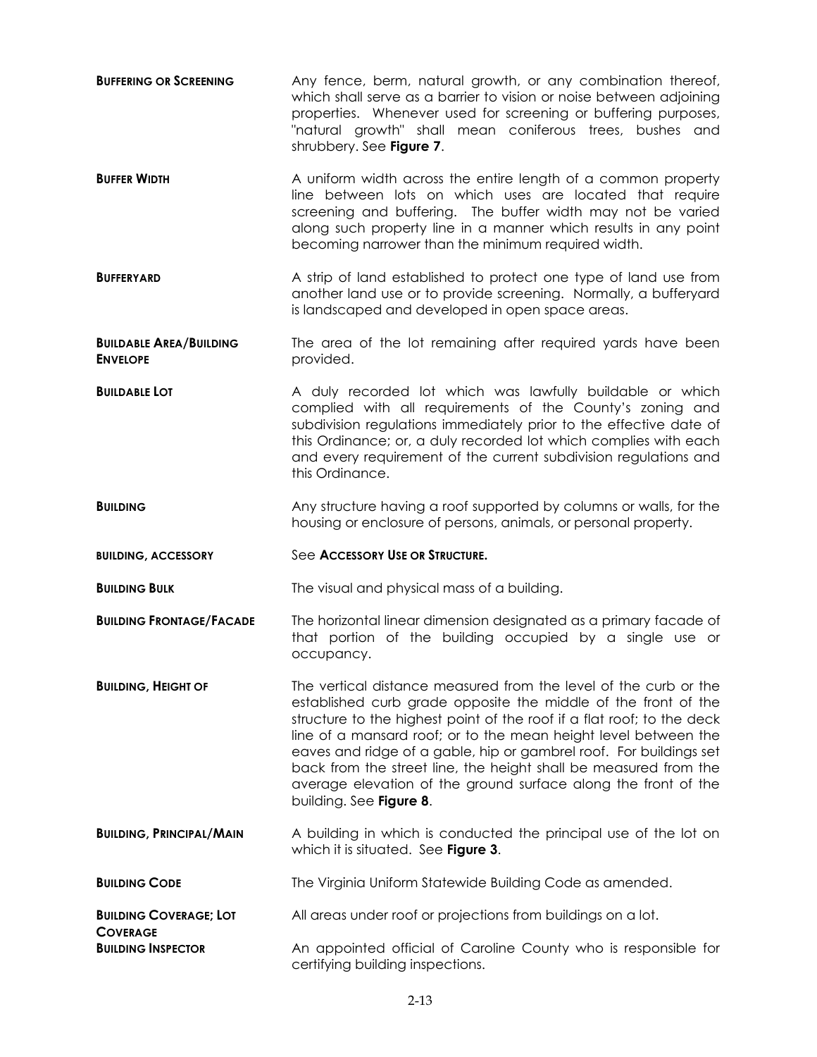**BUFFERING OR SCREENING** Any fence, berm, natural growth, or any combination thereof, which shall serve as a barrier to vision or noise between adjoining properties. Whenever used for screening or buffering purposes, "natural growth" shall mean coniferous trees, bushes and shrubbery. See **Figure 7**.

**BUFFER WIDTH** A uniform width across the entire length of a common property line between lots on which uses are located that require screening and buffering. The buffer width may not be varied along such property line in a manner which results in any point becoming narrower than the minimum required width.

**BUFFERYARD** A strip of land established to protect one type of land use from another land use or to provide screening. Normally, a bufferyard is landscaped and developed in open space areas.

**BUILDABLE AREA/BUILDING ENVELOPE** The area of the lot remaining after required yards have been provided.

**BUILDABLE LOT** A duly recorded lot which was lawfully buildable or which complied with all requirements of the County's zoning and subdivision regulations immediately prior to the effective date of this Ordinance; or, a duly recorded lot which complies with each and every requirement of the current subdivision regulations and this Ordinance.

**BUILDING** Any structure having a roof supported by columns or walls, for the housing or enclosure of persons, animals, or personal property.

**BUILDING, ACCESSORY** See **ACCESSORY USE OR STRUCTURE.**

**BUILDING BULK** The visual and physical mass of a building.

**BUILDING FRONTAGE/FACADE** The horizontal linear dimension designated as a primary facade of that portion of the building occupied by a single use or occupancy.

**BUILDING, HEIGHT OF** The vertical distance measured from the level of the curb or the established curb grade opposite the middle of the front of the structure to the highest point of the roof if a flat roof; to the deck line of a mansard roof; or to the mean height level between the eaves and ridge of a gable, hip or gambrel roof. For buildings set back from the street line, the height shall be measured from the average elevation of the ground surface along the front of the building. See **Figure 8**.

**BUILDING, PRINCIPAL/MAIN** A building in which is conducted the principal use of the lot on which it is situated. See **Figure 3**.

**BUILDING CODE** The Virginia Uniform Statewide Building Code as amended.

**BUILDING COVERAGE; LOT COVERAGE** All areas under roof or projections from buildings on a lot.

**BUILDING INSPECTOR** An appointed official of Caroline County who is responsible for certifying building inspections.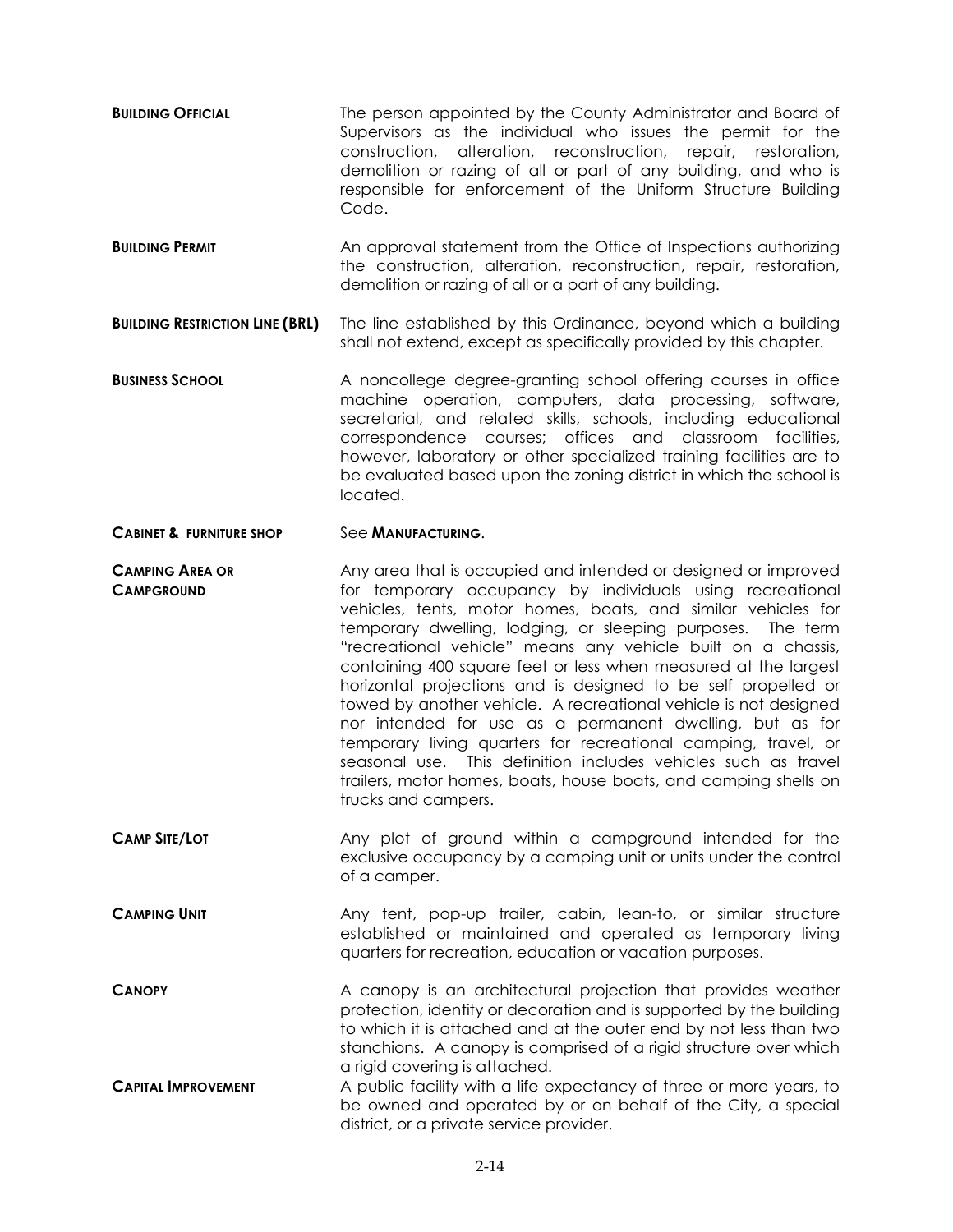**BUILDING OFFICIAL** — The person appointed by the County Administrator and Board of Supervisors as the individual who issues the permit for the construction, alteration, reconstruction, repair, restoration, demolition or razing of all or part of any building, and who is responsible for enforcement of the Uniform Structure Building Code.

**BUILDING PERMIT** — An approval statement from the Office of Inspections authorizing the construction, alteration, reconstruction, repair, restoration, demolition or razing of all or a part of any building.

**BUILDING RESTRICTION LINE (BRL)** — The line established by this Ordinance, beyond which a building shall not extend, except as specifically provided by this chapter.

**BUSINESS SCHOOL** — A noncollege degree-granting school offering courses in office machine operation, computers, data processing, software, secretarial, and related skills, schools, including educational correspondence courses; offices and classroom facilities, however, laboratory or other specialized training facilities are to be evaluated based upon the zoning district in which the school is located.

**CABINET & FURNITURE SHOP** — See **MANUFACTURING**.

**CAMPING AREA OR CAMPGROUND** — Any area that is occupied and intended or designed or improved for temporary occupancy by individuals using recreational vehicles, tents, motor homes, boats, and similar vehicles for temporary dwelling, lodging, or sleeping purposes. The term "recreational vehicle" means any vehicle built on a chassis, containing 400 square feet or less when measured at the largest horizontal projections and is designed to be self propelled or towed by another vehicle. A recreational vehicle is not designed nor intended for use as a permanent dwelling, but as for temporary living quarters for recreational camping, travel, or seasonal use. This definition includes vehicles such as travel trailers, motor homes, boats, house boats, and camping shells on trucks and campers.

**CAMP SITE/LOT** — Any plot of ground within a campground intended for the exclusive occupancy by a camping unit or units under the control of a camper.

**CAMPING UNIT** — Any tent, pop-up trailer, cabin, lean-to, or similar structure established or maintained and operated as temporary living quarters for recreation, education or vacation purposes.

**CANOPY** — A canopy is an architectural projection that provides weather protection, identity or decoration and is supported by the building to which it is attached and at the outer end by not less than two stanchions. A canopy is comprised of a rigid structure over which a rigid covering is attached.

**CAPITAL IMPROVEMENT** — A public facility with a life expectancy of three or more years, to be owned and operated by or on behalf of the City, a special district, or a private service provider.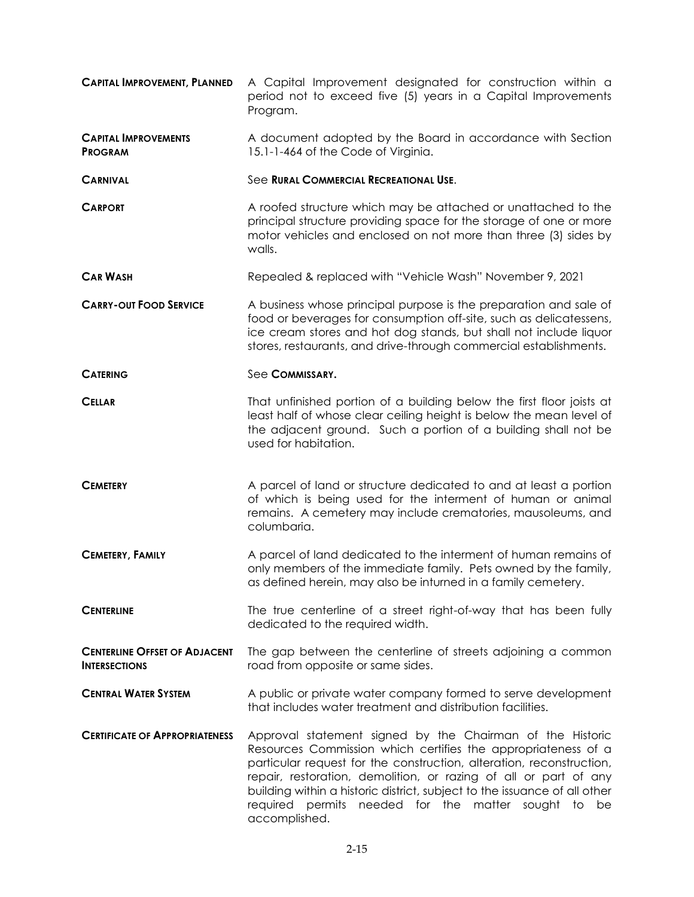**CAPITAL IMPROVEMENT, PLANNED** A Capital Improvement designated for construction within a period not to exceed five (5) years in a Capital Improvements Program.

**CAPITAL IMPROVEMENTS PROGRAM** A document adopted by the Board in accordance with Section 15.1-1-464 of the Code of Virginia.

**CARNIVAL** See **RURAL COMMERCIAL RECREATIONAL USE**.

**CARPORT** A roofed structure which may be attached or unattached to the principal structure providing space for the storage of one or more motor vehicles and enclosed on not more than three (3) sides by walls.

**CAR WASH** Repealed & replaced with "Vehicle Wash" November 9, 2021

**CARRY-OUT FOOD SERVICE** A business whose principal purpose is the preparation and sale of food or beverages for consumption off-site, such as delicatessens, ice cream stores and hot dog stands, but shall not include liquor stores, restaurants, and drive-through commercial establishments.

**CATERING** See **COMMISSARY.**

**CELLAR** That unfinished portion of a building below the first floor joists at least half of whose clear ceiling height is below the mean level of the adjacent ground. Such a portion of a building shall not be used for habitation.

**CEMETERY** A parcel of land or structure dedicated to and at least a portion of which is being used for the interment of human or animal remains. A cemetery may include crematories, mausoleums, and columbaria.

**CEMETERY, FAMILY** A parcel of land dedicated to the interment of human remains of only members of the immediate family. Pets owned by the family, as defined herein, may also be inturned in a family cemetery.

**CENTERLINE** The true centerline of a street right-of-way that has been fully dedicated to the required width.

**CENTERLINE OFFSET OF ADJACENT INTERSECTIONS** The gap between the centerline of streets adjoining a common road from opposite or same sides.

**CENTRAL WATER SYSTEM** A public or private water company formed to serve development that includes water treatment and distribution facilities.

**CERTIFICATE OF APPROPRIATENESS** Approval statement signed by the Chairman of the Historic Resources Commission which certifies the appropriateness of a particular request for the construction, alteration, reconstruction, repair, restoration, demolition, or razing of all or part of any building within a historic district, subject to the issuance of all other required permits needed for the matter sought to be accomplished.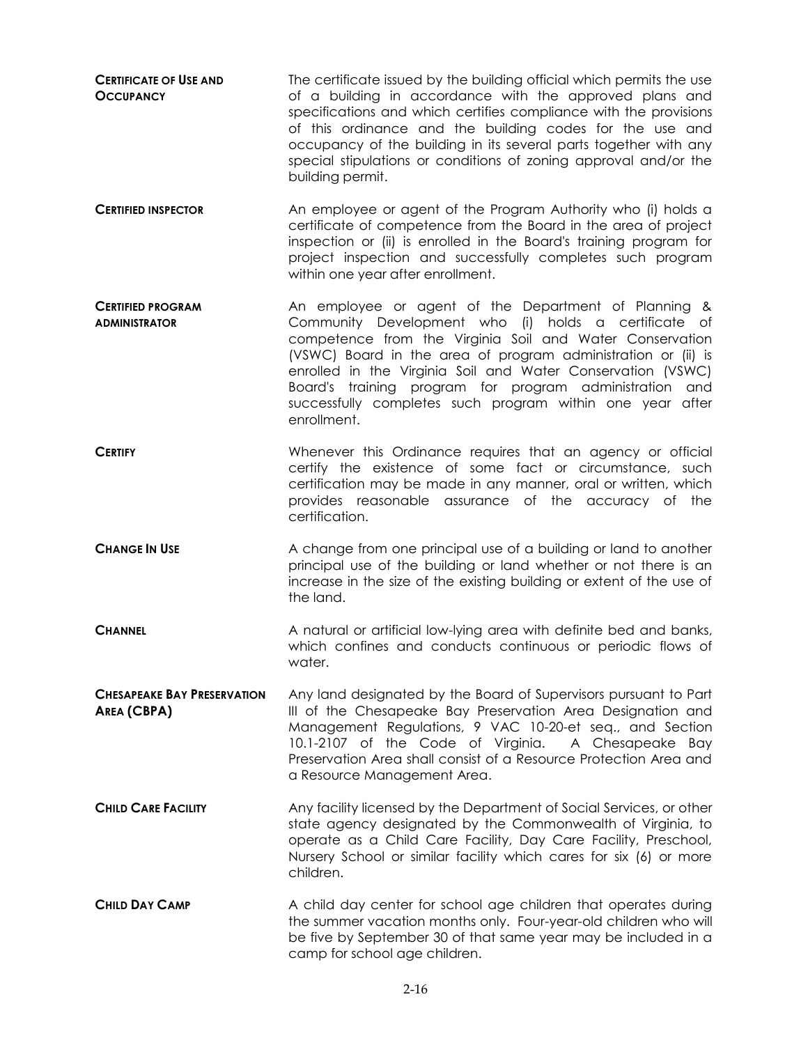**CERTIFICATE OF USE AND OCCUPANCY** The certificate issued by the building official which permits the use of a building in accordance with the approved plans and specifications and which certifies compliance with the provisions of this ordinance and the building codes for the use and occupancy of the building in its several parts together with any special stipulations or conditions of zoning approval and/or the building permit.

**CERTIFIED INSPECTOR** An employee or agent of the Program Authority who (i) holds a certificate of competence from the Board in the area of project inspection or (ii) is enrolled in the Board's training program for project inspection and successfully completes such program within one year after enrollment.

**CERTIFIED PROGRAM ADMINISTRATOR** An employee or agent of the Department of Planning & Community Development who (i) holds a certificate of competence from the Virginia Soil and Water Conservation (VSWC) Board in the area of program administration or (ii) is enrolled in the Virginia Soil and Water Conservation (VSWC) Board's training program for program administration and successfully completes such program within one year after enrollment.

**CERTIFY** Whenever this Ordinance requires that an agency or official certify the existence of some fact or circumstance, such certification may be made in any manner, oral or written, which provides reasonable assurance of the accuracy of the certification.

**CHANGE IN USE** A change from one principal use of a building or land to another principal use of the building or land whether or not there is an increase in the size of the existing building or extent of the use of the land.

**CHANNEL** A natural or artificial low-lying area with definite bed and banks, which confines and conducts continuous or periodic flows of water.

**CHESAPEAKE BAY PRESERVATION AREA (CBPA)** Any land designated by the Board of Supervisors pursuant to Part III of the Chesapeake Bay Preservation Area Designation and Management Regulations, 9 VAC 10-20-et seq., and Section 10.1-2107 of the Code of Virginia. A Chesapeake Bay Preservation Area shall consist of a Resource Protection Area and a Resource Management Area.

**CHILD CARE FACILITY** Any facility licensed by the Department of Social Services, or other state agency designated by the Commonwealth of Virginia, to operate as a Child Care Facility, Day Care Facility, Preschool, Nursery School or similar facility which cares for six (6) or more children.

**CHILD DAY CAMP** A child day center for school age children that operates during the summer vacation months only. Four-year-old children who will be five by September 30 of that same year may be included in a camp for school age children.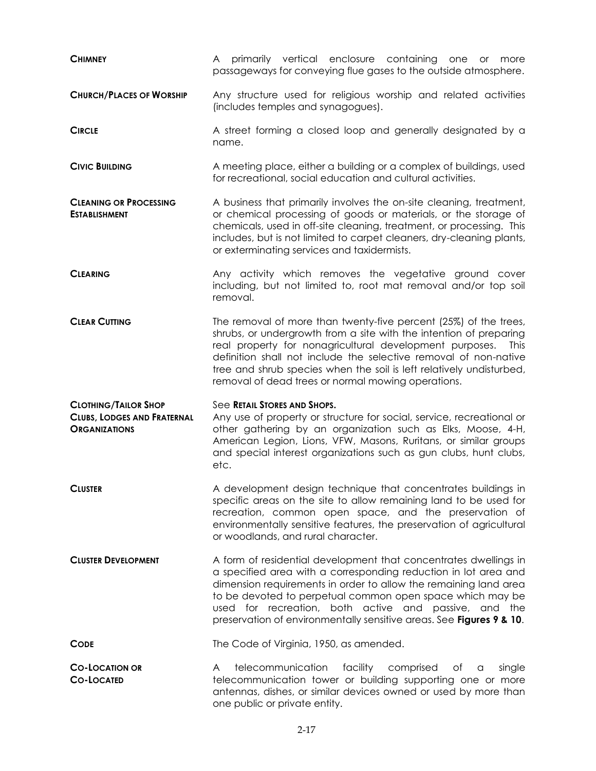**CHIMNEY** A primarily vertical enclosure containing one or more passageways for conveying flue gases to the outside atmosphere.

**CHURCH/PLACES OF WORSHIP** Any structure used for religious worship and related activities (includes temples and synagogues).

**CIRCLE** A street forming a closed loop and generally designated by a name.

**CIVIC BUILDING** A meeting place, either a building or a complex of buildings, used for recreational, social education and cultural activities.

**CLEANING OR PROCESSING ESTABLISHMENT** A business that primarily involves the on-site cleaning, treatment, or chemical processing of goods or materials, or the storage of chemicals, used in off-site cleaning, treatment, or processing. This includes, but is not limited to carpet cleaners, dry-cleaning plants, or exterminating services and taxidermists.

**CLEARING** Any activity which removes the vegetative ground cover including, but not limited to, root mat removal and/or top soil removal.

**CLEAR CUTTING** The removal of more than twenty-five percent (25%) of the trees, shrubs, or undergrowth from a site with the intention of preparing real property for nonagricultural development purposes. This definition shall not include the selective removal of non-native tree and shrub species when the soil is left relatively undisturbed, removal of dead trees or normal mowing operations.

**CLOTHING/TAILOR SHOP** See **RETAIL STORES AND SHOPS.**

**CLUBS, LODGES AND FRATERNAL ORGANIZATIONS** Any use of property or structure for social, service, recreational or other gathering by an organization such as Elks, Moose, 4-H, American Legion, Lions, VFW, Masons, Ruritans, or similar groups and special interest organizations such as gun clubs, hunt clubs, etc.

**CLUSTER** A development design technique that concentrates buildings in specific areas on the site to allow remaining land to be used for recreation, common open space, and the preservation of environmentally sensitive features, the preservation of agricultural or woodlands, and rural character.

**CLUSTER DEVELOPMENT** A form of residential development that concentrates dwellings in a specified area with a corresponding reduction in lot area and dimension requirements in order to allow the remaining land area to be devoted to perpetual common open space which may be used for recreation, both active and passive, and the preservation of environmentally sensitive areas. See **Figures 9 & 10**.

**CODE** The Code of Virginia, 1950, as amended.

**CO-LOCATION OR CO-LOCATED** A telecommunication facility comprised of a single telecommunication tower or building supporting one or more antennas, dishes, or similar devices owned or used by more than one public or private entity.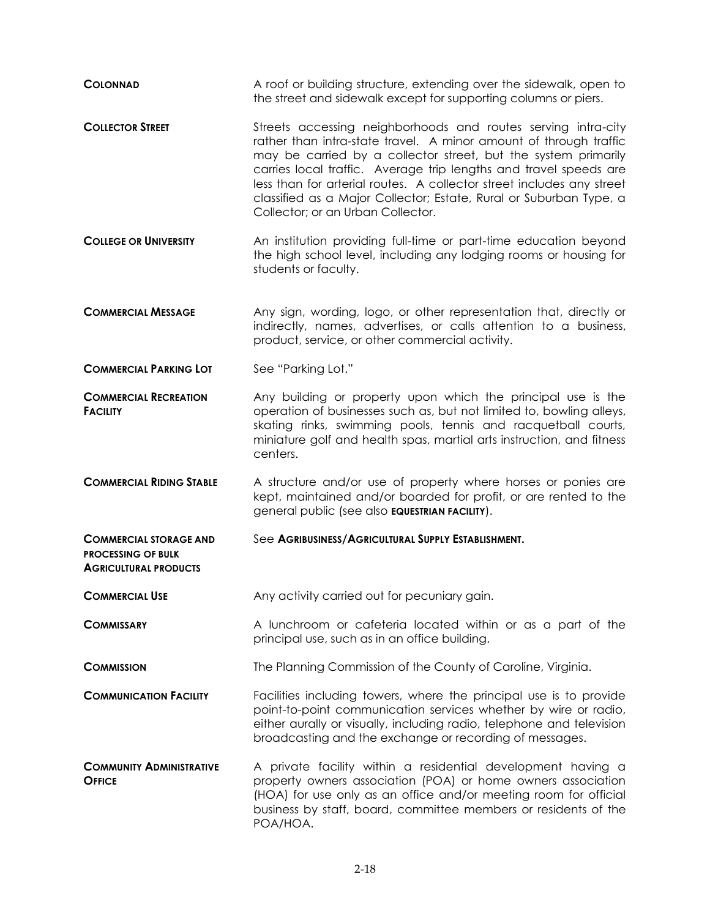**COLONNAD** A roof or building structure, extending over the sidewalk, open to the street and sidewalk except for supporting columns or piers.

**COLLECTOR STREET** Streets accessing neighborhoods and routes serving intra-city rather than intra-state travel. A minor amount of through traffic may be carried by a collector street, but the system primarily carries local traffic. Average trip lengths and travel speeds are less than for arterial routes. A collector street includes any street classified as a Major Collector; Estate, Rural or Suburban Type, a Collector; or an Urban Collector.

**COLLEGE OR UNIVERSITY** An institution providing full-time or part-time education beyond the high school level, including any lodging rooms or housing for students or faculty.

**COMMERCIAL MESSAGE** Any sign, wording, logo, or other representation that, directly or indirectly, names, advertises, or calls attention to a business, product, service, or other commercial activity.

**COMMERCIAL PARKING LOT** See "Parking Lot."

**COMMERCIAL RECREATION FACILITY** Any building or property upon which the principal use is the operation of businesses such as, but not limited to, bowling alleys, skating rinks, swimming pools, tennis and racquetball courts, miniature golf and health spas, martial arts instruction, and fitness centers.

**COMMERCIAL RIDING STABLE** A structure and/or use of property where horses or ponies are kept, maintained and/or boarded for profit, or are rented to the general public (see also **EQUESTRIAN FACILITY**).

**COMMERCIAL STORAGE AND PROCESSING OF BULK AGRICULTURAL PRODUCTS** See **AGRIBUSINESS/AGRICULTURAL SUPPLY ESTABLISHMENT.**

**COMMERCIAL USE** Any activity carried out for pecuniary gain.

**COMMISSARY** A lunchroom or cafeteria located within or as a part of the principal use, such as in an office building.

**COMMISSION** The Planning Commission of the County of Caroline, Virginia.

**COMMUNICATION FACILITY** Facilities including towers, where the principal use is to provide point-to-point communication services whether by wire or radio, either aurally or visually, including radio, telephone and television broadcasting and the exchange or recording of messages.

**COMMUNITY ADMINISTRATIVE OFFICE** A private facility within a residential development having a property owners association (POA) or home owners association (HOA) for use only as an office and/or meeting room for official business by staff, board, committee members or residents of the POA/HOA.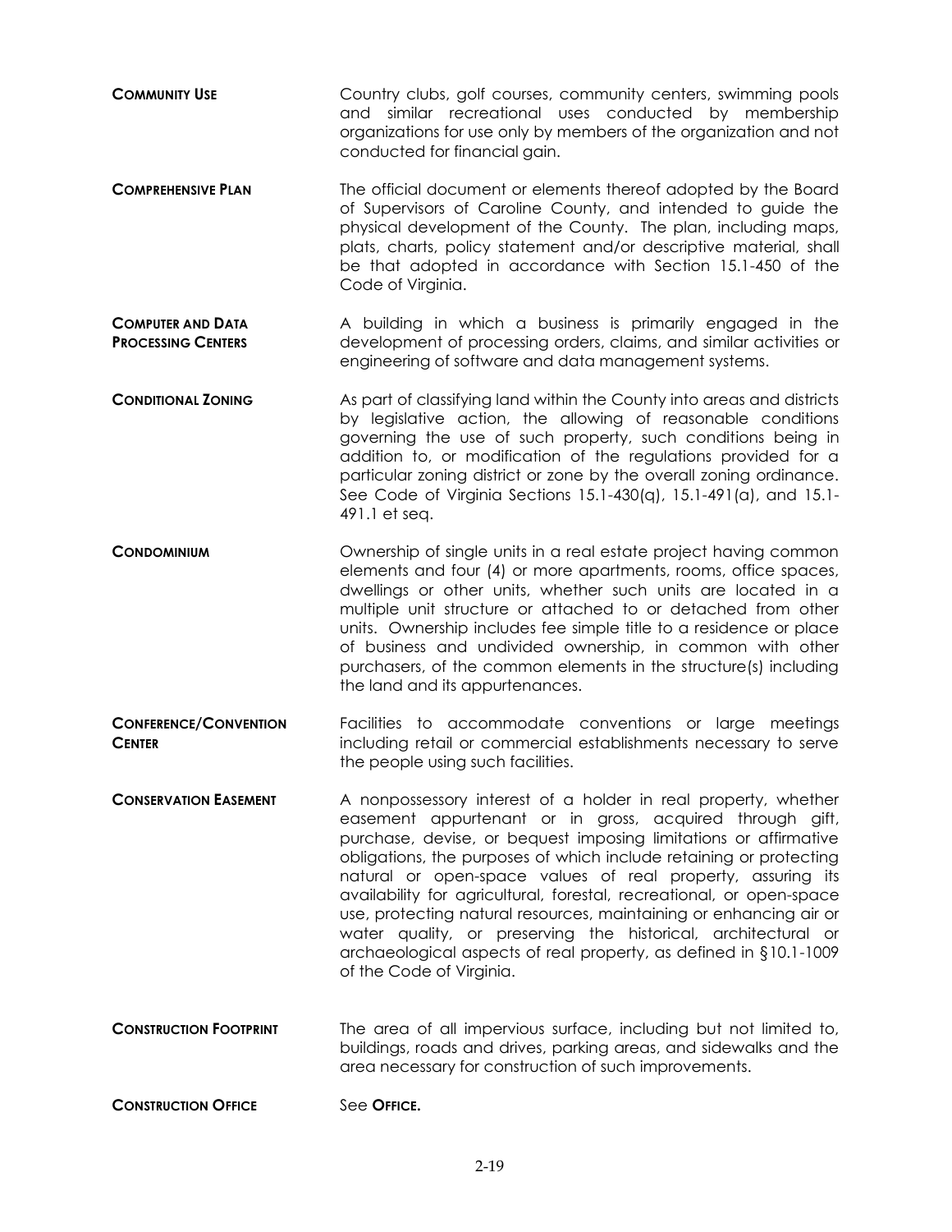**COMMUNITY USE** Country clubs, golf courses, community centers, swimming pools and similar recreational uses conducted by membership organizations for use only by members of the organization and not conducted for financial gain.

**COMPREHENSIVE PLAN** The official document or elements thereof adopted by the Board of Supervisors of Caroline County, and intended to guide the physical development of the County. The plan, including maps, plats, charts, policy statement and/or descriptive material, shall be that adopted in accordance with Section 15.1-450 of the Code of Virginia.

**COMPUTER AND DATA PROCESSING CENTERS** A building in which a business is primarily engaged in the development of processing orders, claims, and similar activities or engineering of software and data management systems.

**CONDITIONAL ZONING** As part of classifying land within the County into areas and districts by legislative action, the allowing of reasonable conditions governing the use of such property, such conditions being in addition to, or modification of the regulations provided for a particular zoning district or zone by the overall zoning ordinance. See Code of Virginia Sections 15.1-430(q), 15.1-491(a), and 15.1-491.1 et seq.

**CONDOMINIUM** Ownership of single units in a real estate project having common elements and four (4) or more apartments, rooms, office spaces, dwellings or other units, whether such units are located in a multiple unit structure or attached to or detached from other units. Ownership includes fee simple title to a residence or place of business and undivided ownership, in common with other purchasers, of the common elements in the structure(s) including the land and its appurtenances.

**CONFERENCE/CONVENTION CENTER** Facilities to accommodate conventions or large meetings including retail or commercial establishments necessary to serve the people using such facilities.

**CONSERVATION EASEMENT** A nonpossessory interest of a holder in real property, whether easement appurtenant or in gross, acquired through gift, purchase, devise, or bequest imposing limitations or affirmative obligations, the purposes of which include retaining or protecting natural or open-space values of real property, assuring its availability for agricultural, forestal, recreational, or open-space use, protecting natural resources, maintaining or enhancing air or water quality, or preserving the historical, architectural or archaeological aspects of real property, as defined in §10.1-1009 of the Code of Virginia.

**CONSTRUCTION FOOTPRINT** The area of all impervious surface, including but not limited to, buildings, roads and drives, parking areas, and sidewalks and the area necessary for construction of such improvements.

**CONSTRUCTION OFFICE** See **OFFICE.**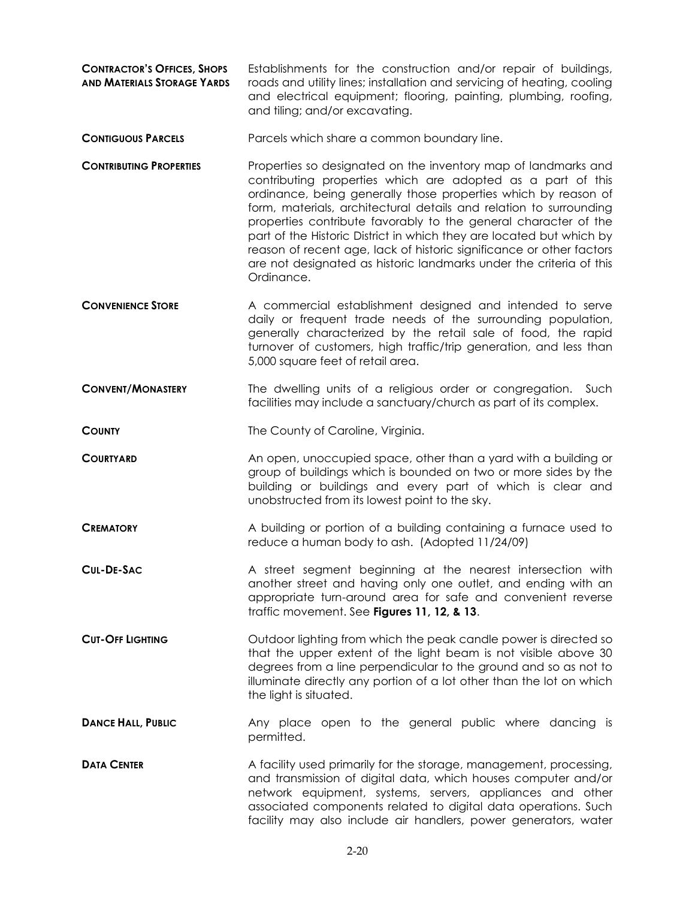**CONTRACTOR'S OFFICES, SHOPS AND MATERIALS STORAGE YARDS** Establishments for the construction and/or repair of buildings, roads and utility lines; installation and servicing of heating, cooling and electrical equipment; flooring, painting, plumbing, roofing, and tiling; and/or excavating.

**CONTIGUOUS PARCELS** Parcels which share a common boundary line.

**CONTRIBUTING PROPERTIES** Properties so designated on the inventory map of landmarks and contributing properties which are adopted as a part of this ordinance, being generally those properties which by reason of form, materials, architectural details and relation to surrounding properties contribute favorably to the general character of the part of the Historic District in which they are located but which by reason of recent age, lack of historic significance or other factors are not designated as historic landmarks under the criteria of this Ordinance.

**CONVENIENCE STORE** A commercial establishment designed and intended to serve daily or frequent trade needs of the surrounding population, generally characterized by the retail sale of food, the rapid turnover of customers, high traffic/trip generation, and less than 5,000 square feet of retail area.

**CONVENT/MONASTERY** The dwelling units of a religious order or congregation. Such facilities may include a sanctuary/church as part of its complex.

**COUNTY** The County of Caroline, Virginia.

**COURTYARD** An open, unoccupied space, other than a yard with a building or group of buildings which is bounded on two or more sides by the building or buildings and every part of which is clear and unobstructed from its lowest point to the sky.

**CREMATORY** A building or portion of a building containing a furnace used to reduce a human body to ash. (Adopted 11/24/09)

**CUL-DE-SAC** A street segment beginning at the nearest intersection with another street and having only one outlet, and ending with an appropriate turn-around area for safe and convenient reverse traffic movement. See **Figures 11, 12, & 13**.

**CUT-OFF LIGHTING** Outdoor lighting from which the peak candle power is directed so that the upper extent of the light beam is not visible above 30 degrees from a line perpendicular to the ground and so as not to illuminate directly any portion of a lot other than the lot on which the light is situated.

**DANCE HALL, PUBLIC** Any place open to the general public where dancing is permitted.

**DATA CENTER** A facility used primarily for the storage, management, processing, and transmission of digital data, which houses computer and/or network equipment, systems, servers, appliances and other associated components related to digital data operations. Such facility may also include air handlers, power generators, water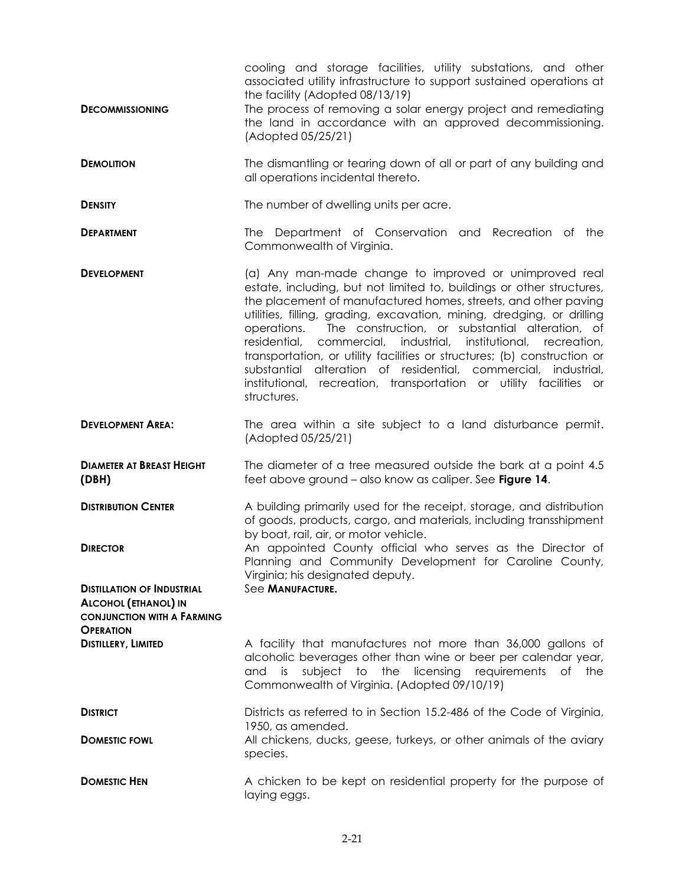cooling and storage facilities, utility substations, and other associated utility infrastructure to support sustained operations at the facility (Adopted 08/13/19)

**DECOMMISSIONING** The process of removing a solar energy project and remediating the land in accordance with an approved decommissioning. (Adopted 05/25/21)

**DEMOLITION** The dismantling or tearing down of all or part of any building and all operations incidental thereto.

**DENSITY** The number of dwelling units per acre.

**DEPARTMENT** The Department of Conservation and Recreation of the Commonwealth of Virginia.

**DEVELOPMENT** (a) Any man-made change to improved or unimproved real estate, including, but not limited to, buildings or other structures, the placement of manufactured homes, streets, and other paving utilities, filling, grading, excavation, mining, dredging, or drilling operations. The construction, or substantial alteration, of residential, commercial, industrial, institutional, recreation, transportation, or utility facilities or structures; (b) construction or substantial alteration of residential, commercial, industrial, institutional, recreation, transportation or utility facilities or structures.

**DEVELOPMENT AREA:** The area within a site subject to a land disturbance permit. (Adopted 05/25/21)

**DIAMETER AT BREAST HEIGHT (DBH)** The diameter of a tree measured outside the bark at a point 4.5 feet above ground – also know as caliper. See **Figure 14**.

**DISTRIBUTION CENTER** A building primarily used for the receipt, storage, and distribution of goods, products, cargo, and materials, including transshipment by boat, rail, air, or motor vehicle.

**DIRECTOR** An appointed County official who serves as the Director of Planning and Community Development for Caroline County, Virginia; his designated deputy.

**DISTILLATION OF INDUSTRIAL ALCOHOL (ETHANOL) IN CONJUNCTION WITH A FARMING OPERATION** See **MANUFACTURE.**

**DISTILLERY, LIMITED** A facility that manufactures not more than 36,000 gallons of alcoholic beverages other than wine or beer per calendar year, and is subject to the licensing requirements of the Commonwealth of Virginia. (Adopted 09/10/19)

**DISTRICT** Districts as referred to in Section 15.2-486 of the Code of Virginia, 1950, as amended.

**DOMESTIC FOWL** All chickens, ducks, geese, turkeys, or other animals of the aviary species.

**DOMESTIC HEN** A chicken to be kept on residential property for the purpose of laying eggs.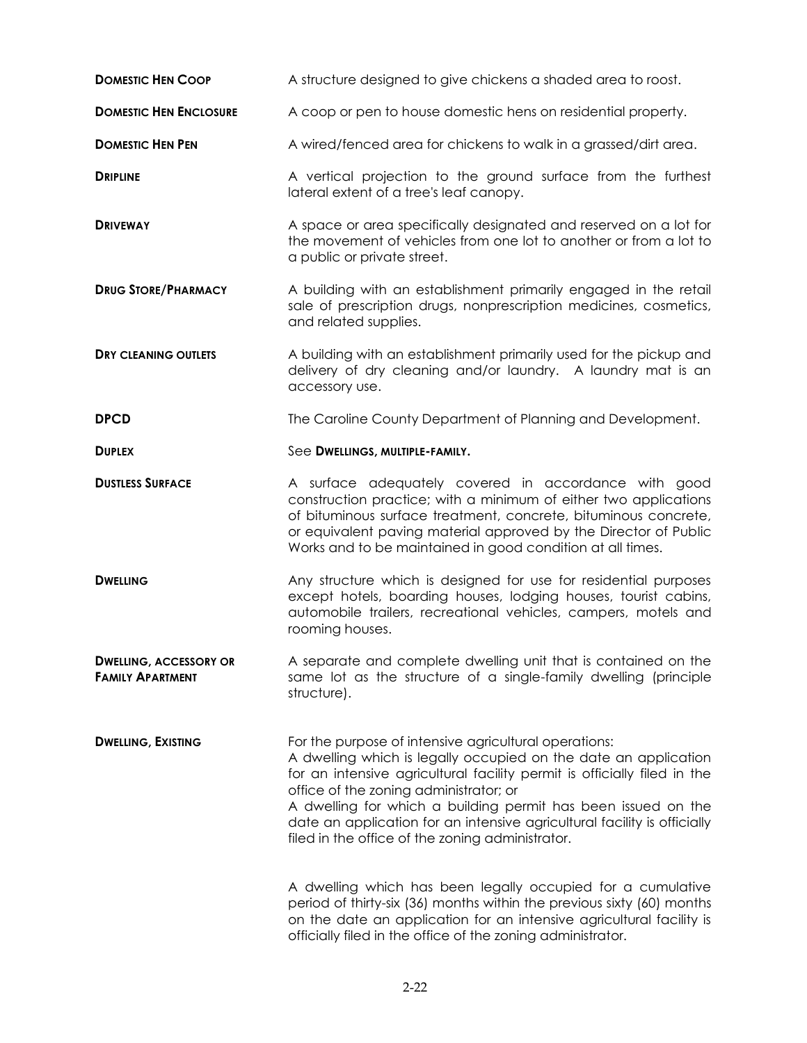**DOMESTIC HEN COOP** A structure designed to give chickens a shaded area to roost.

**DOMESTIC HEN ENCLOSURE** A coop or pen to house domestic hens on residential property.

**DOMESTIC HEN PEN** A wired/fenced area for chickens to walk in a grassed/dirt area.

**DRIPLINE** A vertical projection to the ground surface from the furthest lateral extent of a tree's leaf canopy.

**DRIVEWAY** A space or area specifically designated and reserved on a lot for the movement of vehicles from one lot to another or from a lot to a public or private street.

**DRUG STORE/PHARMACY** A building with an establishment primarily engaged in the retail sale of prescription drugs, nonprescription medicines, cosmetics, and related supplies.

**DRY CLEANING OUTLETS** A building with an establishment primarily used for the pickup and delivery of dry cleaning and/or laundry. A laundry mat is an accessory use.

**DPCD** The Caroline County Department of Planning and Development.

**DUPLEX** See **DWELLINGS, MULTIPLE-FAMILY.**

**DUSTLESS SURFACE** A surface adequately covered in accordance with good construction practice; with a minimum of either two applications of bituminous surface treatment, concrete, bituminous concrete, or equivalent paving material approved by the Director of Public Works and to be maintained in good condition at all times.

**DWELLING** Any structure which is designed for use for residential purposes except hotels, boarding houses, lodging houses, tourist cabins, automobile trailers, recreational vehicles, campers, motels and rooming houses.

**DWELLING, ACCESSORY OR FAMILY APARTMENT** A separate and complete dwelling unit that is contained on the same lot as the structure of a single-family dwelling (principle structure).

**DWELLING, EXISTING** For the purpose of intensive agricultural operations:
A dwelling which is legally occupied on the date an application for an intensive agricultural facility permit is officially filed in the office of the zoning administrator; or
A dwelling for which a building permit has been issued on the date an application for an intensive agricultural facility is officially filed in the office of the zoning administrator.

A dwelling which has been legally occupied for a cumulative period of thirty-six (36) months within the previous sixty (60) months on the date an application for an intensive agricultural facility is officially filed in the office of the zoning administrator.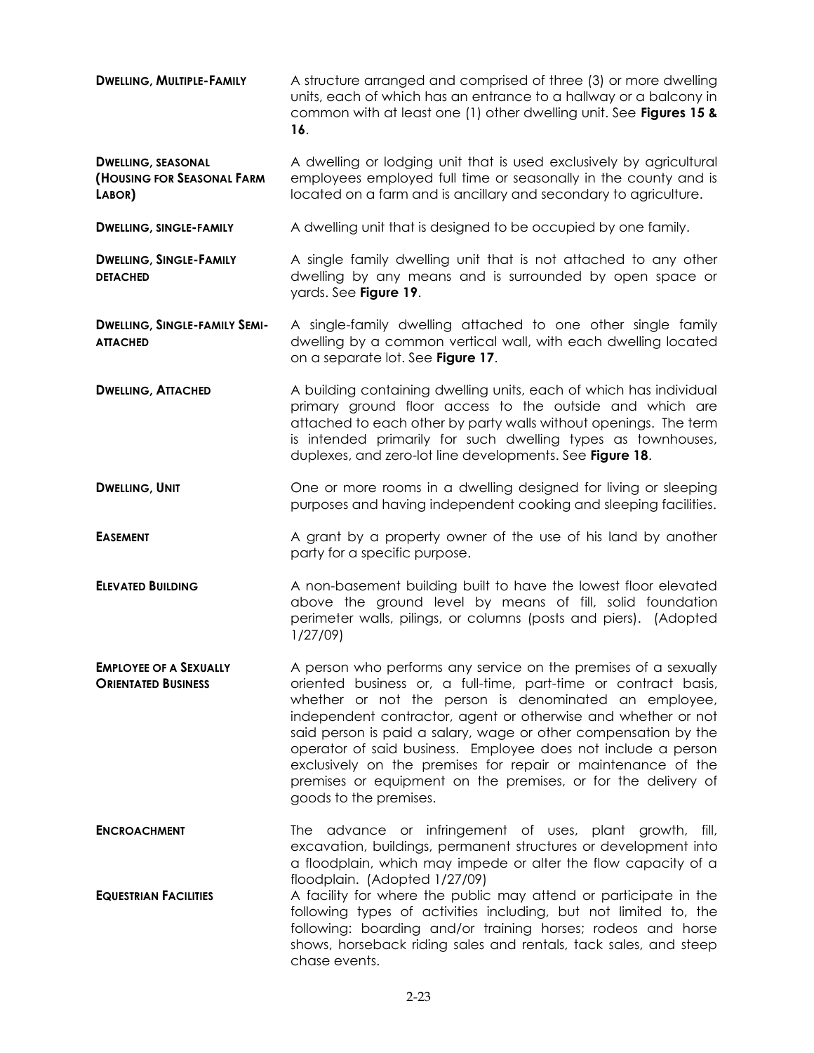**DWELLING, MULTIPLE-FAMILY** A structure arranged and comprised of three (3) or more dwelling units, each of which has an entrance to a hallway or a balcony in common with at least one (1) other dwelling unit. See **Figures 15 & 16**.

**DWELLING, SEASONAL (HOUSING FOR SEASONAL FARM LABOR)** A dwelling or lodging unit that is used exclusively by agricultural employees employed full time or seasonally in the county and is located on a farm and is ancillary and secondary to agriculture.

**DWELLING, SINGLE-FAMILY** A dwelling unit that is designed to be occupied by one family.

**DWELLING, SINGLE-FAMILY DETACHED** A single family dwelling unit that is not attached to any other dwelling by any means and is surrounded by open space or yards. See **Figure 19**.

**DWELLING, SINGLE-FAMILY SEMI-ATTACHED** A single-family dwelling attached to one other single family dwelling by a common vertical wall, with each dwelling located on a separate lot. See **Figure 17**.

**DWELLING, ATTACHED** A building containing dwelling units, each of which has individual primary ground floor access to the outside and which are attached to each other by party walls without openings. The term is intended primarily for such dwelling types as townhouses, duplexes, and zero-lot line developments. See **Figure 18**.

**DWELLING, UNIT** One or more rooms in a dwelling designed for living or sleeping purposes and having independent cooking and sleeping facilities.

**EASEMENT** A grant by a property owner of the use of his land by another party for a specific purpose.

**ELEVATED BUILDING** A non-basement building built to have the lowest floor elevated above the ground level by means of fill, solid foundation perimeter walls, pilings, or columns (posts and piers). (Adopted 1/27/09)

**EMPLOYEE OF A SEXUALLY ORIENTATED BUSINESS** A person who performs any service on the premises of a sexually oriented business or, a full-time, part-time or contract basis, whether or not the person is denominated an employee, independent contractor, agent or otherwise and whether or not said person is paid a salary, wage or other compensation by the operator of said business. Employee does not include a person exclusively on the premises for repair or maintenance of the premises or equipment on the premises, or for the delivery of goods to the premises.

**ENCROACHMENT** The advance or infringement of uses, plant growth, fill, excavation, buildings, permanent structures or development into a floodplain, which may impede or alter the flow capacity of a floodplain. (Adopted 1/27/09)

**EQUESTRIAN FACILITIES** A facility for where the public may attend or participate in the following types of activities including, but not limited to, the following: boarding and/or training horses; rodeos and horse shows, horseback riding sales and rentals, tack sales, and steep chase events.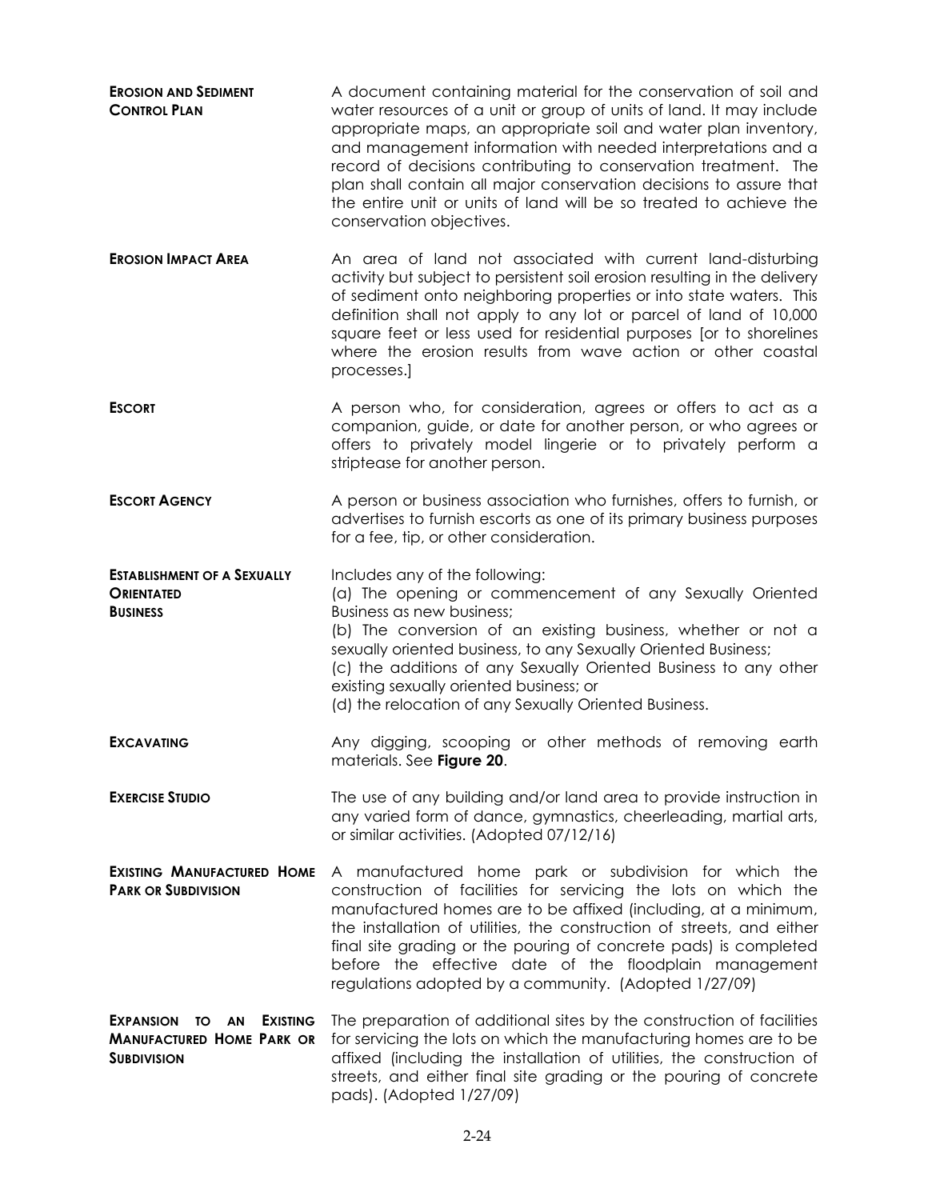**Erosion and Sediment Control Plan**
A document containing material for the conservation of soil and water resources of a unit or group of units of land. It may include appropriate maps, an appropriate soil and water plan inventory, and management information with needed interpretations and a record of decisions contributing to conservation treatment. The plan shall contain all major conservation decisions to assure that the entire unit or units of land will be so treated to achieve the conservation objectives.

**Erosion Impact Area**
An area of land not associated with current land-disturbing activity but subject to persistent soil erosion resulting in the delivery of sediment onto neighboring properties or into state waters. This definition shall not apply to any lot or parcel of land of 10,000 square feet or less used for residential purposes [or to shorelines where the erosion results from wave action or other coastal processes.]

**Escort**
A person who, for consideration, agrees or offers to act as a companion, guide, or date for another person, or who agrees or offers to privately model lingerie or to privately perform a striptease for another person.

**Escort Agency**
A person or business association who furnishes, offers to furnish, or advertises to furnish escorts as one of its primary business purposes for a fee, tip, or other consideration.

**Establishment of a Sexually Orientated Business**
Includes any of the following:
(a) The opening or commencement of any Sexually Oriented Business as new business;
(b) The conversion of an existing business, whether or not a sexually oriented business, to any Sexually Oriented Business;
(c) the additions of any Sexually Oriented Business to any other existing sexually oriented business; or
(d) the relocation of any Sexually Oriented Business.

**Excavating**
Any digging, scooping or other methods of removing earth materials. See **Figure 20**.

**Exercise Studio**
The use of any building and/or land area to provide instruction in any varied form of dance, gymnastics, cheerleading, martial arts, or similar activities. (Adopted 07/12/16)

**Existing Manufactured Home Park or Subdivision**
A manufactured home park or subdivision for which the construction of facilities for servicing the lots on which the manufactured homes are to be affixed (including, at a minimum, the installation of utilities, the construction of streets, and either final site grading or the pouring of concrete pads) is completed before the effective date of the floodplain management regulations adopted by a community. (Adopted 1/27/09)

**Expansion to an Existing Manufactured Home Park or Subdivision**
The preparation of additional sites by the construction of facilities for servicing the lots on which the manufacturing homes are to be affixed (including the installation of utilities, the construction of streets, and either final site grading or the pouring of concrete pads). (Adopted 1/27/09)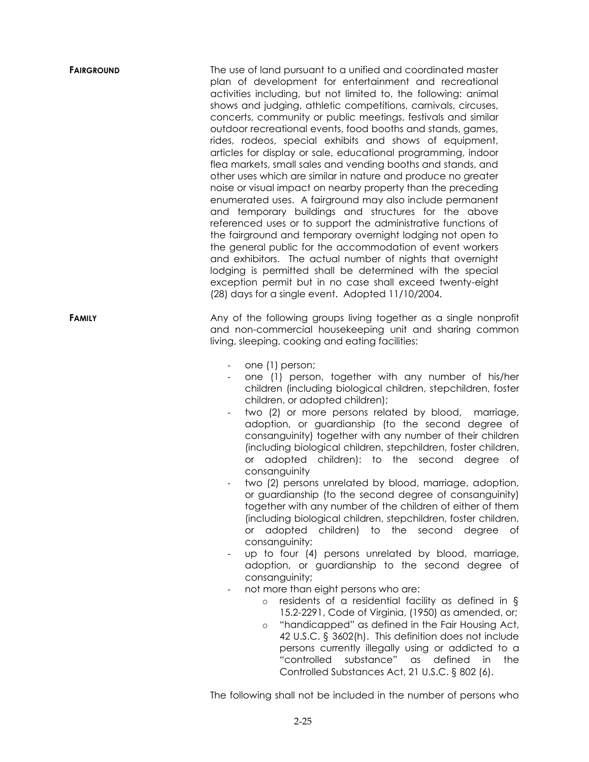**FAIRGROUND** The use of land pursuant to a unified and coordinated master plan of development for entertainment and recreational activities including, but not limited to, the following: animal shows and judging, athletic competitions, carnivals, circuses, concerts, community or public meetings, festivals and similar outdoor recreational events, food booths and stands, games, rides, rodeos, special exhibits and shows of equipment, articles for display or sale, educational programming, indoor flea markets, small sales and vending booths and stands, and other uses which are similar in nature and produce no greater noise or visual impact on nearby property than the preceding enumerated uses. A fairground may also include permanent and temporary buildings and structures for the above referenced uses or to support the administrative functions of the fairground and temporary overnight lodging not open to the general public for the accommodation of event workers and exhibitors. The actual number of nights that overnight lodging is permitted shall be determined with the special exception permit but in no case shall exceed twenty-eight (28) days for a single event. Adopted 11/10/2004.

**FAMILY** Any of the following groups living together as a single nonprofit and non-commercial housekeeping unit and sharing common living, sleeping, cooking and eating facilities:

- one (1) person;
- one (1) person, together with any number of his/her children (including biological children, stepchildren, foster children, or adopted children);
- two (2) or more persons related by blood, marriage, adoption, or guardianship (to the second degree of consanguinity) together with any number of their children (including biological children, stepchildren, foster children, or adopted children): to the second degree of consanguinity
- two (2) persons unrelated by blood, marriage, adoption, or guardianship (to the second degree of consanguinity) together with any number of the children of either of them (including biological children, stepchildren, foster children, or adopted children) to the second degree of consanguinity;
- up to four (4) persons unrelated by blood, marriage, adoption, or guardianship to the second degree of consanguinity;
- not more than eight persons who are:
  - residents of a residential facility as defined in § 15.2-2291, Code of Virginia, (1950) as amended, or;
  - "handicapped" as defined in the Fair Housing Act, 42 U.S.C. § 3602(h). This definition does not include persons currently illegally using or addicted to a "controlled substance" as defined in the Controlled Substances Act, 21 U.S.C. § 802 (6).

The following shall not be included in the number of persons who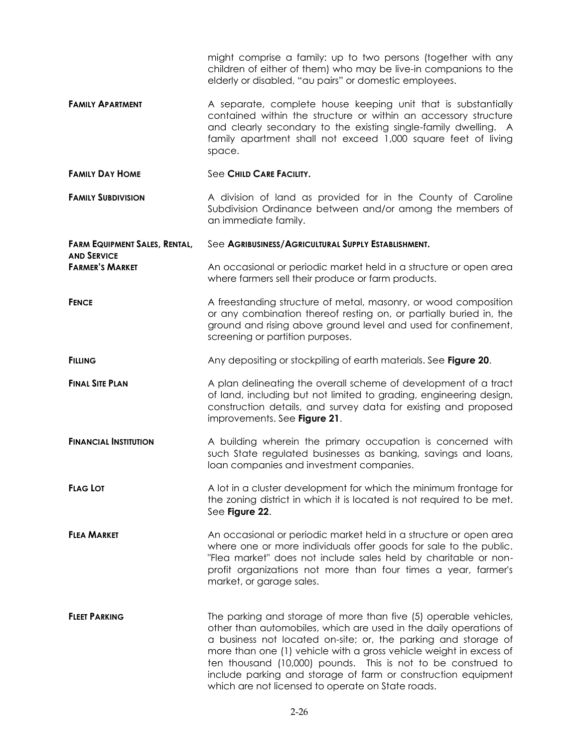might comprise a family: up to two persons (together with any children of either of them) who may be live-in companions to the elderly or disabled, "au pairs" or domestic employees.

**FAMILY APARTMENT** A separate, complete house keeping unit that is substantially contained within the structure or within an accessory structure and clearly secondary to the existing single-family dwelling. A family apartment shall not exceed 1,000 square feet of living space.

**FAMILY DAY HOME** See **CHILD CARE FACILITY.**

**FAMILY SUBDIVISION** A division of land as provided for in the County of Caroline Subdivision Ordinance between and/or among the members of an immediate family.

**FARM EQUIPMENT SALES, RENTAL, AND SERVICE** See **AGRIBUSINESS/AGRICULTURAL SUPPLY ESTABLISHMENT.**

**FARMER'S MARKET** An occasional or periodic market held in a structure or open area where farmers sell their produce or farm products.

**FENCE** A freestanding structure of metal, masonry, or wood composition or any combination thereof resting on, or partially buried in, the ground and rising above ground level and used for confinement, screening or partition purposes.

**FILLING** Any depositing or stockpiling of earth materials. See **Figure 20**.

**FINAL SITE PLAN** A plan delineating the overall scheme of development of a tract of land, including but not limited to grading, engineering design, construction details, and survey data for existing and proposed improvements. See **Figure 21**.

**FINANCIAL INSTITUTION** A building wherein the primary occupation is concerned with such State regulated businesses as banking, savings and loans, loan companies and investment companies.

**FLAG LOT** A lot in a cluster development for which the minimum frontage for the zoning district in which it is located is not required to be met. See **Figure 22**.

**FLEA MARKET** An occasional or periodic market held in a structure or open area where one or more individuals offer goods for sale to the public. "Flea market" does not include sales held by charitable or non-profit organizations not more than four times a year, farmer's market, or garage sales.

**FLEET PARKING** The parking and storage of more than five (5) operable vehicles, other than automobiles, which are used in the daily operations of a business not located on-site; or, the parking and storage of more than one (1) vehicle with a gross vehicle weight in excess of ten thousand (10,000) pounds. This is not to be construed to include parking and storage of farm or construction equipment which are not licensed to operate on State roads.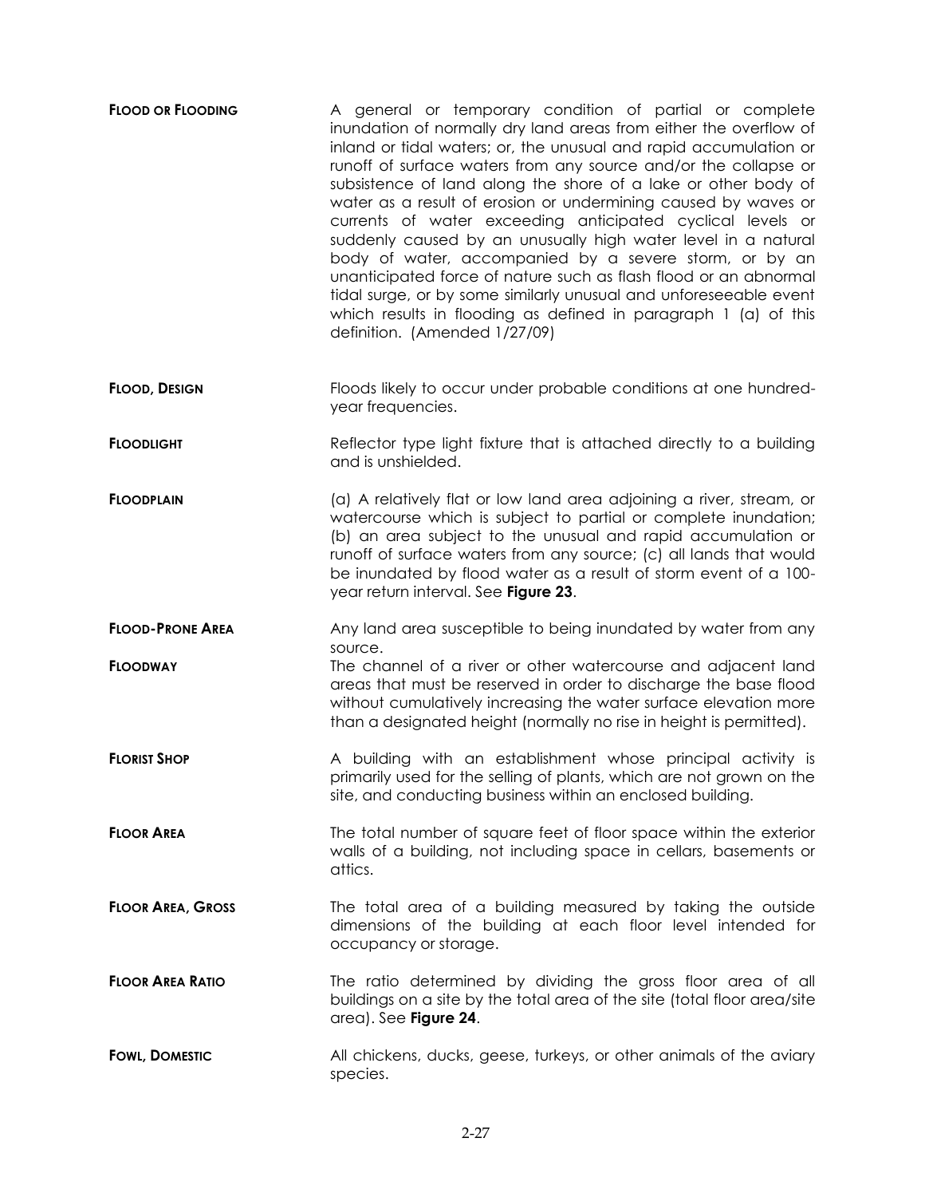**FLOOD OR FLOODING** A general or temporary condition of partial or complete inundation of normally dry land areas from either the overflow of inland or tidal waters; or, the unusual and rapid accumulation or runoff of surface waters from any source and/or the collapse or subsistence of land along the shore of a lake or other body of water as a result of erosion or undermining caused by waves or currents of water exceeding anticipated cyclical levels or suddenly caused by an unusually high water level in a natural body of water, accompanied by a severe storm, or by an unanticipated force of nature such as flash flood or an abnormal tidal surge, or by some similarly unusual and unforeseeable event which results in flooding as defined in paragraph 1 (a) of this definition. (Amended 1/27/09)

**FLOOD, DESIGN** Floods likely to occur under probable conditions at one hundred-year frequencies.

**FLOODLIGHT** Reflector type light fixture that is attached directly to a building and is unshielded.

**FLOODPLAIN** (a) A relatively flat or low land area adjoining a river, stream, or watercourse which is subject to partial or complete inundation; (b) an area subject to the unusual and rapid accumulation or runoff of surface waters from any source; (c) all lands that would be inundated by flood water as a result of storm event of a 100-year return interval. See **Figure 23**.

**FLOOD-PRONE AREA** Any land area susceptible to being inundated by water from any source.

**FLOODWAY** The channel of a river or other watercourse and adjacent land areas that must be reserved in order to discharge the base flood without cumulatively increasing the water surface elevation more than a designated height (normally no rise in height is permitted).

**FLORIST SHOP** A building with an establishment whose principal activity is primarily used for the selling of plants, which are not grown on the site, and conducting business within an enclosed building.

**FLOOR AREA** The total number of square feet of floor space within the exterior walls of a building, not including space in cellars, basements or attics.

**FLOOR AREA, GROSS** The total area of a building measured by taking the outside dimensions of the building at each floor level intended for occupancy or storage.

**FLOOR AREA RATIO** The ratio determined by dividing the gross floor area of all buildings on a site by the total area of the site (total floor area/site area). See **Figure 24**.

**FOWL, DOMESTIC** All chickens, ducks, geese, turkeys, or other animals of the aviary species.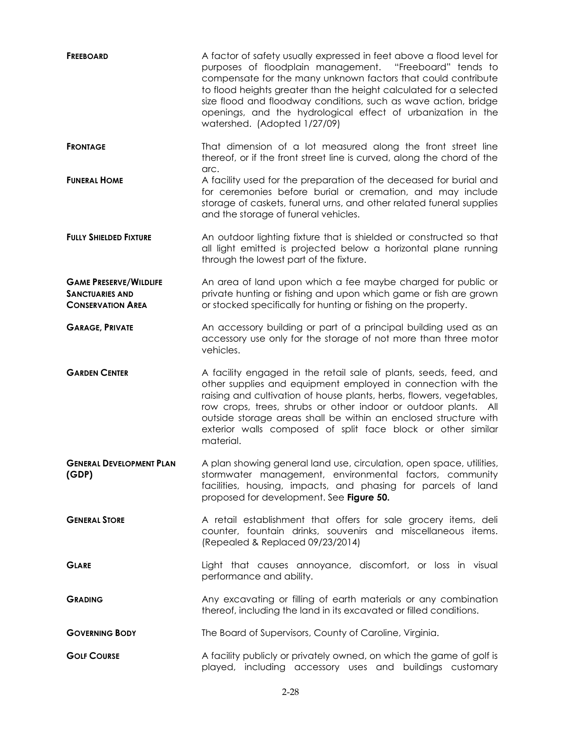**FREEBOARD** A factor of safety usually expressed in feet above a flood level for purposes of floodplain management. "Freeboard" tends to compensate for the many unknown factors that could contribute to flood heights greater than the height calculated for a selected size flood and floodway conditions, such as wave action, bridge openings, and the hydrological effect of urbanization in the watershed. (Adopted 1/27/09)

**FRONTAGE** That dimension of a lot measured along the front street line thereof, or if the front street line is curved, along the chord of the arc.

**FUNERAL HOME** A facility used for the preparation of the deceased for burial and for ceremonies before burial or cremation, and may include storage of caskets, funeral urns, and other related funeral supplies and the storage of funeral vehicles.

**FULLY SHIELDED FIXTURE** An outdoor lighting fixture that is shielded or constructed so that all light emitted is projected below a horizontal plane running through the lowest part of the fixture.

**GAME PRESERVE/WILDLIFE SANCTUARIES AND CONSERVATION AREA** An area of land upon which a fee maybe charged for public or private hunting or fishing and upon which game or fish are grown or stocked specifically for hunting or fishing on the property.

**GARAGE, PRIVATE** An accessory building or part of a principal building used as an accessory use only for the storage of not more than three motor vehicles.

**GARDEN CENTER** A facility engaged in the retail sale of plants, seeds, feed, and other supplies and equipment employed in connection with the raising and cultivation of house plants, herbs, flowers, vegetables, row crops, trees, shrubs or other indoor or outdoor plants. All outside storage areas shall be within an enclosed structure with exterior walls composed of split face block or other similar material.

**GENERAL DEVELOPMENT PLAN (GDP)** A plan showing general land use, circulation, open space, utilities, stormwater management, environmental factors, community facilities, housing, impacts, and phasing for parcels of land proposed for development. See **Figure 50.**

**GENERAL STORE** A retail establishment that offers for sale grocery items, deli counter, fountain drinks, souvenirs and miscellaneous items. (Repealed & Replaced 09/23/2014)

**GLARE** Light that causes annoyance, discomfort, or loss in visual performance and ability.

**GRADING** Any excavating or filling of earth materials or any combination thereof, including the land in its excavated or filled conditions.

**GOVERNING BODY** The Board of Supervisors, County of Caroline, Virginia.

**GOLF COURSE** A facility publicly or privately owned, on which the game of golf is played, including accessory uses and buildings customary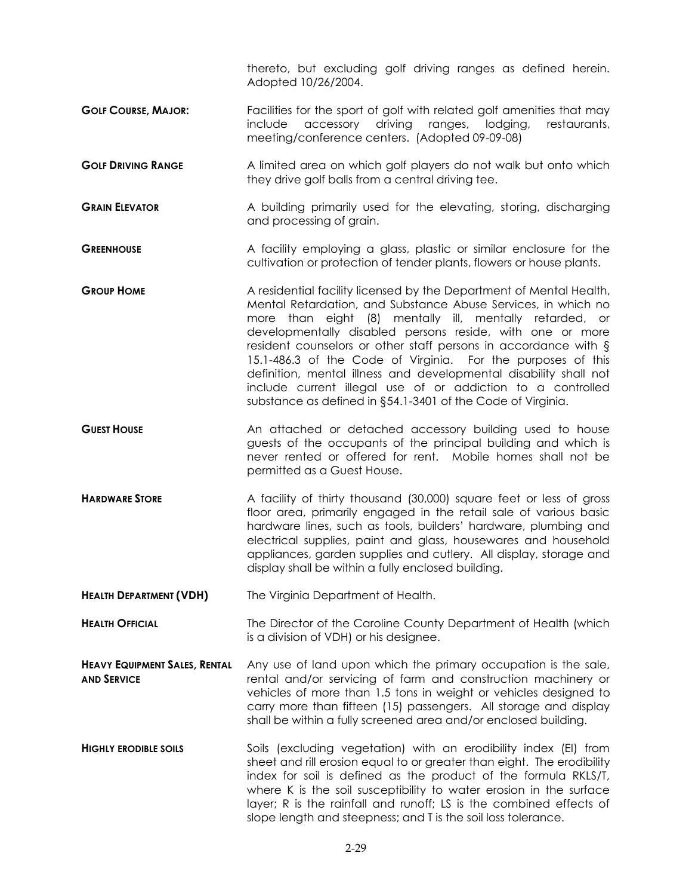thereto, but excluding golf driving ranges as defined herein. Adopted 10/26/2004.

**GOLF COURSE, MAJOR:** Facilities for the sport of golf with related golf amenities that may include accessory driving ranges, lodging, restaurants, meeting/conference centers. (Adopted 09-09-08)

**GOLF DRIVING RANGE** A limited area on which golf players do not walk but onto which they drive golf balls from a central driving tee.

**GRAIN ELEVATOR** A building primarily used for the elevating, storing, discharging and processing of grain.

**GREENHOUSE** A facility employing a glass, plastic or similar enclosure for the cultivation or protection of tender plants, flowers or house plants.

**GROUP HOME** A residential facility licensed by the Department of Mental Health, Mental Retardation, and Substance Abuse Services, in which no more than eight (8) mentally ill, mentally retarded, or developmentally disabled persons reside, with one or more resident counselors or other staff persons in accordance with § 15.1-486.3 of the Code of Virginia. For the purposes of this definition, mental illness and developmental disability shall not include current illegal use of or addiction to a controlled substance as defined in §54.1-3401 of the Code of Virginia.

**GUEST HOUSE** An attached or detached accessory building used to house guests of the occupants of the principal building and which is never rented or offered for rent. Mobile homes shall not be permitted as a Guest House.

**HARDWARE STORE** A facility of thirty thousand (30,000) square feet or less of gross floor area, primarily engaged in the retail sale of various basic hardware lines, such as tools, builders' hardware, plumbing and electrical supplies, paint and glass, housewares and household appliances, garden supplies and cutlery. All display, storage and display shall be within a fully enclosed building.

**HEALTH DEPARTMENT (VDH)** The Virginia Department of Health.

**HEALTH OFFICIAL** The Director of the Caroline County Department of Health (which is a division of VDH) or his designee.

**HEAVY EQUIPMENT SALES, RENTAL AND SERVICE** Any use of land upon which the primary occupation is the sale, rental and/or servicing of farm and construction machinery or vehicles of more than 1.5 tons in weight or vehicles designed to carry more than fifteen (15) passengers. All storage and display shall be within a fully screened area and/or enclosed building.

**HIGHLY ERODIBLE SOILS** Soils (excluding vegetation) with an erodibility index (EI) from sheet and rill erosion equal to or greater than eight. The erodibility index for soil is defined as the product of the formula RKLS/T, where K is the soil susceptibility to water erosion in the surface layer; R is the rainfall and runoff; LS is the combined effects of slope length and steepness; and T is the soil loss tolerance.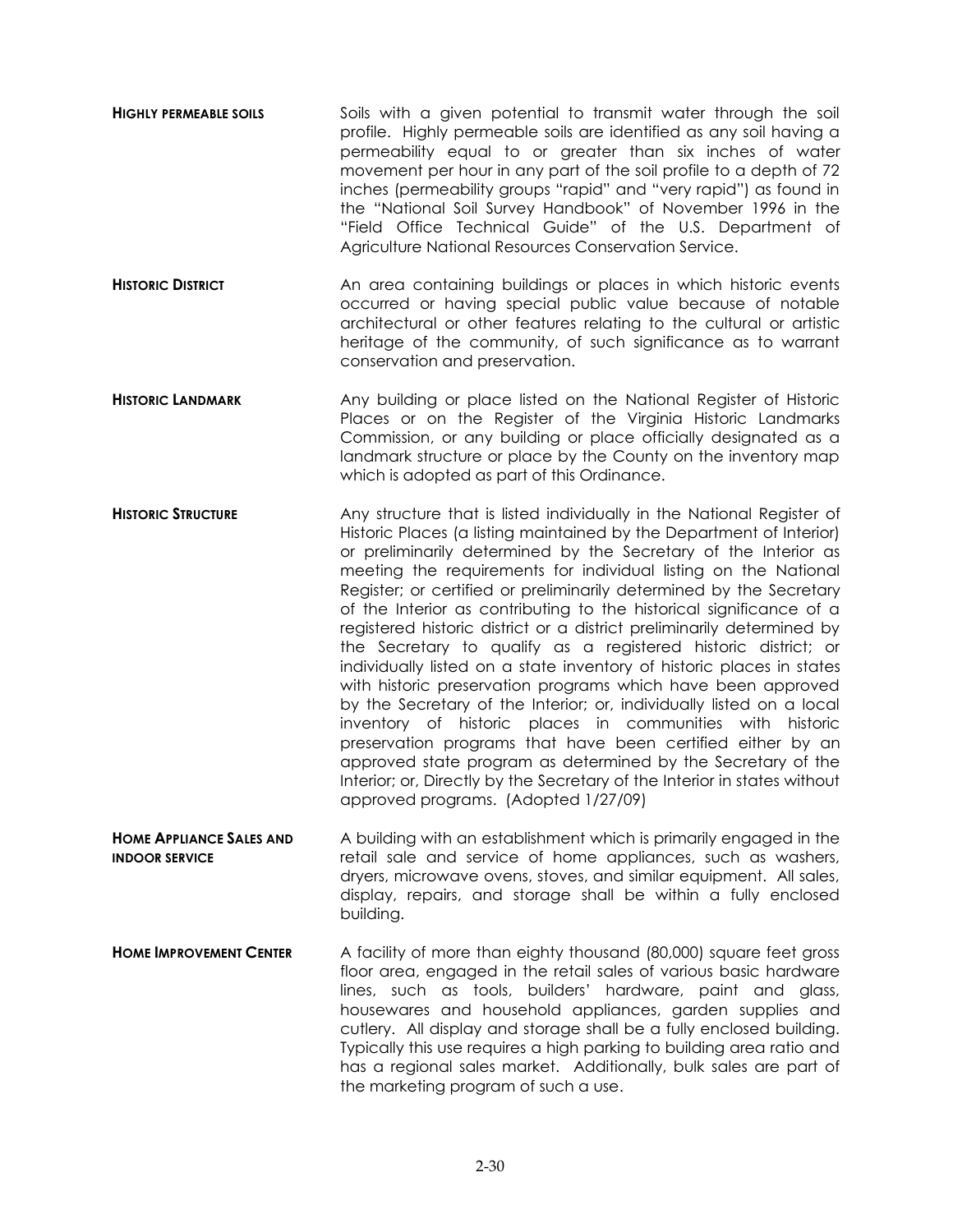**HIGHLY PERMEABLE SOILS** Soils with a given potential to transmit water through the soil profile. Highly permeable soils are identified as any soil having a permeability equal to or greater than six inches of water movement per hour in any part of the soil profile to a depth of 72 inches (permeability groups "rapid" and "very rapid") as found in the "National Soil Survey Handbook" of November 1996 in the "Field Office Technical Guide" of the U.S. Department of Agriculture National Resources Conservation Service.

**HISTORIC DISTRICT** An area containing buildings or places in which historic events occurred or having special public value because of notable architectural or other features relating to the cultural or artistic heritage of the community, of such significance as to warrant conservation and preservation.

**HISTORIC LANDMARK** Any building or place listed on the National Register of Historic Places or on the Register of the Virginia Historic Landmarks Commission, or any building or place officially designated as a landmark structure or place by the County on the inventory map which is adopted as part of this Ordinance.

**HISTORIC STRUCTURE** Any structure that is listed individually in the National Register of Historic Places (a listing maintained by the Department of Interior) or preliminarily determined by the Secretary of the Interior as meeting the requirements for individual listing on the National Register; or certified or preliminarily determined by the Secretary of the Interior as contributing to the historical significance of a registered historic district or a district preliminarily determined by the Secretary to qualify as a registered historic district; or individually listed on a state inventory of historic places in states with historic preservation programs which have been approved by the Secretary of the Interior; or, individually listed on a local inventory of historic places in communities with historic preservation programs that have been certified either by an approved state program as determined by the Secretary of the Interior; or, Directly by the Secretary of the Interior in states without approved programs. (Adopted 1/27/09)

**HOME APPLIANCE SALES AND INDOOR SERVICE** A building with an establishment which is primarily engaged in the retail sale and service of home appliances, such as washers, dryers, microwave ovens, stoves, and similar equipment. All sales, display, repairs, and storage shall be within a fully enclosed building.

**HOME IMPROVEMENT CENTER** A facility of more than eighty thousand (80,000) square feet gross floor area, engaged in the retail sales of various basic hardware lines, such as tools, builders' hardware, paint and glass, housewares and household appliances, garden supplies and cutlery. All display and storage shall be a fully enclosed building. Typically this use requires a high parking to building area ratio and has a regional sales market. Additionally, bulk sales are part of the marketing program of such a use.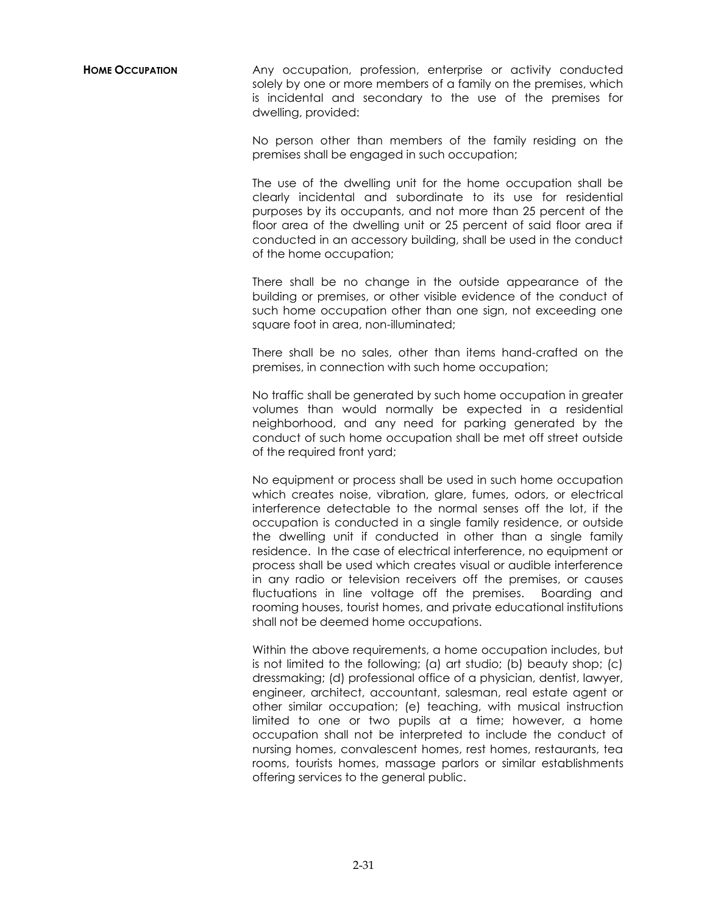**HOME OCCUPATION**

Any occupation, profession, enterprise or activity conducted solely by one or more members of a family on the premises, which is incidental and secondary to the use of the premises for dwelling, provided:

No person other than members of the family residing on the premises shall be engaged in such occupation;

The use of the dwelling unit for the home occupation shall be clearly incidental and subordinate to its use for residential purposes by its occupants, and not more than 25 percent of the floor area of the dwelling unit or 25 percent of said floor area if conducted in an accessory building, shall be used in the conduct of the home occupation;

There shall be no change in the outside appearance of the building or premises, or other visible evidence of the conduct of such home occupation other than one sign, not exceeding one square foot in area, non-illuminated;

There shall be no sales, other than items hand-crafted on the premises, in connection with such home occupation;

No traffic shall be generated by such home occupation in greater volumes than would normally be expected in a residential neighborhood, and any need for parking generated by the conduct of such home occupation shall be met off street outside of the required front yard;

No equipment or process shall be used in such home occupation which creates noise, vibration, glare, fumes, odors, or electrical interference detectable to the normal senses off the lot, if the occupation is conducted in a single family residence, or outside the dwelling unit if conducted in other than a single family residence. In the case of electrical interference, no equipment or process shall be used which creates visual or audible interference in any radio or television receivers off the premises, or causes fluctuations in line voltage off the premises. Boarding and rooming houses, tourist homes, and private educational institutions shall not be deemed home occupations.

Within the above requirements, a home occupation includes, but is not limited to the following; (a) art studio; (b) beauty shop; (c) dressmaking; (d) professional office of a physician, dentist, lawyer, engineer, architect, accountant, salesman, real estate agent or other similar occupation; (e) teaching, with musical instruction limited to one or two pupils at a time; however, a home occupation shall not be interpreted to include the conduct of nursing homes, convalescent homes, rest homes, restaurants, tea rooms, tourists homes, massage parlors or similar establishments offering services to the general public.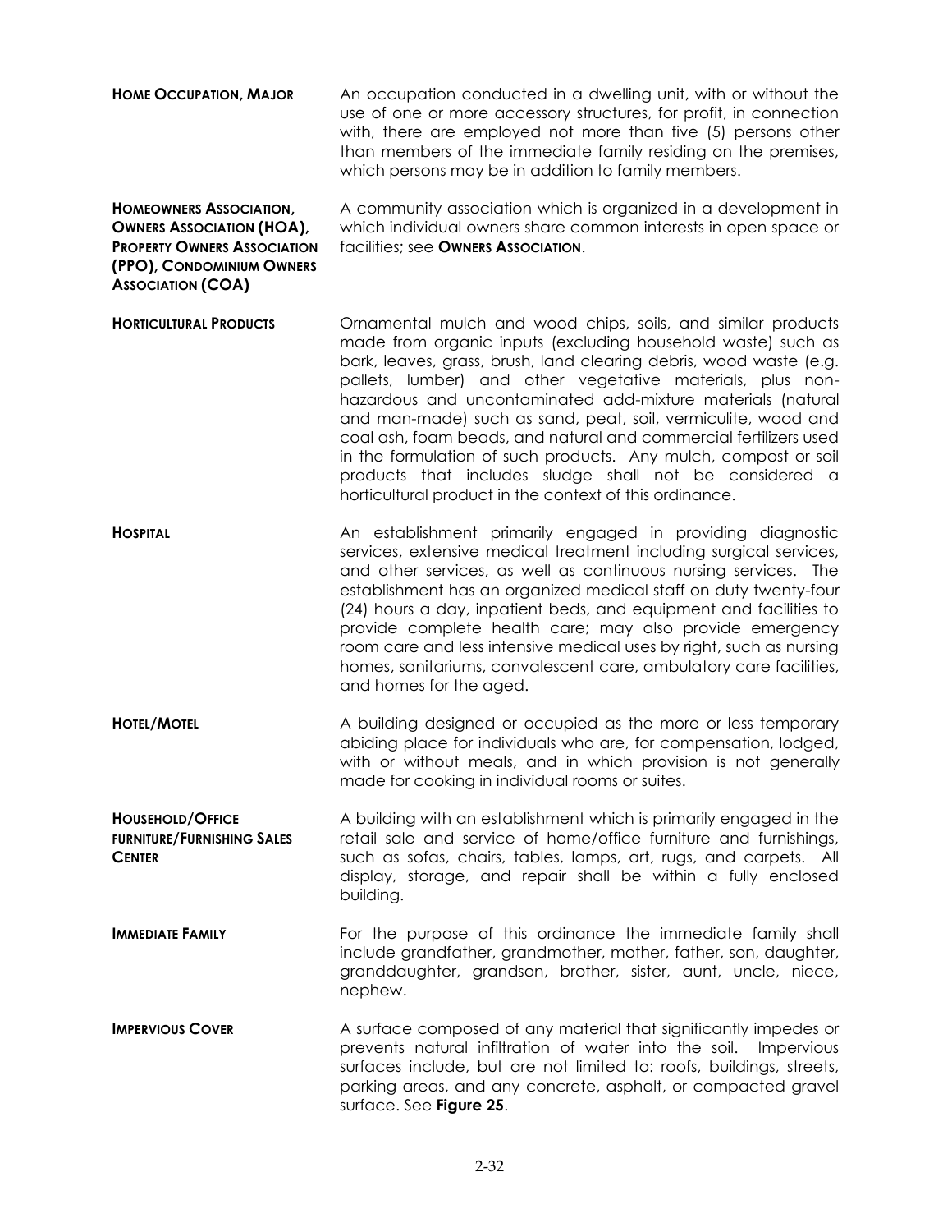**HOME OCCUPATION, MAJOR** An occupation conducted in a dwelling unit, with or without the use of one or more accessory structures, for profit, in connection with, there are employed not more than five (5) persons other than members of the immediate family residing on the premises, which persons may be in addition to family members.

**HOMEOWNERS ASSOCIATION, OWNERS ASSOCIATION (HOA), PROPERTY OWNERS ASSOCIATION (PPO), CONDOMINIUM OWNERS ASSOCIATION (COA)** A community association which is organized in a development in which individual owners share common interests in open space or facilities; see **OWNERS ASSOCIATION**.

**HORTICULTURAL PRODUCTS** Ornamental mulch and wood chips, soils, and similar products made from organic inputs (excluding household waste) such as bark, leaves, grass, brush, land clearing debris, wood waste (e.g. pallets, lumber) and other vegetative materials, plus non-hazardous and uncontaminated add-mixture materials (natural and man-made) such as sand, peat, soil, vermiculite, wood and coal ash, foam beads, and natural and commercial fertilizers used in the formulation of such products. Any mulch, compost or soil products that includes sludge shall not be considered a horticultural product in the context of this ordinance.

**HOSPITAL** An establishment primarily engaged in providing diagnostic services, extensive medical treatment including surgical services, and other services, as well as continuous nursing services. The establishment has an organized medical staff on duty twenty-four (24) hours a day, inpatient beds, and equipment and facilities to provide complete health care; may also provide emergency room care and less intensive medical uses by right, such as nursing homes, sanitariums, convalescent care, ambulatory care facilities, and homes for the aged.

**HOTEL/MOTEL** A building designed or occupied as the more or less temporary abiding place for individuals who are, for compensation, lodged, with or without meals, and in which provision is not generally made for cooking in individual rooms or suites.

**HOUSEHOLD/OFFICE FURNITURE/FURNISHING SALES CENTER** A building with an establishment which is primarily engaged in the retail sale and service of home/office furniture and furnishings, such as sofas, chairs, tables, lamps, art, rugs, and carpets. All display, storage, and repair shall be within a fully enclosed building.

**IMMEDIATE FAMILY** For the purpose of this ordinance the immediate family shall include grandfather, grandmother, mother, father, son, daughter, granddaughter, grandson, brother, sister, aunt, uncle, niece, nephew.

**IMPERVIOUS COVER** A surface composed of any material that significantly impedes or prevents natural infiltration of water into the soil. Impervious surfaces include, but are not limited to: roofs, buildings, streets, parking areas, and any concrete, asphalt, or compacted gravel surface. See **Figure 25**.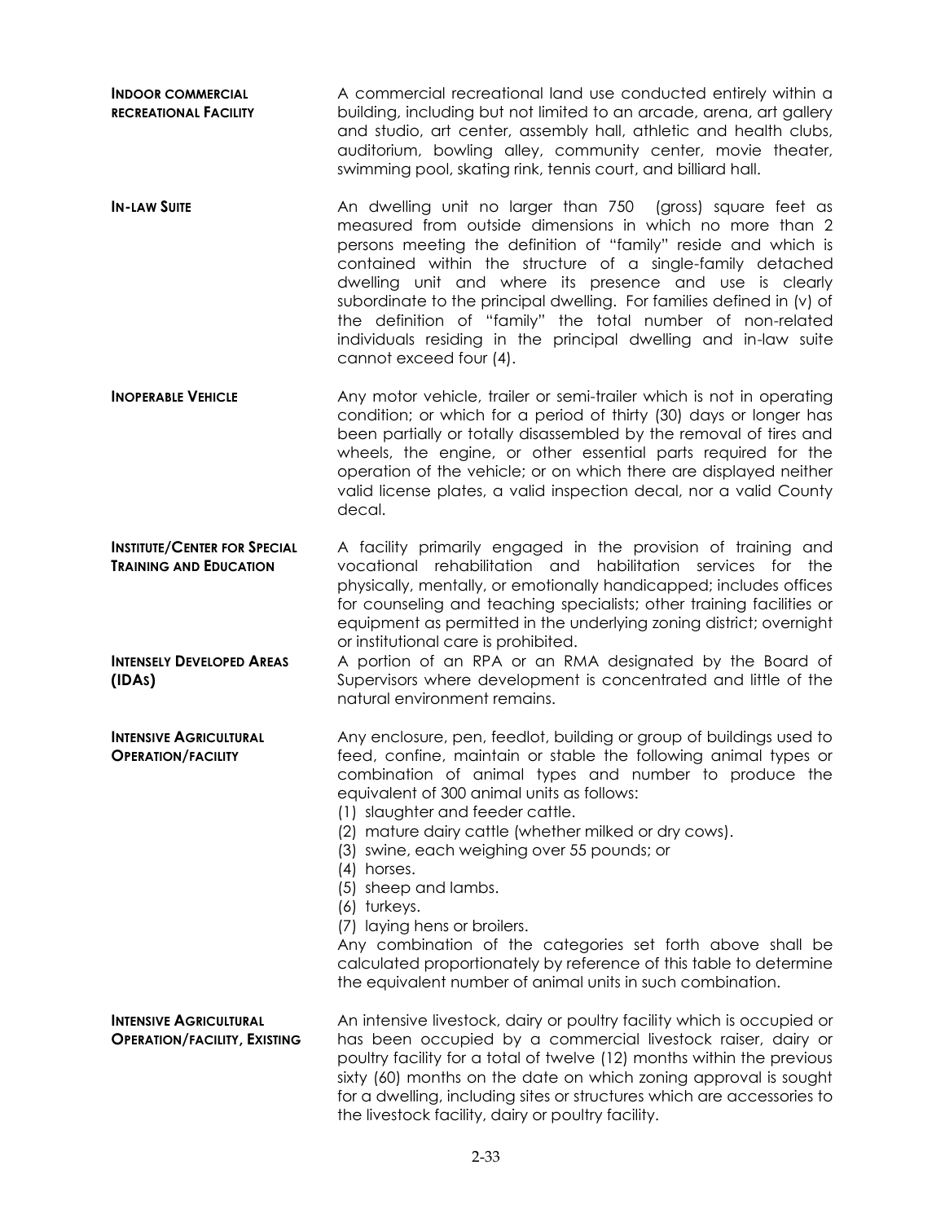**INDOOR COMMERCIAL RECREATIONAL FACILITY** — A commercial recreational land use conducted entirely within a building, including but not limited to an arcade, arena, art gallery and studio, art center, assembly hall, athletic and health clubs, auditorium, bowling alley, community center, movie theater, swimming pool, skating rink, tennis court, and billiard hall.

**IN-LAW SUITE** — An dwelling unit no larger than 750 (gross) square feet as measured from outside dimensions in which no more than 2 persons meeting the definition of "family" reside and which is contained within the structure of a single-family detached dwelling unit and where its presence and use is clearly subordinate to the principal dwelling. For families defined in (v) of the definition of "family" the total number of non-related individuals residing in the principal dwelling and in-law suite cannot exceed four (4).

**INOPERABLE VEHICLE** — Any motor vehicle, trailer or semi-trailer which is not in operating condition; or which for a period of thirty (30) days or longer has been partially or totally disassembled by the removal of tires and wheels, the engine, or other essential parts required for the operation of the vehicle; or on which there are displayed neither valid license plates, a valid inspection decal, nor a valid County decal.

**INSTITUTE/CENTER FOR SPECIAL TRAINING AND EDUCATION** — A facility primarily engaged in the provision of training and vocational rehabilitation and habilitation services for the physically, mentally, or emotionally handicapped; includes offices for counseling and teaching specialists; other training facilities or equipment as permitted in the underlying zoning district; overnight or institutional care is prohibited.

**INTENSELY DEVELOPED AREAS (IDAS)** — A portion of an RPA or an RMA designated by the Board of Supervisors where development is concentrated and little of the natural environment remains.

**INTENSIVE AGRICULTURAL OPERATION/FACILITY** — Any enclosure, pen, feedlot, building or group of buildings used to feed, confine, maintain or stable the following animal types or combination of animal types and number to produce the equivalent of 300 animal units as follows:

(1) slaughter and feeder cattle.
(2) mature dairy cattle (whether milked or dry cows).
(3) swine, each weighing over 55 pounds; or
(4) horses.
(5) sheep and lambs.
(6) turkeys.
(7) laying hens or broilers.

Any combination of the categories set forth above shall be calculated proportionately by reference of this table to determine the equivalent number of animal units in such combination.

**INTENSIVE AGRICULTURAL OPERATION/FACILITY, EXISTING** — An intensive livestock, dairy or poultry facility which is occupied or has been occupied by a commercial livestock raiser, dairy or poultry facility for a total of twelve (12) months within the previous sixty (60) months on the date on which zoning approval is sought for a dwelling, including sites or structures which are accessories to the livestock facility, dairy or poultry facility.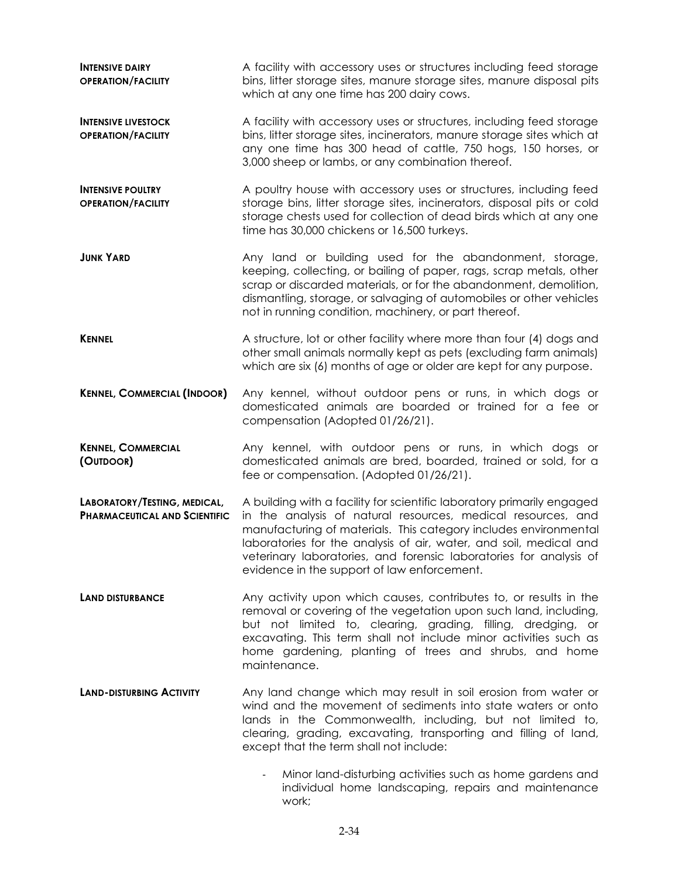**Intensive dairy operation/facility**
A facility with accessory uses or structures including feed storage bins, litter storage sites, manure storage sites, manure disposal pits which at any one time has 200 dairy cows.

**Intensive livestock operation/facility**
A facility with accessory uses or structures, including feed storage bins, litter storage sites, incinerators, manure storage sites which at any one time has 300 head of cattle, 750 hogs, 150 horses, or 3,000 sheep or lambs, or any combination thereof.

**Intensive poultry operation/facility**
A poultry house with accessory uses or structures, including feed storage bins, litter storage sites, incinerators, disposal pits or cold storage chests used for collection of dead birds which at any one time has 30,000 chickens or 16,500 turkeys.

**Junk Yard**
Any land or building used for the abandonment, storage, keeping, collecting, or bailing of paper, rags, scrap metals, other scrap or discarded materials, or for the abandonment, demolition, dismantling, storage, or salvaging of automobiles or other vehicles not in running condition, machinery, or part thereof.

**Kennel**
A structure, lot or other facility where more than four (4) dogs and other small animals normally kept as pets (excluding farm animals) which are six (6) months of age or older are kept for any purpose.

**Kennel, Commercial (Indoor)**
Any kennel, without outdoor pens or runs, in which dogs or domesticated animals are boarded or trained for a fee or compensation (Adopted 01/26/21).

**Kennel, Commercial (Outdoor)**
Any kennel, with outdoor pens or runs, in which dogs or domesticated animals are bred, boarded, trained or sold, for a fee or compensation. (Adopted 01/26/21).

**Laboratory/Testing, medical, Pharmaceutical and Scientific**
A building with a facility for scientific laboratory primarily engaged in the analysis of natural resources, medical resources, and manufacturing of materials. This category includes environmental laboratories for the analysis of air, water, and soil, medical and veterinary laboratories, and forensic laboratories for analysis of evidence in the support of law enforcement.

**Land disturbance**
Any activity upon which causes, contributes to, or results in the removal or covering of the vegetation upon such land, including, but not limited to, clearing, grading, filling, dredging, or excavating. This term shall not include minor activities such as home gardening, planting of trees and shrubs, and home maintenance.

**Land-disturbing Activity**
Any land change which may result in soil erosion from water or wind and the movement of sediments into state waters or onto lands in the Commonwealth, including, but not limited to, clearing, grading, excavating, transporting and filling of land, except that the term shall not include:

- Minor land-disturbing activities such as home gardens and individual home landscaping, repairs and maintenance work;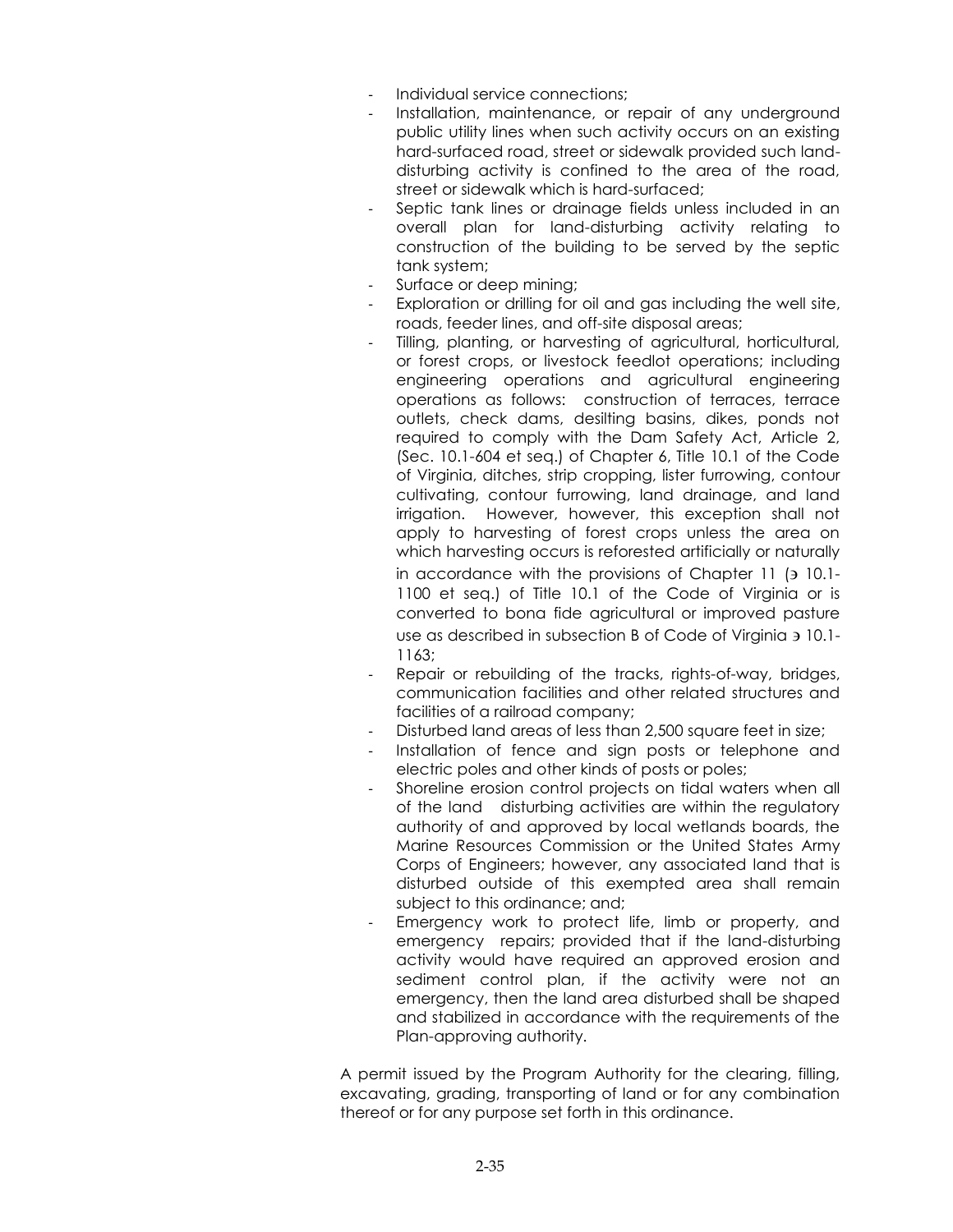- Individual service connections;
- Installation, maintenance, or repair of any underground public utility lines when such activity occurs on an existing hard-surfaced road, street or sidewalk provided such land-disturbing activity is confined to the area of the road, street or sidewalk which is hard-surfaced;
- Septic tank lines or drainage fields unless included in an overall plan for land-disturbing activity relating to construction of the building to be served by the septic tank system;
- Surface or deep mining;
- Exploration or drilling for oil and gas including the well site, roads, feeder lines, and off-site disposal areas;
- Tilling, planting, or harvesting of agricultural, horticultural, or forest crops, or livestock feedlot operations; including engineering operations and agricultural engineering operations as follows: construction of terraces, terrace outlets, check dams, desilting basins, dikes, ponds not required to comply with the Dam Safety Act, Article 2, (Sec. 10.1-604 et seq.) of Chapter 6, Title 10.1 of the Code of Virginia, ditches, strip cropping, lister furrowing, contour cultivating, contour furrowing, land drainage, and land irrigation. However, however, this exception shall not apply to harvesting of forest crops unless the area on which harvesting occurs is reforested artificially or naturally in accordance with the provisions of Chapter 11 (϶ 10.1-1100 et seq.) of Title 10.1 of the Code of Virginia or is converted to bona fide agricultural or improved pasture use as described in subsection B of Code of Virginia ϶ 10.1-1163;
- Repair or rebuilding of the tracks, rights-of-way, bridges, communication facilities and other related structures and facilities of a railroad company;
- Disturbed land areas of less than 2,500 square feet in size;
- Installation of fence and sign posts or telephone and electric poles and other kinds of posts or poles;
- Shoreline erosion control projects on tidal waters when all of the land disturbing activities are within the regulatory authority of and approved by local wetlands boards, the Marine Resources Commission or the United States Army Corps of Engineers; however, any associated land that is disturbed outside of this exempted area shall remain subject to this ordinance; and;
- Emergency work to protect life, limb or property, and emergency repairs; provided that if the land-disturbing activity would have required an approved erosion and sediment control plan, if the activity were not an emergency, then the land area disturbed shall be shaped and stabilized in accordance with the requirements of the Plan-approving authority.

A permit issued by the Program Authority for the clearing, filling, excavating, grading, transporting of land or for any combination thereof or for any purpose set forth in this ordinance.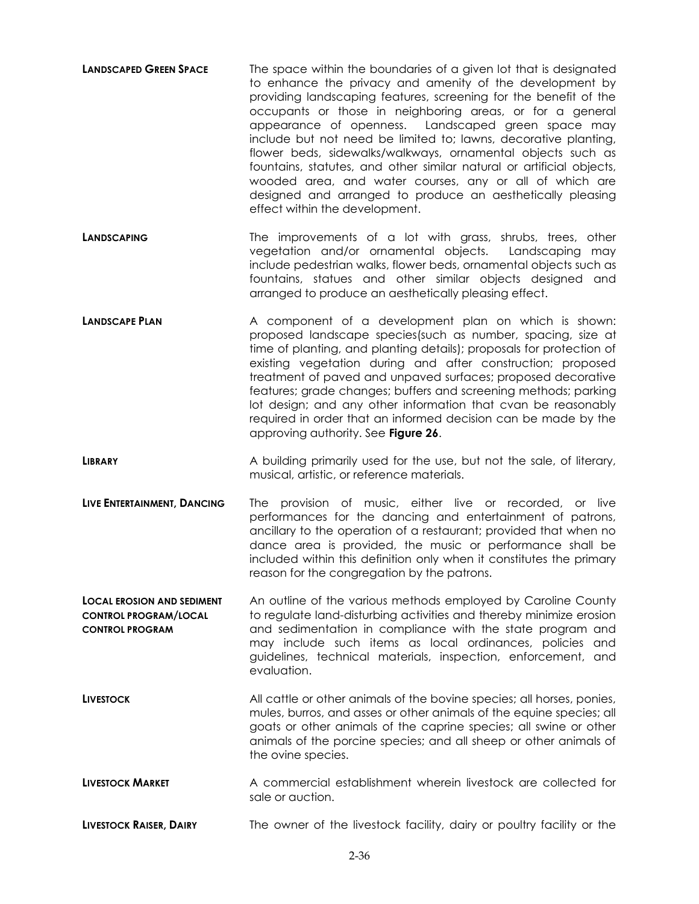**LANDSCAPED GREEN SPACE** The space within the boundaries of a given lot that is designated to enhance the privacy and amenity of the development by providing landscaping features, screening for the benefit of the occupants or those in neighboring areas, or for a general appearance of openness. Landscaped green space may include but not need be limited to; lawns, decorative planting, flower beds, sidewalks/walkways, ornamental objects such as fountains, statutes, and other similar natural or artificial objects, wooded area, and water courses, any or all of which are designed and arranged to produce an aesthetically pleasing effect within the development.

**LANDSCAPING** The improvements of a lot with grass, shrubs, trees, other vegetation and/or ornamental objects. Landscaping may include pedestrian walks, flower beds, ornamental objects such as fountains, statues and other similar objects designed and arranged to produce an aesthetically pleasing effect.

**LANDSCAPE PLAN** A component of a development plan on which is shown: proposed landscape species(such as number, spacing, size at time of planting, and planting details); proposals for protection of existing vegetation during and after construction; proposed treatment of paved and unpaved surfaces; proposed decorative features; grade changes; buffers and screening methods; parking lot design; and any other information that cvan be reasonably required in order that an informed decision can be made by the approving authority. See **Figure 26**.

**LIBRARY** A building primarily used for the use, but not the sale, of literary, musical, artistic, or reference materials.

**LIVE ENTERTAINMENT, DANCING** The provision of music, either live or recorded, or live performances for the dancing and entertainment of patrons, ancillary to the operation of a restaurant; provided that when no dance area is provided, the music or performance shall be included within this definition only when it constitutes the primary reason for the congregation by the patrons.

**LOCAL EROSION AND SEDIMENT CONTROL PROGRAM/LOCAL CONTROL PROGRAM** An outline of the various methods employed by Caroline County to regulate land-disturbing activities and thereby minimize erosion and sedimentation in compliance with the state program and may include such items as local ordinances, policies and guidelines, technical materials, inspection, enforcement, and evaluation.

**LIVESTOCK** All cattle or other animals of the bovine species; all horses, ponies, mules, burros, and asses or other animals of the equine species; all goats or other animals of the caprine species; all swine or other animals of the porcine species; and all sheep or other animals of the ovine species.

**LIVESTOCK MARKET** A commercial establishment wherein livestock are collected for sale or auction.

**LIVESTOCK RAISER, DAIRY** The owner of the livestock facility, dairy or poultry facility or the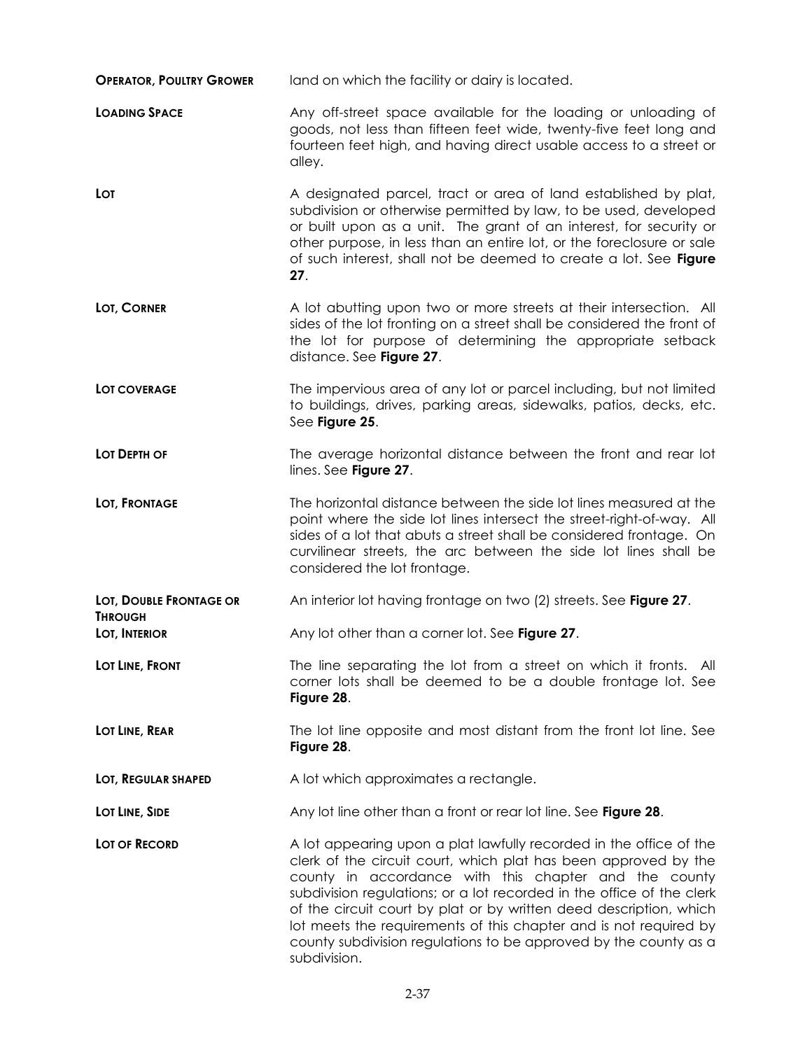**OPERATOR, POULTRY GROWER** land on which the facility or dairy is located.

**LOADING SPACE** Any off-street space available for the loading or unloading of goods, not less than fifteen feet wide, twenty-five feet long and fourteen feet high, and having direct usable access to a street or alley.

**LOT** A designated parcel, tract or area of land established by plat, subdivision or otherwise permitted by law, to be used, developed or built upon as a unit. The grant of an interest, for security or other purpose, in less than an entire lot, or the foreclosure or sale of such interest, shall not be deemed to create a lot. See **Figure 27**.

**LOT, CORNER** A lot abutting upon two or more streets at their intersection. All sides of the lot fronting on a street shall be considered the front of the lot for purpose of determining the appropriate setback distance. See **Figure 27**.

**LOT COVERAGE** The impervious area of any lot or parcel including, but not limited to buildings, drives, parking areas, sidewalks, patios, decks, etc. See **Figure 25**.

**LOT DEPTH OF** The average horizontal distance between the front and rear lot lines. See **Figure 27**.

**LOT, FRONTAGE** The horizontal distance between the side lot lines measured at the point where the side lot lines intersect the street-right-of-way. All sides of a lot that abuts a street shall be considered frontage. On curvilinear streets, the arc between the side lot lines shall be considered the lot frontage.

**LOT, DOUBLE FRONTAGE OR THROUGH** An interior lot having frontage on two (2) streets. See **Figure 27**.

**LOT, INTERIOR** Any lot other than a corner lot. See **Figure 27**.

**LOT LINE, FRONT** The line separating the lot from a street on which it fronts. All corner lots shall be deemed to be a double frontage lot. See **Figure 28**.

**LOT LINE, REAR** The lot line opposite and most distant from the front lot line. See **Figure 28**.

**LOT, REGULAR SHAPED** A lot which approximates a rectangle.

**LOT LINE, SIDE** Any lot line other than a front or rear lot line. See **Figure 28**.

**LOT OF RECORD** A lot appearing upon a plat lawfully recorded in the office of the clerk of the circuit court, which plat has been approved by the county in accordance with this chapter and the county subdivision regulations; or a lot recorded in the office of the clerk of the circuit court by plat or by written deed description, which lot meets the requirements of this chapter and is not required by county subdivision regulations to be approved by the county as a subdivision.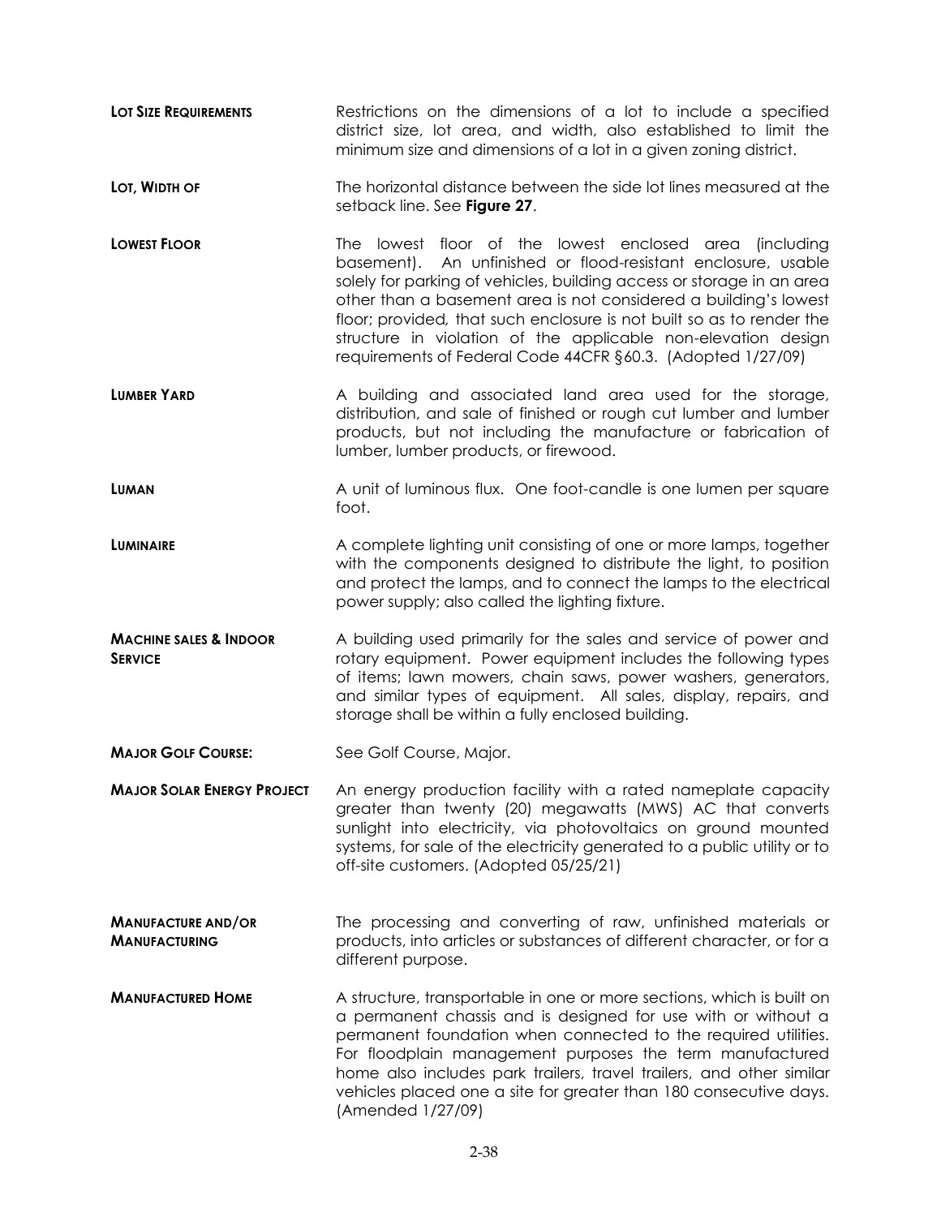**LOT SIZE REQUIREMENTS** Restrictions on the dimensions of a lot to include a specified district size, lot area, and width, also established to limit the minimum size and dimensions of a lot in a given zoning district.

**LOT, WIDTH OF** The horizontal distance between the side lot lines measured at the setback line. See **Figure 27**.

**LOWEST FLOOR** The lowest floor of the lowest enclosed area (including basement). An unfinished or flood-resistant enclosure, usable solely for parking of vehicles, building access or storage in an area other than a basement area is not considered a building's lowest floor; provided, that such enclosure is not built so as to render the structure in violation of the applicable non-elevation design requirements of Federal Code 44CFR §60.3. (Adopted 1/27/09)

**LUMBER YARD** A building and associated land area used for the storage, distribution, and sale of finished or rough cut lumber and lumber products, but not including the manufacture or fabrication of lumber, lumber products, or firewood.

**LUMAN** A unit of luminous flux. One foot-candle is one lumen per square foot.

**LUMINAIRE** A complete lighting unit consisting of one or more lamps, together with the components designed to distribute the light, to position and protect the lamps, and to connect the lamps to the electrical power supply; also called the lighting fixture.

**MACHINE SALES & INDOOR SERVICE** A building used primarily for the sales and service of power and rotary equipment. Power equipment includes the following types of items; lawn mowers, chain saws, power washers, generators, and similar types of equipment. All sales, display, repairs, and storage shall be within a fully enclosed building.

**MAJOR GOLF COURSE:** See Golf Course, Major.

**MAJOR SOLAR ENERGY PROJECT** An energy production facility with a rated nameplate capacity greater than twenty (20) megawatts (MWS) AC that converts sunlight into electricity, via photovoltaics on ground mounted systems, for sale of the electricity generated to a public utility or to off-site customers. (Adopted 05/25/21)

**MANUFACTURE AND/OR MANUFACTURING** The processing and converting of raw, unfinished materials or products, into articles or substances of different character, or for a different purpose.

**MANUFACTURED HOME** A structure, transportable in one or more sections, which is built on a permanent chassis and is designed for use with or without a permanent foundation when connected to the required utilities. For floodplain management purposes the term manufactured home also includes park trailers, travel trailers, and other similar vehicles placed one a site for greater than 180 consecutive days. (Amended 1/27/09)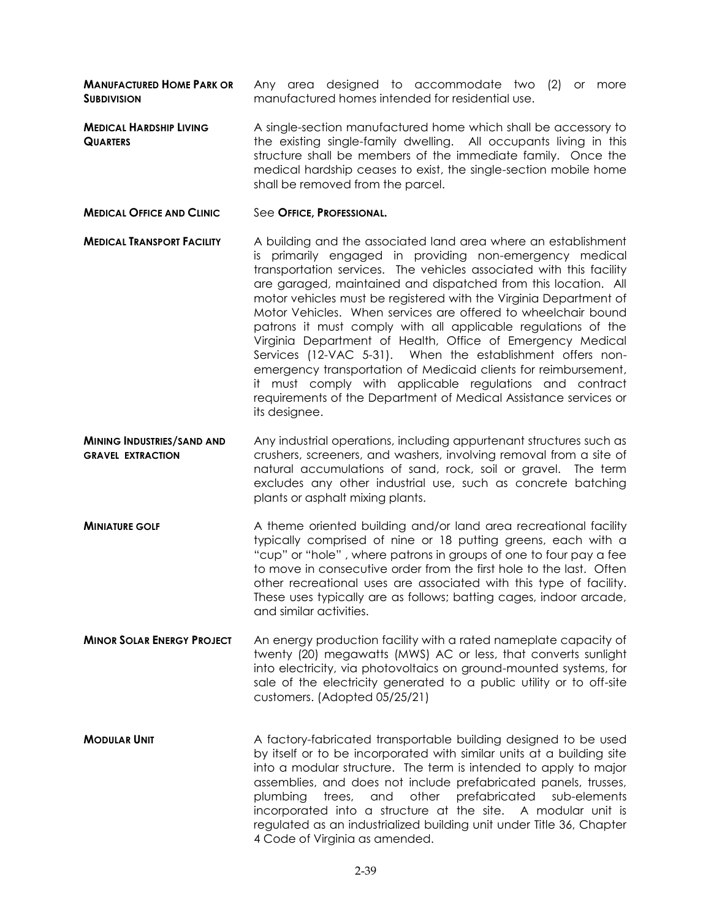**MANUFACTURED HOME PARK OR SUBDIVISION** Any area designed to accommodate two (2) or more manufactured homes intended for residential use.

**MEDICAL HARDSHIP LIVING QUARTERS** A single-section manufactured home which shall be accessory to the existing single-family dwelling. All occupants living in this structure shall be members of the immediate family. Once the medical hardship ceases to exist, the single-section mobile home shall be removed from the parcel.

**MEDICAL OFFICE AND CLINIC** See **OFFICE, PROFESSIONAL.**

**MEDICAL TRANSPORT FACILITY** A building and the associated land area where an establishment is primarily engaged in providing non-emergency medical transportation services. The vehicles associated with this facility are garaged, maintained and dispatched from this location. All motor vehicles must be registered with the Virginia Department of Motor Vehicles. When services are offered to wheelchair bound patrons it must comply with all applicable regulations of the Virginia Department of Health, Office of Emergency Medical Services (12-VAC 5-31). When the establishment offers non-emergency transportation of Medicaid clients for reimbursement, it must comply with applicable regulations and contract requirements of the Department of Medical Assistance services or its designee.

**MINING INDUSTRIES/SAND AND GRAVEL EXTRACTION** Any industrial operations, including appurtenant structures such as crushers, screeners, and washers, involving removal from a site of natural accumulations of sand, rock, soil or gravel. The term excludes any other industrial use, such as concrete batching plants or asphalt mixing plants.

**MINIATURE GOLF** A theme oriented building and/or land area recreational facility typically comprised of nine or 18 putting greens, each with a "cup" or "hole" , where patrons in groups of one to four pay a fee to move in consecutive order from the first hole to the last. Often other recreational uses are associated with this type of facility. These uses typically are as follows; batting cages, indoor arcade, and similar activities.

**MINOR SOLAR ENERGY PROJECT** An energy production facility with a rated nameplate capacity of twenty (20) megawatts (MWS) AC or less, that converts sunlight into electricity, via photovoltaics on ground-mounted systems, for sale of the electricity generated to a public utility or to off-site customers. (Adopted 05/25/21)

**MODULAR UNIT** A factory-fabricated transportable building designed to be used by itself or to be incorporated with similar units at a building site into a modular structure. The term is intended to apply to major assemblies, and does not include prefabricated panels, trusses, plumbing trees, and other prefabricated sub-elements incorporated into a structure at the site. A modular unit is regulated as an industrialized building unit under Title 36, Chapter 4 Code of Virginia as amended.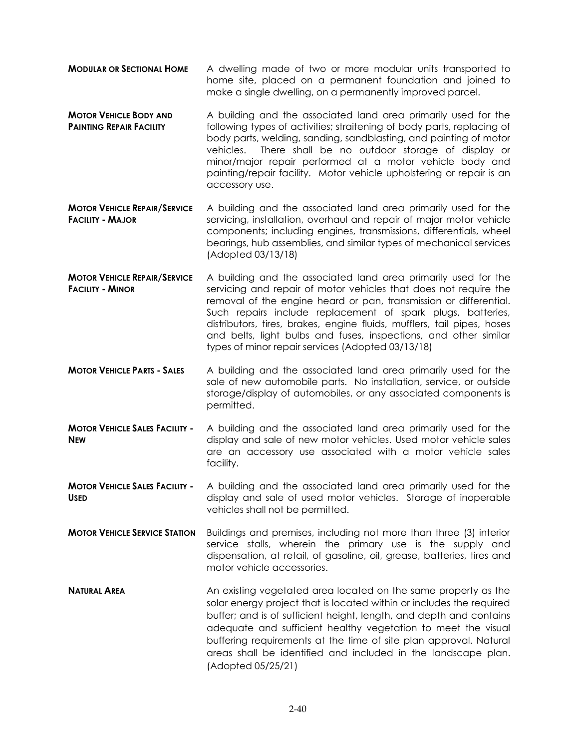**MODULAR OR SECTIONAL HOME** A dwelling made of two or more modular units transported to home site, placed on a permanent foundation and joined to make a single dwelling, on a permanently improved parcel.

**MOTOR VEHICLE BODY AND PAINTING REPAIR FACILITY** A building and the associated land area primarily used for the following types of activities; straitening of body parts, replacing of body parts, welding, sanding, sandblasting, and painting of motor vehicles. There shall be no outdoor storage of display or minor/major repair performed at a motor vehicle body and painting/repair facility. Motor vehicle upholstering or repair is an accessory use.

**MOTOR VEHICLE REPAIR/SERVICE FACILITY - MAJOR** A building and the associated land area primarily used for the servicing, installation, overhaul and repair of major motor vehicle components; including engines, transmissions, differentials, wheel bearings, hub assemblies, and similar types of mechanical services (Adopted 03/13/18)

**MOTOR VEHICLE REPAIR/SERVICE FACILITY - MINOR** A building and the associated land area primarily used for the servicing and repair of motor vehicles that does not require the removal of the engine heard or pan, transmission or differential. Such repairs include replacement of spark plugs, batteries, distributors, tires, brakes, engine fluids, mufflers, tail pipes, hoses and belts, light bulbs and fuses, inspections, and other similar types of minor repair services (Adopted 03/13/18)

**MOTOR VEHICLE PARTS - SALES** A building and the associated land area primarily used for the sale of new automobile parts. No installation, service, or outside storage/display of automobiles, or any associated components is permitted.

**MOTOR VEHICLE SALES FACILITY - NEW** A building and the associated land area primarily used for the display and sale of new motor vehicles. Used motor vehicle sales are an accessory use associated with a motor vehicle sales facility.

**MOTOR VEHICLE SALES FACILITY - USED** A building and the associated land area primarily used for the display and sale of used motor vehicles. Storage of inoperable vehicles shall not be permitted.

**MOTOR VEHICLE SERVICE STATION** Buildings and premises, including not more than three (3) interior service stalls, wherein the primary use is the supply and dispensation, at retail, of gasoline, oil, grease, batteries, tires and motor vehicle accessories.

**NATURAL AREA** An existing vegetated area located on the same property as the solar energy project that is located within or includes the required buffer; and is of sufficient height, length, and depth and contains adequate and sufficient healthy vegetation to meet the visual buffering requirements at the time of site plan approval. Natural areas shall be identified and included in the landscape plan. (Adopted 05/25/21)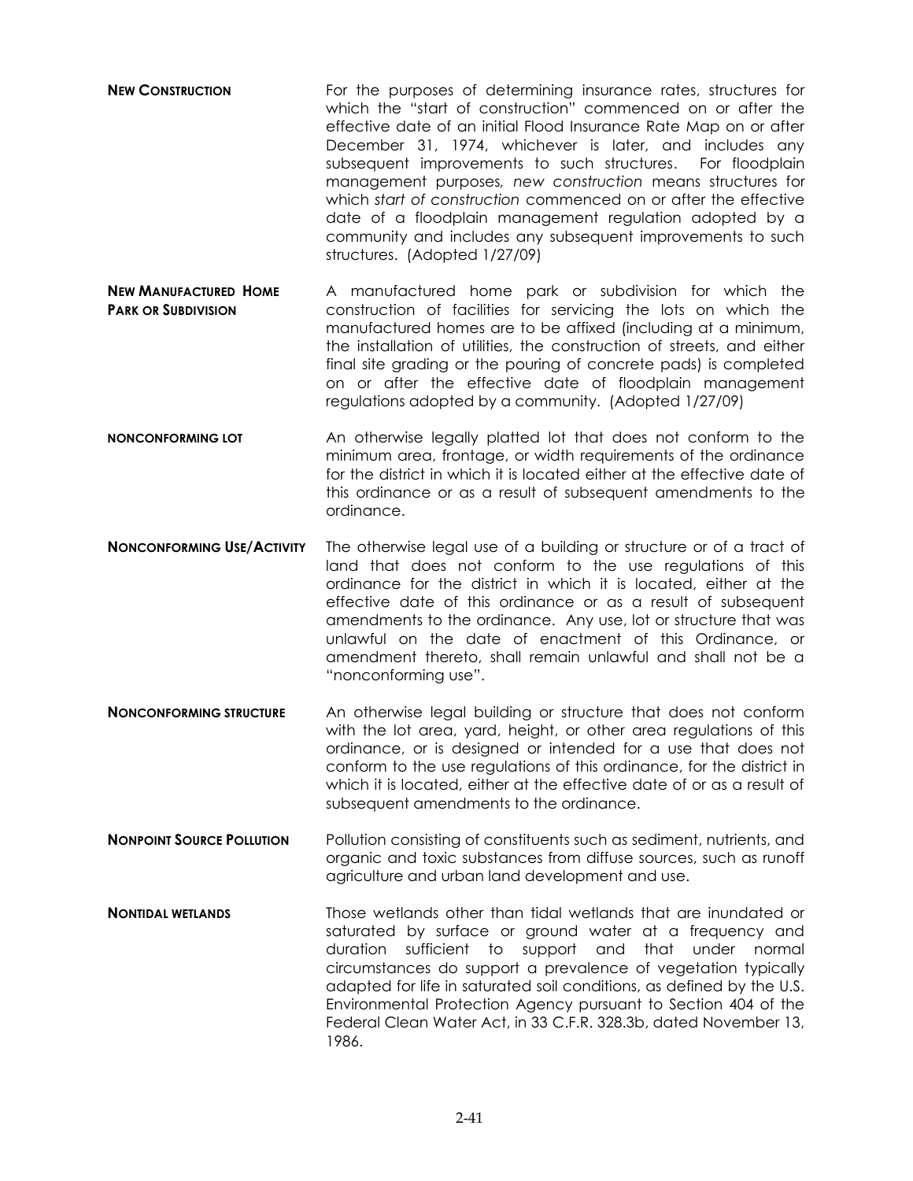**NEW CONSTRUCTION** For the purposes of determining insurance rates, structures for which the "start of construction" commenced on or after the effective date of an initial Flood Insurance Rate Map on or after December 31, 1974, whichever is later, and includes any subsequent improvements to such structures. For floodplain management purposes, *new construction* means structures for which *start of construction* commenced on or after the effective date of a floodplain management regulation adopted by a community and includes any subsequent improvements to such structures. (Adopted 1/27/09)

**NEW MANUFACTURED HOME PARK OR SUBDIVISION** A manufactured home park or subdivision for which the construction of facilities for servicing the lots on which the manufactured homes are to be affixed (including at a minimum, the installation of utilities, the construction of streets, and either final site grading or the pouring of concrete pads) is completed on or after the effective date of floodplain management regulations adopted by a community. (Adopted 1/27/09)

**NONCONFORMING LOT** An otherwise legally platted lot that does not conform to the minimum area, frontage, or width requirements of the ordinance for the district in which it is located either at the effective date of this ordinance or as a result of subsequent amendments to the ordinance.

**NONCONFORMING USE/ACTIVITY** The otherwise legal use of a building or structure or of a tract of land that does not conform to the use regulations of this ordinance for the district in which it is located, either at the effective date of this ordinance or as a result of subsequent amendments to the ordinance. Any use, lot or structure that was unlawful on the date of enactment of this Ordinance, or amendment thereto, shall remain unlawful and shall not be a "nonconforming use".

**NONCONFORMING STRUCTURE** An otherwise legal building or structure that does not conform with the lot area, yard, height, or other area regulations of this ordinance, or is designed or intended for a use that does not conform to the use regulations of this ordinance, for the district in which it is located, either at the effective date of or as a result of subsequent amendments to the ordinance.

**NONPOINT SOURCE POLLUTION** Pollution consisting of constituents such as sediment, nutrients, and organic and toxic substances from diffuse sources, such as runoff agriculture and urban land development and use.

**NONTIDAL WETLANDS** Those wetlands other than tidal wetlands that are inundated or saturated by surface or ground water at a frequency and duration sufficient to support and that under normal circumstances do support a prevalence of vegetation typically adapted for life in saturated soil conditions, as defined by the U.S. Environmental Protection Agency pursuant to Section 404 of the Federal Clean Water Act, in 33 C.F.R. 328.3b, dated November 13, 1986.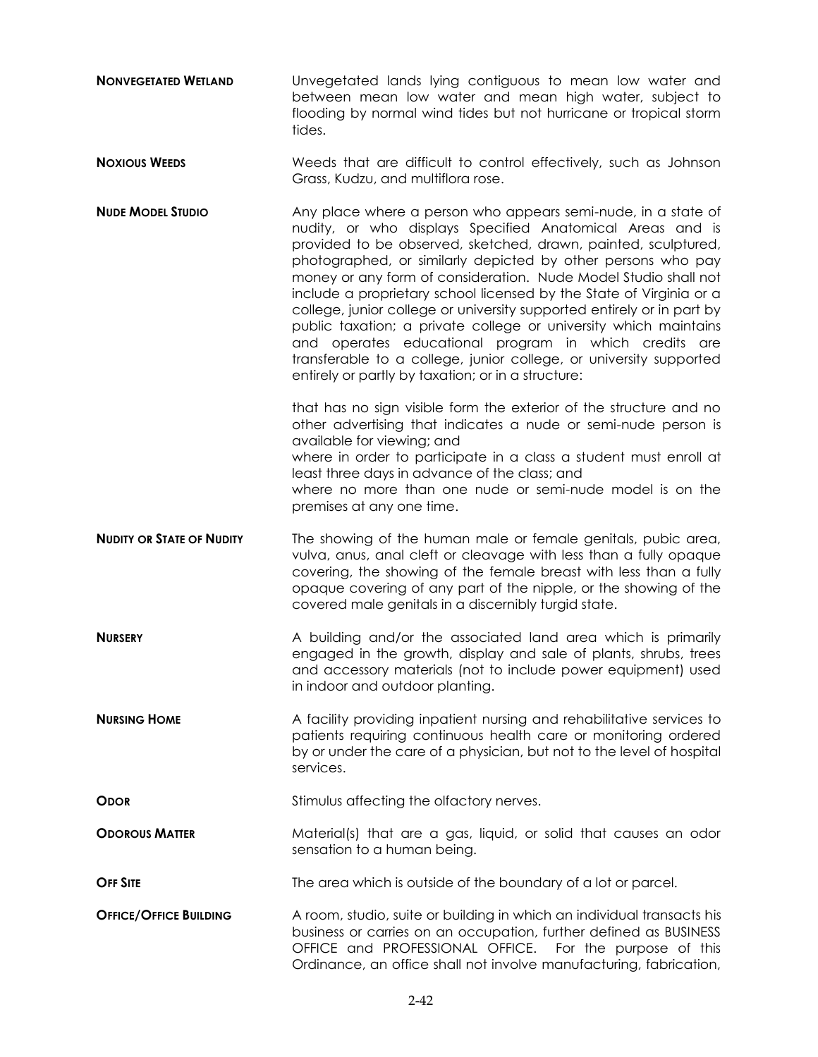**NONVEGETATED WETLAND** Unvegetated lands lying contiguous to mean low water and between mean low water and mean high water, subject to flooding by normal wind tides but not hurricane or tropical storm tides.

**NOXIOUS WEEDS** Weeds that are difficult to control effectively, such as Johnson Grass, Kudzu, and multiflora rose.

**NUDE MODEL STUDIO** Any place where a person who appears semi-nude, in a state of nudity, or who displays Specified Anatomical Areas and is provided to be observed, sketched, drawn, painted, sculptured, photographed, or similarly depicted by other persons who pay money or any form of consideration. Nude Model Studio shall not include a proprietary school licensed by the State of Virginia or a college, junior college or university supported entirely or in part by public taxation; a private college or university which maintains and operates educational program in which credits are transferable to a college, junior college, or university supported entirely or partly by taxation; or in a structure:

that has no sign visible form the exterior of the structure and no other advertising that indicates a nude or semi-nude person is available for viewing; and
where in order to participate in a class a student must enroll at least three days in advance of the class; and
where no more than one nude or semi-nude model is on the premises at any one time.

**NUDITY OR STATE OF NUDITY** The showing of the human male or female genitals, pubic area, vulva, anus, anal cleft or cleavage with less than a fully opaque covering, the showing of the female breast with less than a fully opaque covering of any part of the nipple, or the showing of the covered male genitals in a discernibly turgid state.

**NURSERY** A building and/or the associated land area which is primarily engaged in the growth, display and sale of plants, shrubs, trees and accessory materials (not to include power equipment) used in indoor and outdoor planting.

**NURSING HOME** A facility providing inpatient nursing and rehabilitative services to patients requiring continuous health care or monitoring ordered by or under the care of a physician, but not to the level of hospital services.

**ODOR** Stimulus affecting the olfactory nerves.

**ODOROUS MATTER** Material(s) that are a gas, liquid, or solid that causes an odor sensation to a human being.

**OFF SITE** The area which is outside of the boundary of a lot or parcel.

**OFFICE/OFFICE BUILDING** A room, studio, suite or building in which an individual transacts his business or carries on an occupation, further defined as BUSINESS OFFICE and PROFESSIONAL OFFICE. For the purpose of this Ordinance, an office shall not involve manufacturing, fabrication,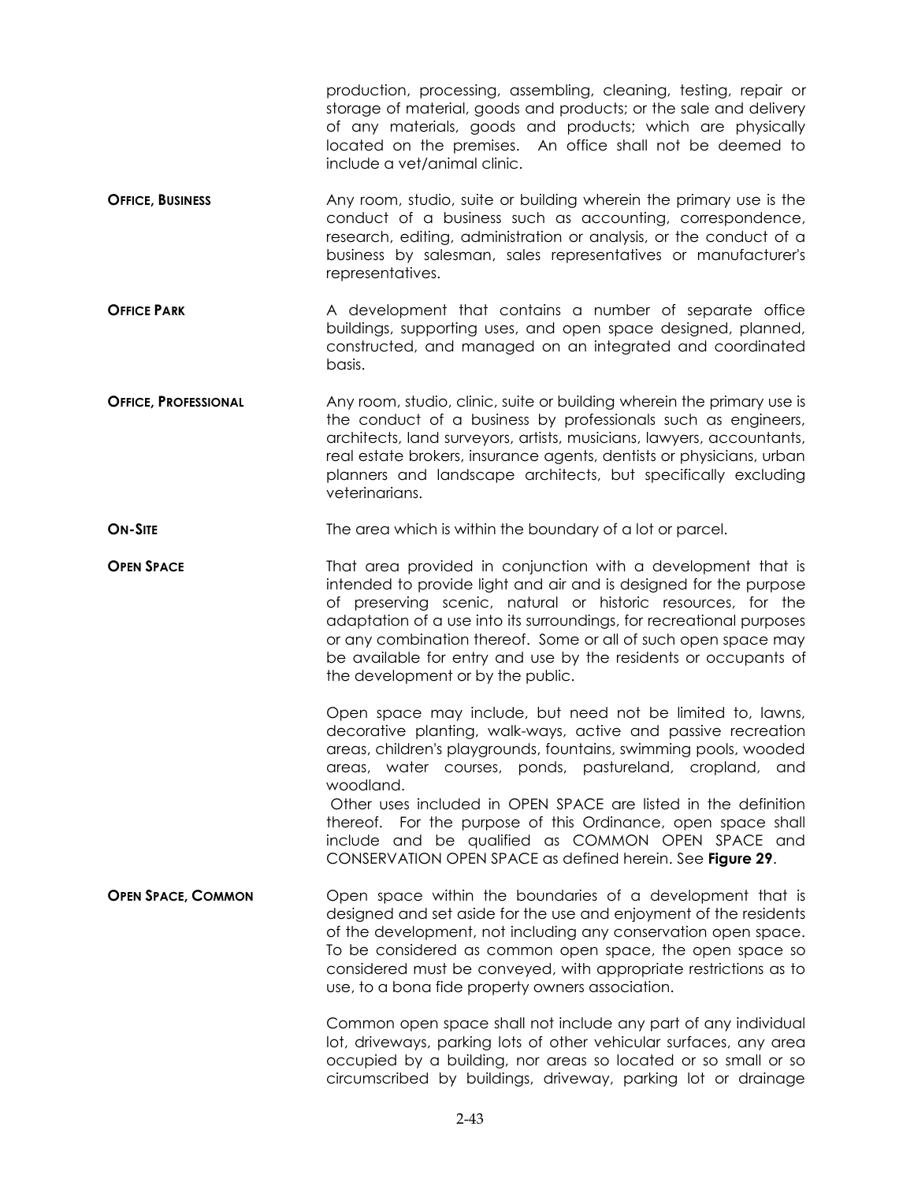production, processing, assembling, cleaning, testing, repair or storage of material, goods and products; or the sale and delivery of any materials, goods and products; which are physically located on the premises. An office shall not be deemed to include a vet/animal clinic.

**OFFICE, BUSINESS** Any room, studio, suite or building wherein the primary use is the conduct of a business such as accounting, correspondence, research, editing, administration or analysis, or the conduct of a business by salesman, sales representatives or manufacturer's representatives.

**OFFICE PARK** A development that contains a number of separate office buildings, supporting uses, and open space designed, planned, constructed, and managed on an integrated and coordinated basis.

**OFFICE, PROFESSIONAL** Any room, studio, clinic, suite or building wherein the primary use is the conduct of a business by professionals such as engineers, architects, land surveyors, artists, musicians, lawyers, accountants, real estate brokers, insurance agents, dentists or physicians, urban planners and landscape architects, but specifically excluding veterinarians.

**ON-SITE** The area which is within the boundary of a lot or parcel.

**OPEN SPACE** That area provided in conjunction with a development that is intended to provide light and air and is designed for the purpose of preserving scenic, natural or historic resources, for the adaptation of a use into its surroundings, for recreational purposes or any combination thereof. Some or all of such open space may be available for entry and use by the residents or occupants of the development or by the public.

Open space may include, but need not be limited to, lawns, decorative planting, walk-ways, active and passive recreation areas, children's playgrounds, fountains, swimming pools, wooded areas, water courses, ponds, pastureland, cropland, and woodland.

Other uses included in OPEN SPACE are listed in the definition thereof. For the purpose of this Ordinance, open space shall include and be qualified as COMMON OPEN SPACE and CONSERVATION OPEN SPACE as defined herein. See **Figure 29**.

**OPEN SPACE, COMMON** Open space within the boundaries of a development that is designed and set aside for the use and enjoyment of the residents of the development, not including any conservation open space. To be considered as common open space, the open space so considered must be conveyed, with appropriate restrictions as to use, to a bona fide property owners association.

Common open space shall not include any part of any individual lot, driveways, parking lots of other vehicular surfaces, any area occupied by a building, nor areas so located or so small or so circumscribed by buildings, driveway, parking lot or drainage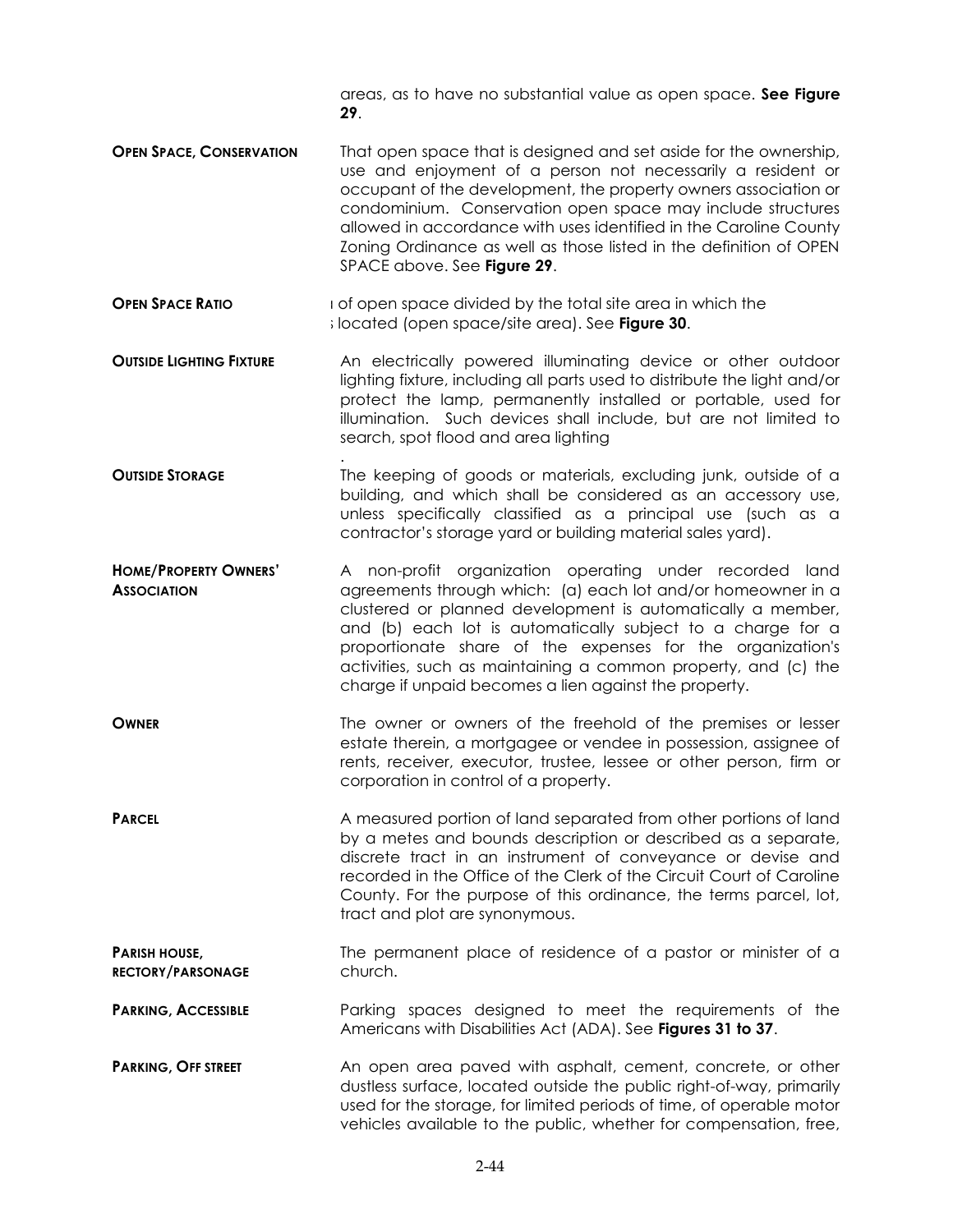areas, as to have no substantial value as open space. **See Figure 29**.

**OPEN SPACE, CONSERVATION** That open space that is designed and set aside for the ownership, use and enjoyment of a person not necessarily a resident or occupant of the development, the property owners association or condominium. Conservation open space may include structures allowed in accordance with uses identified in the Caroline County Zoning Ordinance as well as those listed in the definition of OPEN SPACE above. See **Figure 29**.

**OPEN SPACE RATIO** ι of open space divided by the total site area in which the ; located (open space/site area). See **Figure 30**.

**OUTSIDE LIGHTING FIXTURE** An electrically powered illuminating device or other outdoor lighting fixture, including all parts used to distribute the light and/or protect the lamp, permanently installed or portable, used for illumination. Such devices shall include, but are not limited to search, spot flood and area lighting

.

**OUTSIDE STORAGE** The keeping of goods or materials, excluding junk, outside of a building, and which shall be considered as an accessory use, unless specifically classified as a principal use (such as a contractor's storage yard or building material sales yard).

**HOME/PROPERTY OWNERS' ASSOCIATION** A non-profit organization operating under recorded land agreements through which: (a) each lot and/or homeowner in a clustered or planned development is automatically a member, and (b) each lot is automatically subject to a charge for a proportionate share of the expenses for the organization's activities, such as maintaining a common property, and (c) the charge if unpaid becomes a lien against the property.

**OWNER** The owner or owners of the freehold of the premises or lesser estate therein, a mortgagee or vendee in possession, assignee of rents, receiver, executor, trustee, lessee or other person, firm or corporation in control of a property.

**PARCEL** A measured portion of land separated from other portions of land by a metes and bounds description or described as a separate, discrete tract in an instrument of conveyance or devise and recorded in the Office of the Clerk of the Circuit Court of Caroline County. For the purpose of this ordinance, the terms parcel, lot, tract and plot are synonymous.

**PARISH HOUSE, RECTORY/PARSONAGE** The permanent place of residence of a pastor or minister of a church.

**PARKING, ACCESSIBLE** Parking spaces designed to meet the requirements of the Americans with Disabilities Act (ADA). See **Figures 31 to 37**.

**PARKING, OFF STREET** An open area paved with asphalt, cement, concrete, or other dustless surface, located outside the public right-of-way, primarily used for the storage, for limited periods of time, of operable motor vehicles available to the public, whether for compensation, free,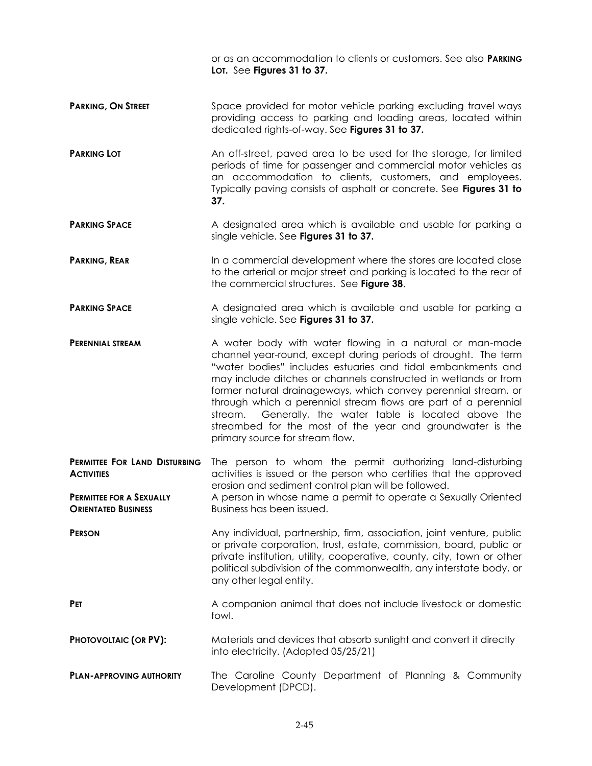or as an accommodation to clients or customers. See also **PARKING LOT.** See **Figures 31 to 37.**

**PARKING, ON STREET** Space provided for motor vehicle parking excluding travel ways providing access to parking and loading areas, located within dedicated rights-of-way. See **Figures 31 to 37.**

**PARKING LOT** An off-street, paved area to be used for the storage, for limited periods of time for passenger and commercial motor vehicles as an accommodation to clients, customers, and employees. Typically paving consists of asphalt or concrete. See **Figures 31 to 37.**

**PARKING SPACE** A designated area which is available and usable for parking a single vehicle. See **Figures 31 to 37.**

**PARKING, REAR** In a commercial development where the stores are located close to the arterial or major street and parking is located to the rear of the commercial structures. See **Figure 38**.

**PARKING SPACE** A designated area which is available and usable for parking a single vehicle. See **Figures 31 to 37.**

**PERENNIAL STREAM** A water body with water flowing in a natural or man-made channel year-round, except during periods of drought. The term "water bodies" includes estuaries and tidal embankments and may include ditches or channels constructed in wetlands or from former natural drainageways, which convey perennial stream, or through which a perennial stream flows are part of a perennial stream. Generally, the water table is located above the streambed for the most of the year and groundwater is the primary source for stream flow.

**PERMITTEE FOR LAND DISTURBING ACTIVITIES** The person to whom the permit authorizing land-disturbing activities is issued or the person who certifies that the approved erosion and sediment control plan will be followed.

**PERMITTEE FOR A SEXUALLY ORIENTATED BUSINESS** A person in whose name a permit to operate a Sexually Oriented Business has been issued.

**PERSON** Any individual, partnership, firm, association, joint venture, public or private corporation, trust, estate, commission, board, public or private institution, utility, cooperative, county, city, town or other political subdivision of the commonwealth, any interstate body, or any other legal entity.

**PET** A companion animal that does not include livestock or domestic fowl.

**PHOTOVOLTAIC (OR PV):** Materials and devices that absorb sunlight and convert it directly into electricity. (Adopted 05/25/21)

**PLAN-APPROVING AUTHORITY** The Caroline County Department of Planning & Community Development (DPCD).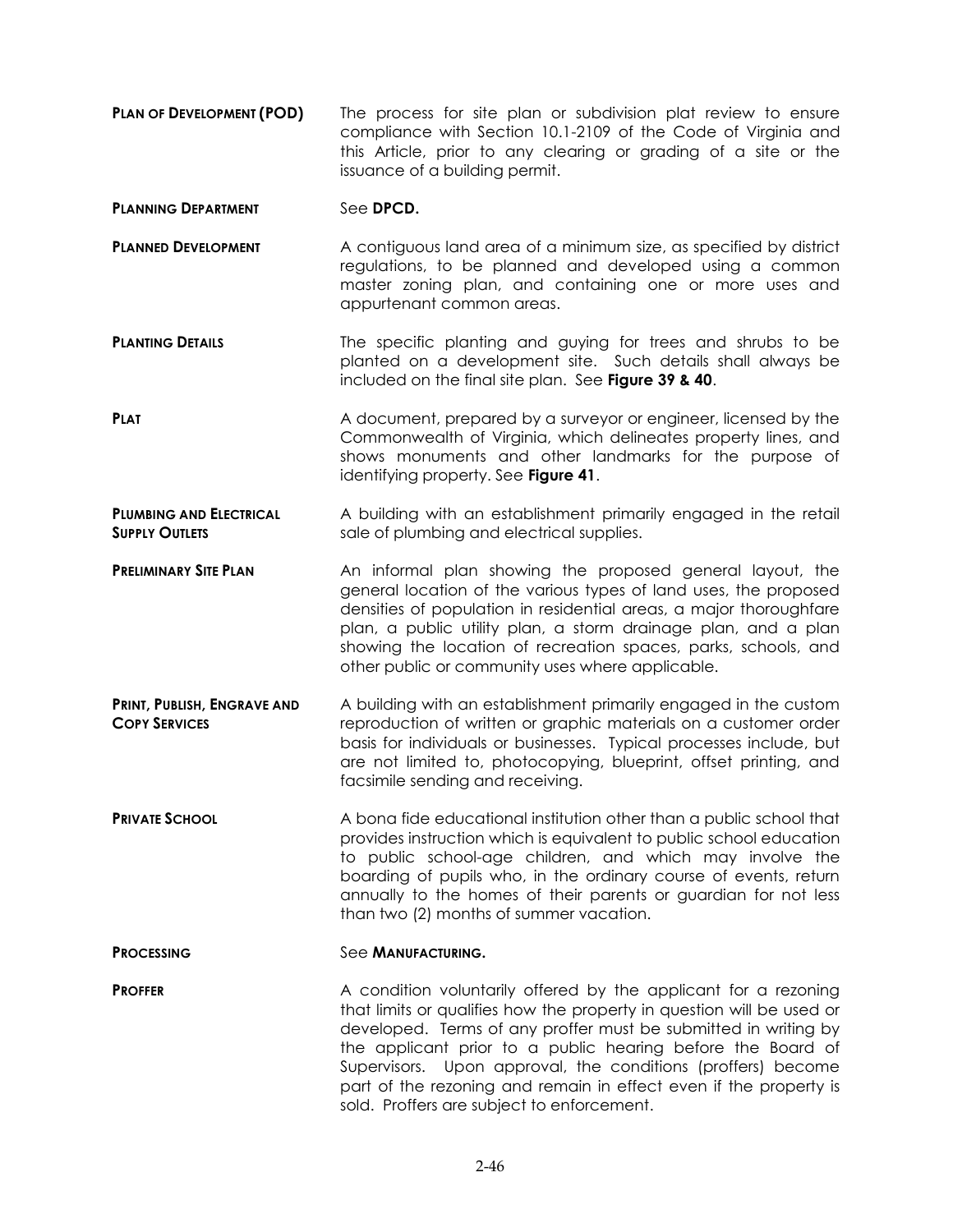**PLAN OF DEVELOPMENT (POD)** The process for site plan or subdivision plat review to ensure compliance with Section 10.1-2109 of the Code of Virginia and this Article, prior to any clearing or grading of a site or the issuance of a building permit.

**PLANNING DEPARTMENT** See **DPCD.**

**PLANNED DEVELOPMENT** A contiguous land area of a minimum size, as specified by district regulations, to be planned and developed using a common master zoning plan, and containing one or more uses and appurtenant common areas.

**PLANTING DETAILS** The specific planting and guying for trees and shrubs to be planted on a development site. Such details shall always be included on the final site plan. See **Figure 39 & 40**.

**PLAT** A document, prepared by a surveyor or engineer, licensed by the Commonwealth of Virginia, which delineates property lines, and shows monuments and other landmarks for the purpose of identifying property. See **Figure 41**.

**PLUMBING AND ELECTRICAL SUPPLY OUTLETS** A building with an establishment primarily engaged in the retail sale of plumbing and electrical supplies.

**PRELIMINARY SITE PLAN** An informal plan showing the proposed general layout, the general location of the various types of land uses, the proposed densities of population in residential areas, a major thoroughfare plan, a public utility plan, a storm drainage plan, and a plan showing the location of recreation spaces, parks, schools, and other public or community uses where applicable.

**PRINT, PUBLISH, ENGRAVE AND COPY SERVICES** A building with an establishment primarily engaged in the custom reproduction of written or graphic materials on a customer order basis for individuals or businesses. Typical processes include, but are not limited to, photocopying, blueprint, offset printing, and facsimile sending and receiving.

**PRIVATE SCHOOL** A bona fide educational institution other than a public school that provides instruction which is equivalent to public school education to public school-age children, and which may involve the boarding of pupils who, in the ordinary course of events, return annually to the homes of their parents or guardian for not less than two (2) months of summer vacation.

**PROCESSING** See **MANUFACTURING.**

**PROFFER** A condition voluntarily offered by the applicant for a rezoning that limits or qualifies how the property in question will be used or developed. Terms of any proffer must be submitted in writing by the applicant prior to a public hearing before the Board of Supervisors. Upon approval, the conditions (proffers) become part of the rezoning and remain in effect even if the property is sold. Proffers are subject to enforcement.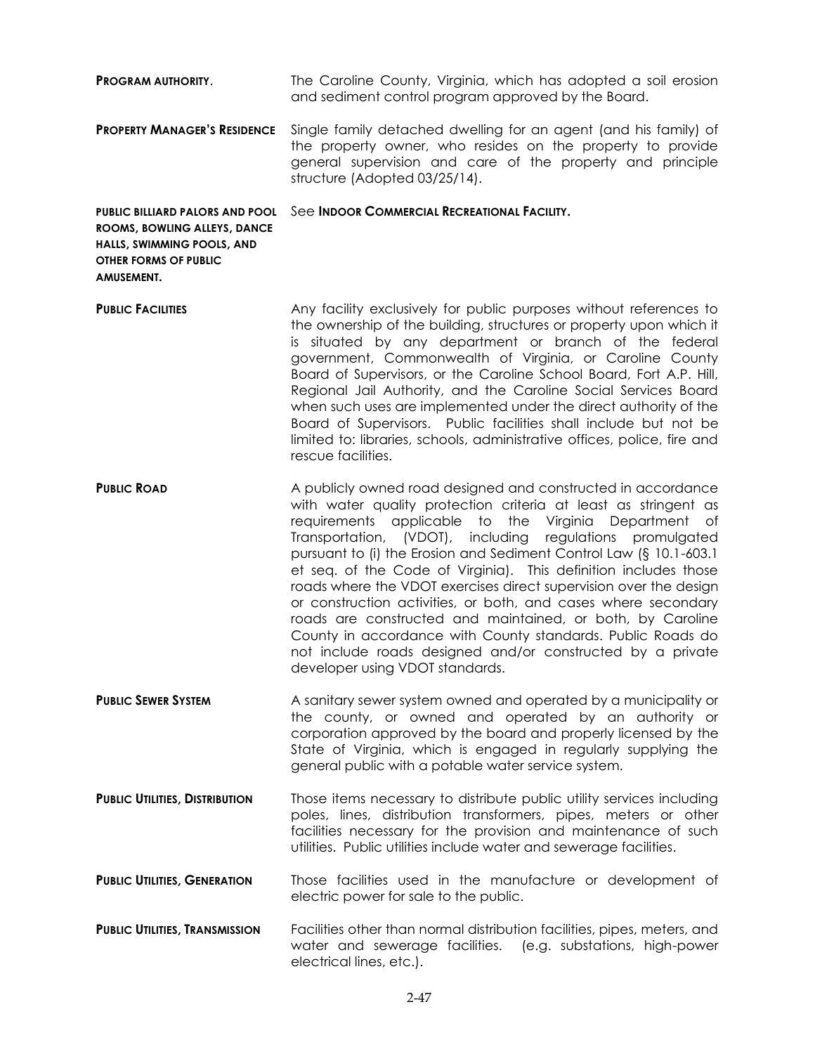**PROGRAM AUTHORITY**. The Caroline County, Virginia, which has adopted a soil erosion and sediment control program approved by the Board.

**PROPERTY MANAGER'S RESIDENCE** Single family detached dwelling for an agent (and his family) of the property owner, who resides on the property to provide general supervision and care of the property and principle structure (Adopted 03/25/14).

**PUBLIC BILLIARD PALORS AND POOL ROOMS, BOWLING ALLEYS, DANCE HALLS, SWIMMING POOLS, AND OTHER FORMS OF PUBLIC AMUSEMENT.** See **INDOOR COMMERCIAL RECREATIONAL FACILITY.**

**PUBLIC FACILITIES** Any facility exclusively for public purposes without references to the ownership of the building, structures or property upon which it is situated by any department or branch of the federal government, Commonwealth of Virginia, or Caroline County Board of Supervisors, or the Caroline School Board, Fort A.P. Hill, Regional Jail Authority, and the Caroline Social Services Board when such uses are implemented under the direct authority of the Board of Supervisors. Public facilities shall include but not be limited to: libraries, schools, administrative offices, police, fire and rescue facilities.

**PUBLIC ROAD** A publicly owned road designed and constructed in accordance with water quality protection criteria at least as stringent as requirements applicable to the Virginia Department of Transportation, (VDOT), including regulations promulgated pursuant to (i) the Erosion and Sediment Control Law (§ 10.1-603.1 et seq. of the Code of Virginia). This definition includes those roads where the VDOT exercises direct supervision over the design or construction activities, or both, and cases where secondary roads are constructed and maintained, or both, by Caroline County in accordance with County standards. Public Roads do not include roads designed and/or constructed by a private developer using VDOT standards.

**PUBLIC SEWER SYSTEM** A sanitary sewer system owned and operated by a municipality or the county, or owned and operated by an authority or corporation approved by the board and properly licensed by the State of Virginia, which is engaged in regularly supplying the general public with a potable water service system.

**PUBLIC UTILITIES, DISTRIBUTION** Those items necessary to distribute public utility services including poles, lines, distribution transformers, pipes, meters or other facilities necessary for the provision and maintenance of such utilities. Public utilities include water and sewerage facilities.

**PUBLIC UTILITIES, GENERATION** Those facilities used in the manufacture or development of electric power for sale to the public.

**PUBLIC UTILITIES, TRANSMISSION** Facilities other than normal distribution facilities, pipes, meters, and water and sewerage facilities. (e.g. substations, high-power electrical lines, etc.).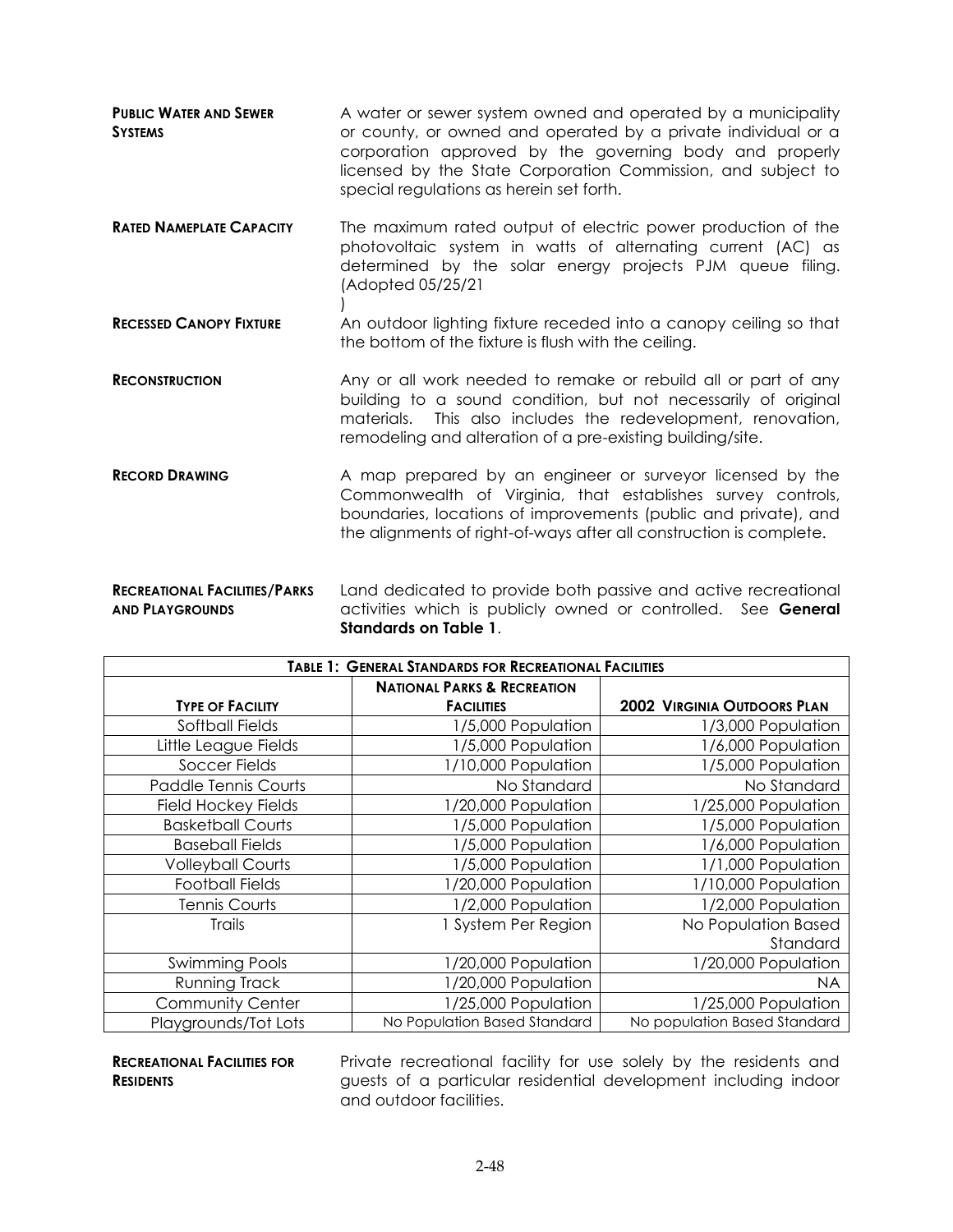**PUBLIC WATER AND SEWER SYSTEMS** A water or sewer system owned and operated by a municipality or county, or owned and operated by a private individual or a corporation approved by the governing body and properly licensed by the State Corporation Commission, and subject to special regulations as herein set forth.

**RATED NAMEPLATE CAPACITY** The maximum rated output of electric power production of the photovoltaic system in watts of alternating current (AC) as determined by the solar energy projects PJM queue filing. (Adopted 05/25/21 )

**RECESSED CANOPY FIXTURE** An outdoor lighting fixture receded into a canopy ceiling so that the bottom of the fixture is flush with the ceiling.

**RECONSTRUCTION** Any or all work needed to remake or rebuild all or part of any building to a sound condition, but not necessarily of original materials. This also includes the redevelopment, renovation, remodeling and alteration of a pre-existing building/site.

**RECORD DRAWING** A map prepared by an engineer or surveyor licensed by the Commonwealth of Virginia, that establishes survey controls, boundaries, locations of improvements (public and private), and the alignments of right-of-ways after all construction is complete.

**RECREATIONAL FACILITIES/PARKS AND PLAYGROUNDS** Land dedicated to provide both passive and active recreational activities which is publicly owned or controlled. See **General Standards on Table 1**.

**TABLE 1: GENERAL STANDARDS FOR RECREATIONAL FACILITIES**

| TYPE OF FACILITY | NATIONAL PARKS & RECREATION FACILITIES | 2002 VIRGINIA OUTDOORS PLAN |
|---|---|---|
| Softball Fields | 1/5,000 Population | 1/3,000 Population |
| Little League Fields | 1/5,000 Population | 1/6,000 Population |
| Soccer Fields | 1/10,000 Population | 1/5,000 Population |
| Paddle Tennis Courts | No Standard | No Standard |
| Field Hockey Fields | 1/20,000 Population | 1/25,000 Population |
| Basketball Courts | 1/5,000 Population | 1/5,000 Population |
| Baseball Fields | 1/5,000 Population | 1/6,000 Population |
| Volleyball Courts | 1/5,000 Population | 1/1,000 Population |
| Football Fields | 1/20,000 Population | 1/10,000 Population |
| Tennis Courts | 1/2,000 Population | 1/2,000 Population |
| Trails | 1 System Per Region | No Population Based Standard |
| Swimming Pools | 1/20,000 Population | 1/20,000 Population |
| Running Track | 1/20,000 Population | NA |
| Community Center | 1/25,000 Population | 1/25,000 Population |
| Playgrounds/Tot Lots | No Population Based Standard | No population Based Standard |

**RECREATIONAL FACILITIES FOR RESIDENTS** Private recreational facility for use solely by the residents and guests of a particular residential development including indoor and outdoor facilities.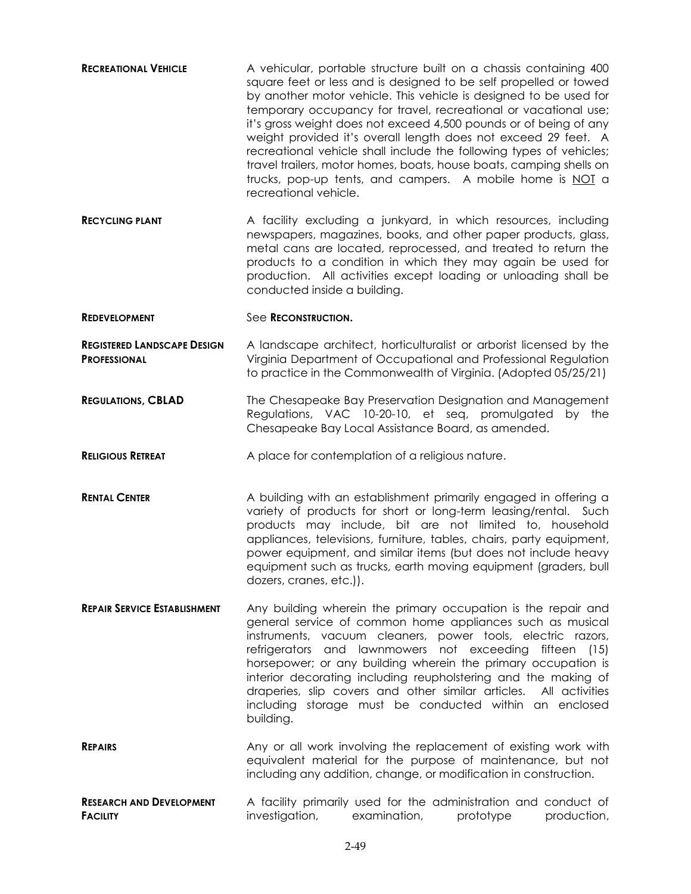**RECREATIONAL VEHICLE** A vehicular, portable structure built on a chassis containing 400 square feet or less and is designed to be self propelled or towed by another motor vehicle. This vehicle is designed to be used for temporary occupancy for travel, recreational or vacational use; it's gross weight does not exceed 4,500 pounds or of being of any weight provided it's overall length does not exceed 29 feet. A recreational vehicle shall include the following types of vehicles; travel trailers, motor homes, boats, house boats, camping shells on trucks, pop-up tents, and campers. A mobile home is <u>NOT</u> a recreational vehicle.

**RECYCLING PLANT** A facility excluding a junkyard, in which resources, including newspapers, magazines, books, and other paper products, glass, metal cans are located, reprocessed, and treated to return the products to a condition in which they may again be used for production. All activities except loading or unloading shall be conducted inside a building.

**REDEVELOPMENT** See **RECONSTRUCTION.**

**REGISTERED LANDSCAPE DESIGN PROFESSIONAL** A landscape architect, horticulturalist or arborist licensed by the Virginia Department of Occupational and Professional Regulation to practice in the Commonwealth of Virginia. (Adopted 05/25/21)

**REGULATIONS, CBLAD** The Chesapeake Bay Preservation Designation and Management Regulations, VAC 10-20-10, et seq, promulgated by the Chesapeake Bay Local Assistance Board, as amended.

**RELIGIOUS RETREAT** A place for contemplation of a religious nature.

**RENTAL CENTER** A building with an establishment primarily engaged in offering a variety of products for short or long-term leasing/rental. Such products may include, bit are not limited to, household appliances, televisions, furniture, tables, chairs, party equipment, power equipment, and similar items (but does not include heavy equipment such as trucks, earth moving equipment (graders, bull dozers, cranes, etc.)).

**REPAIR SERVICE ESTABLISHMENT** Any building wherein the primary occupation is the repair and general service of common home appliances such as musical instruments, vacuum cleaners, power tools, electric razors, refrigerators and lawnmowers not exceeding fifteen (15) horsepower; or any building wherein the primary occupation is interior decorating including reupholstering and the making of draperies, slip covers and other similar articles. All activities including storage must be conducted within an enclosed building.

**REPAIRS** Any or all work involving the replacement of existing work with equivalent material for the purpose of maintenance, but not including any addition, change, or modification in construction.

**RESEARCH AND DEVELOPMENT FACILITY** A facility primarily used for the administration and conduct of investigation, examination, prototype production,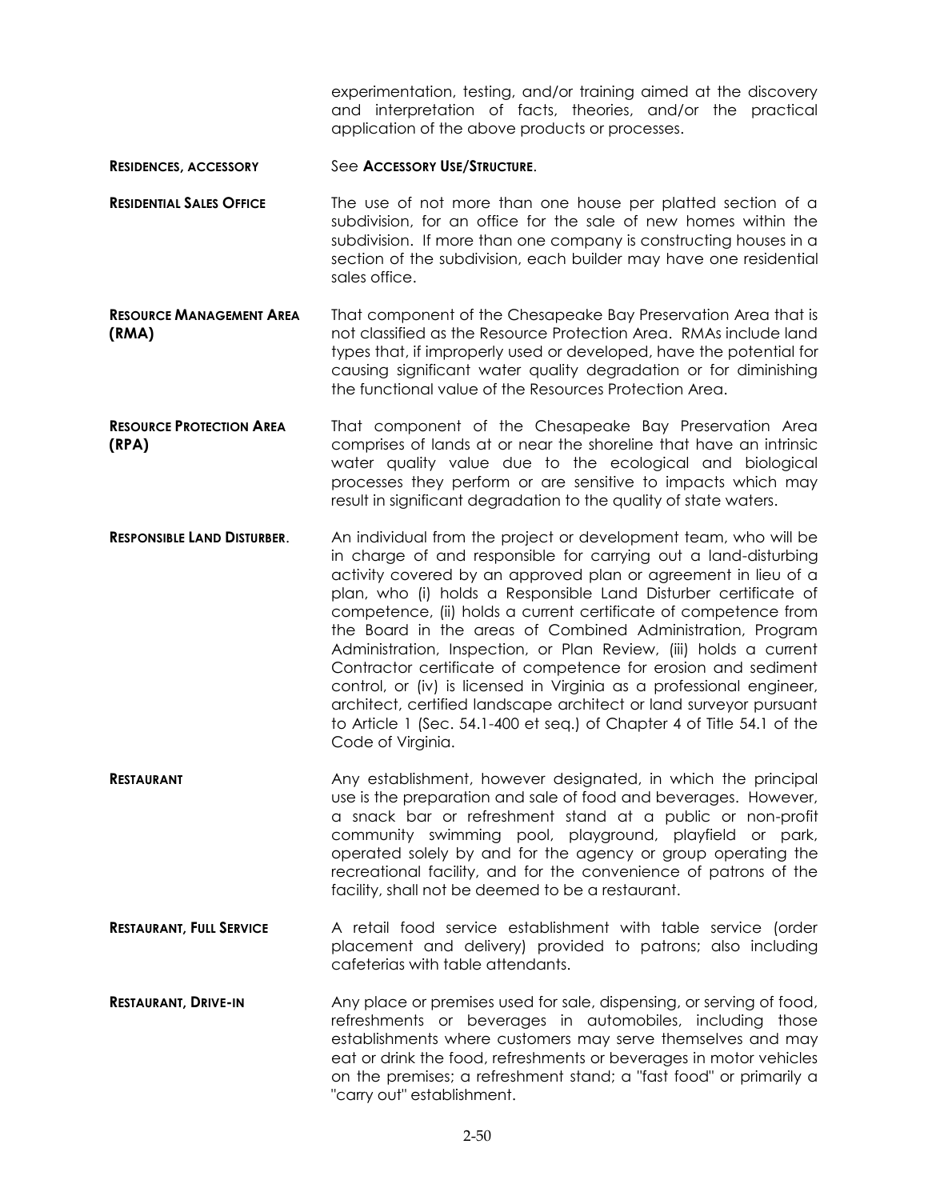experimentation, testing, and/or training aimed at the discovery and interpretation of facts, theories, and/or the practical application of the above products or processes.

**RESIDENCES, ACCESSORY** See **ACCESSORY USE/STRUCTURE**.

**RESIDENTIAL SALES OFFICE** The use of not more than one house per platted section of a subdivision, for an office for the sale of new homes within the subdivision. If more than one company is constructing houses in a section of the subdivision, each builder may have one residential sales office.

**RESOURCE MANAGEMENT AREA (RMA)** That component of the Chesapeake Bay Preservation Area that is not classified as the Resource Protection Area. RMAs include land types that, if improperly used or developed, have the potential for causing significant water quality degradation or for diminishing the functional value of the Resources Protection Area.

**RESOURCE PROTECTION AREA (RPA)** That component of the Chesapeake Bay Preservation Area comprises of lands at or near the shoreline that have an intrinsic water quality value due to the ecological and biological processes they perform or are sensitive to impacts which may result in significant degradation to the quality of state waters.

**RESPONSIBLE LAND DISTURBER**. An individual from the project or development team, who will be in charge of and responsible for carrying out a land-disturbing activity covered by an approved plan or agreement in lieu of a plan, who (i) holds a Responsible Land Disturber certificate of competence, (ii) holds a current certificate of competence from the Board in the areas of Combined Administration, Program Administration, Inspection, or Plan Review, (iii) holds a current Contractor certificate of competence for erosion and sediment control, or (iv) is licensed in Virginia as a professional engineer, architect, certified landscape architect or land surveyor pursuant to Article 1 (Sec. 54.1-400 et seq.) of Chapter 4 of Title 54.1 of the Code of Virginia.

**RESTAURANT** Any establishment, however designated, in which the principal use is the preparation and sale of food and beverages. However, a snack bar or refreshment stand at a public or non-profit community swimming pool, playground, playfield or park, operated solely by and for the agency or group operating the recreational facility, and for the convenience of patrons of the facility, shall not be deemed to be a restaurant.

**RESTAURANT, FULL SERVICE** A retail food service establishment with table service (order placement and delivery) provided to patrons; also including cafeterias with table attendants.

**RESTAURANT, DRIVE-IN** Any place or premises used for sale, dispensing, or serving of food, refreshments or beverages in automobiles, including those establishments where customers may serve themselves and may eat or drink the food, refreshments or beverages in motor vehicles on the premises; a refreshment stand; a "fast food" or primarily a "carry out" establishment.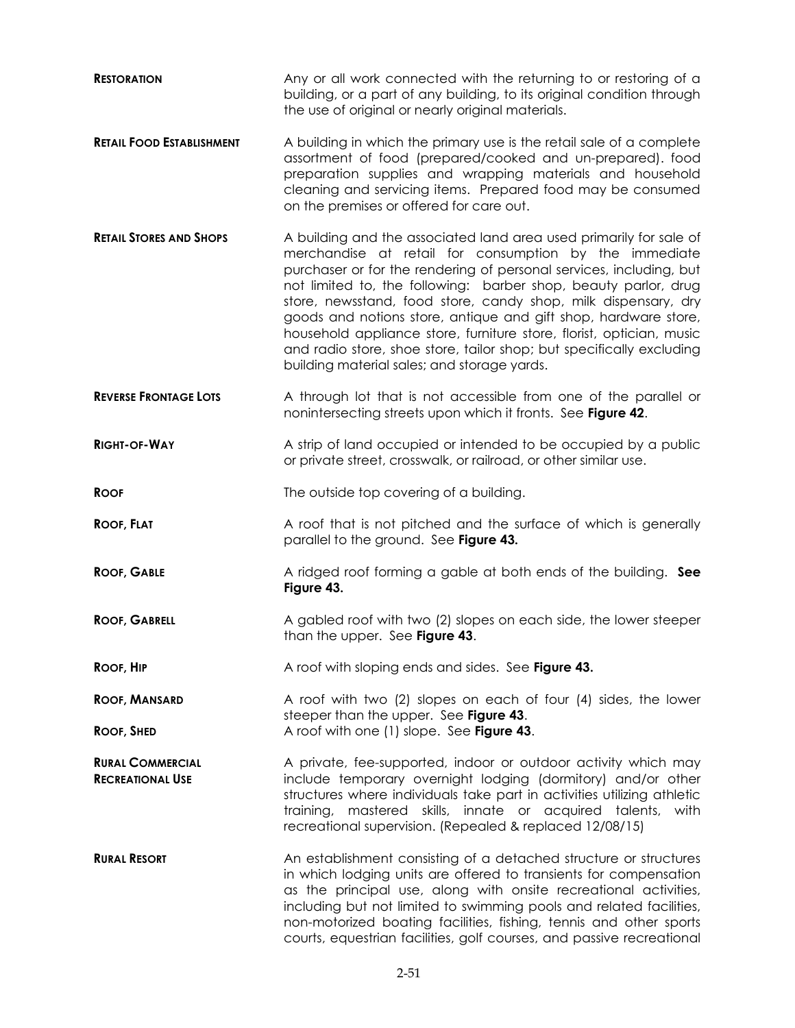**RESTORATION** Any or all work connected with the returning to or restoring of a building, or a part of any building, to its original condition through the use of original or nearly original materials.

**RETAIL FOOD ESTABLISHMENT** A building in which the primary use is the retail sale of a complete assortment of food (prepared/cooked and un-prepared). food preparation supplies and wrapping materials and household cleaning and servicing items. Prepared food may be consumed on the premises or offered for care out.

**RETAIL STORES AND SHOPS** A building and the associated land area used primarily for sale of merchandise at retail for consumption by the immediate purchaser or for the rendering of personal services, including, but not limited to, the following: barber shop, beauty parlor, drug store, newsstand, food store, candy shop, milk dispensary, dry goods and notions store, antique and gift shop, hardware store, household appliance store, furniture store, florist, optician, music and radio store, shoe store, tailor shop; but specifically excluding building material sales; and storage yards.

**REVERSE FRONTAGE LOTS** A through lot that is not accessible from one of the parallel or nonintersecting streets upon which it fronts. See **Figure 42**.

**RIGHT-OF-WAY** A strip of land occupied or intended to be occupied by a public or private street, crosswalk, or railroad, or other similar use.

**ROOF** The outside top covering of a building.

**ROOF, FLAT** A roof that is not pitched and the surface of which is generally parallel to the ground. See **Figure 43.**

**ROOF, GABLE** A ridged roof forming a gable at both ends of the building. **See Figure 43.**

**ROOF, GABRELL** A gabled roof with two (2) slopes on each side, the lower steeper than the upper. See **Figure 43**.

**ROOF, HIP** A roof with sloping ends and sides. See **Figure 43.**

**ROOF, MANSARD** A roof with two (2) slopes on each of four (4) sides, the lower steeper than the upper. See **Figure 43**.

**ROOF, SHED** A roof with one (1) slope. See **Figure 43**.

**RURAL COMMERCIAL RECREATIONAL USE** A private, fee-supported, indoor or outdoor activity which may include temporary overnight lodging (dormitory) and/or other structures where individuals take part in activities utilizing athletic training, mastered skills, innate or acquired talents, with recreational supervision. (Repealed & replaced 12/08/15)

**RURAL RESORT** An establishment consisting of a detached structure or structures in which lodging units are offered to transients for compensation as the principal use, along with onsite recreational activities, including but not limited to swimming pools and related facilities, non-motorized boating facilities, fishing, tennis and other sports courts, equestrian facilities, golf courses, and passive recreational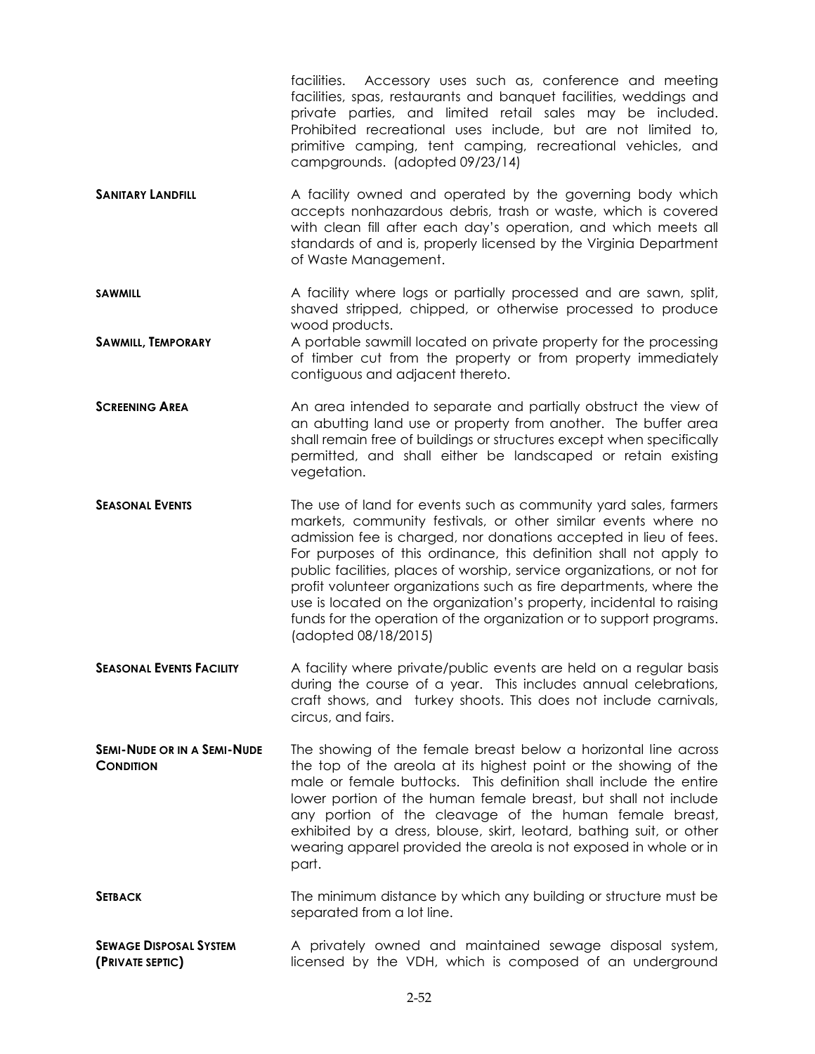facilities. Accessory uses such as, conference and meeting facilities, spas, restaurants and banquet facilities, weddings and private parties, and limited retail sales may be included. Prohibited recreational uses include, but are not limited to, primitive camping, tent camping, recreational vehicles, and campgrounds. (adopted 09/23/14)

**SANITARY LANDFILL** A facility owned and operated by the governing body which accepts nonhazardous debris, trash or waste, which is covered with clean fill after each day's operation, and which meets all standards of and is, properly licensed by the Virginia Department of Waste Management.

**SAWMILL** A facility where logs or partially processed and are sawn, split, shaved stripped, chipped, or otherwise processed to produce wood products.

**SAWMILL, TEMPORARY** A portable sawmill located on private property for the processing of timber cut from the property or from property immediately contiguous and adjacent thereto.

**SCREENING AREA** An area intended to separate and partially obstruct the view of an abutting land use or property from another. The buffer area shall remain free of buildings or structures except when specifically permitted, and shall either be landscaped or retain existing vegetation.

**SEASONAL EVENTS** The use of land for events such as community yard sales, farmers markets, community festivals, or other similar events where no admission fee is charged, nor donations accepted in lieu of fees. For purposes of this ordinance, this definition shall not apply to public facilities, places of worship, service organizations, or not for profit volunteer organizations such as fire departments, where the use is located on the organization's property, incidental to raising funds for the operation of the organization or to support programs. (adopted 08/18/2015)

**SEASONAL EVENTS FACILITY** A facility where private/public events are held on a regular basis during the course of a year. This includes annual celebrations, craft shows, and turkey shoots. This does not include carnivals, circus, and fairs.

**SEMI-NUDE OR IN A SEMI-NUDE CONDITION** The showing of the female breast below a horizontal line across the top of the areola at its highest point or the showing of the male or female buttocks. This definition shall include the entire lower portion of the human female breast, but shall not include any portion of the cleavage of the human female breast, exhibited by a dress, blouse, skirt, leotard, bathing suit, or other wearing apparel provided the areola is not exposed in whole or in part.

**SETBACK** The minimum distance by which any building or structure must be separated from a lot line.

**SEWAGE DISPOSAL SYSTEM (PRIVATE SEPTIC)** A privately owned and maintained sewage disposal system, licensed by the VDH, which is composed of an underground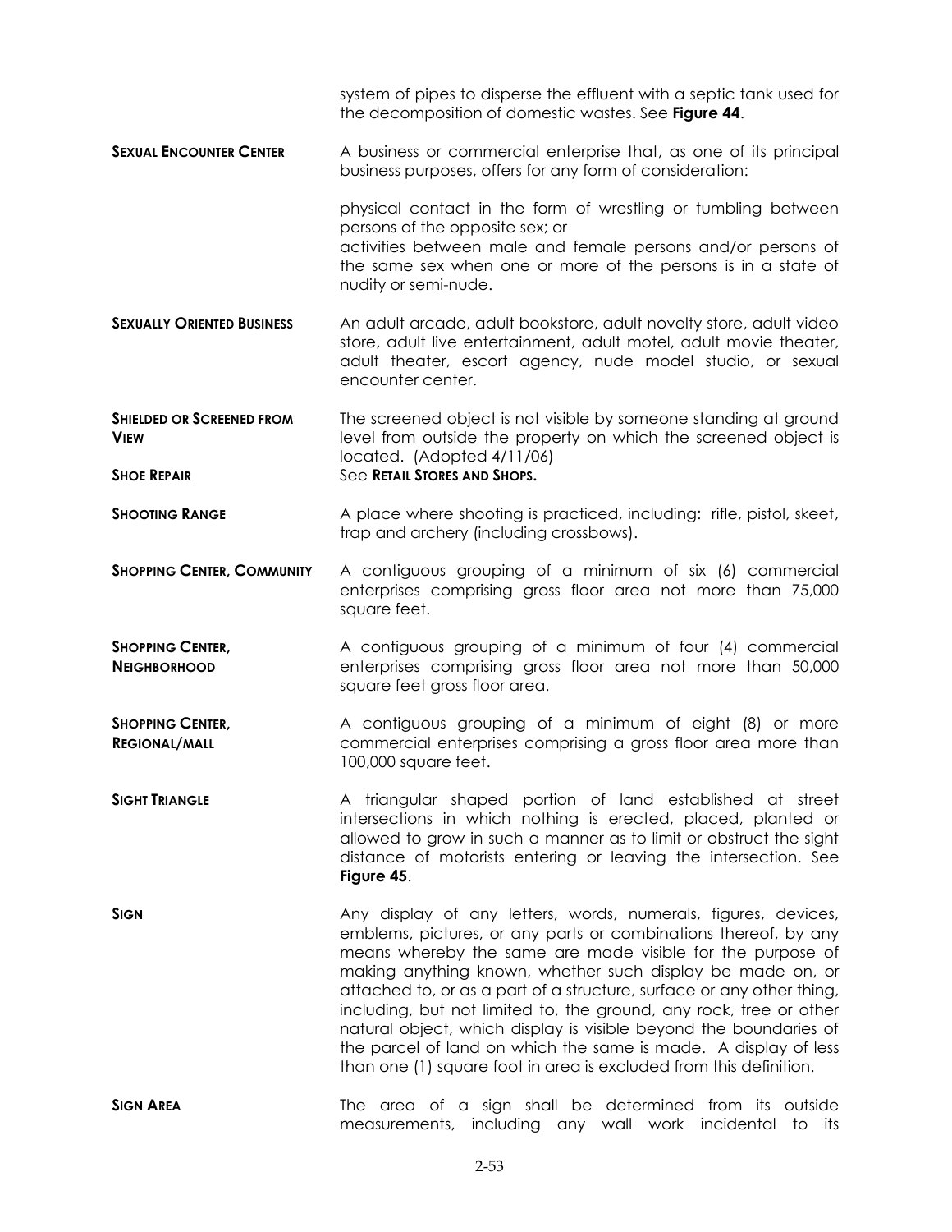system of pipes to disperse the effluent with a septic tank used for the decomposition of domestic wastes. See **Figure 44**.

**SEXUAL ENCOUNTER CENTER** A business or commercial enterprise that, as one of its principal business purposes, offers for any form of consideration:

physical contact in the form of wrestling or tumbling between persons of the opposite sex; or
activities between male and female persons and/or persons of the same sex when one or more of the persons is in a state of nudity or semi-nude.

**SEXUALLY ORIENTED BUSINESS** An adult arcade, adult bookstore, adult novelty store, adult video store, adult live entertainment, adult motel, adult movie theater, adult theater, escort agency, nude model studio, or sexual encounter center.

**SHIELDED OR SCREENED FROM VIEW** The screened object is not visible by someone standing at ground level from outside the property on which the screened object is located. (Adopted 4/11/06)

**SHOE REPAIR** See **RETAIL STORES AND SHOPS.**

**SHOOTING RANGE** A place where shooting is practiced, including: rifle, pistol, skeet, trap and archery (including crossbows).

**SHOPPING CENTER, COMMUNITY** A contiguous grouping of a minimum of six (6) commercial enterprises comprising gross floor area not more than 75,000 square feet.

**SHOPPING CENTER, NEIGHBORHOOD** A contiguous grouping of a minimum of four (4) commercial enterprises comprising gross floor area not more than 50,000 square feet gross floor area.

**SHOPPING CENTER, REGIONAL/MALL** A contiguous grouping of a minimum of eight (8) or more commercial enterprises comprising a gross floor area more than 100,000 square feet.

**SIGHT TRIANGLE** A triangular shaped portion of land established at street intersections in which nothing is erected, placed, planted or allowed to grow in such a manner as to limit or obstruct the sight distance of motorists entering or leaving the intersection. See **Figure 45**.

**SIGN** Any display of any letters, words, numerals, figures, devices, emblems, pictures, or any parts or combinations thereof, by any means whereby the same are made visible for the purpose of making anything known, whether such display be made on, or attached to, or as a part of a structure, surface or any other thing, including, but not limited to, the ground, any rock, tree or other natural object, which display is visible beyond the boundaries of the parcel of land on which the same is made. A display of less than one (1) square foot in area is excluded from this definition.

**SIGN AREA** The area of a sign shall be determined from its outside measurements, including any wall work incidental to its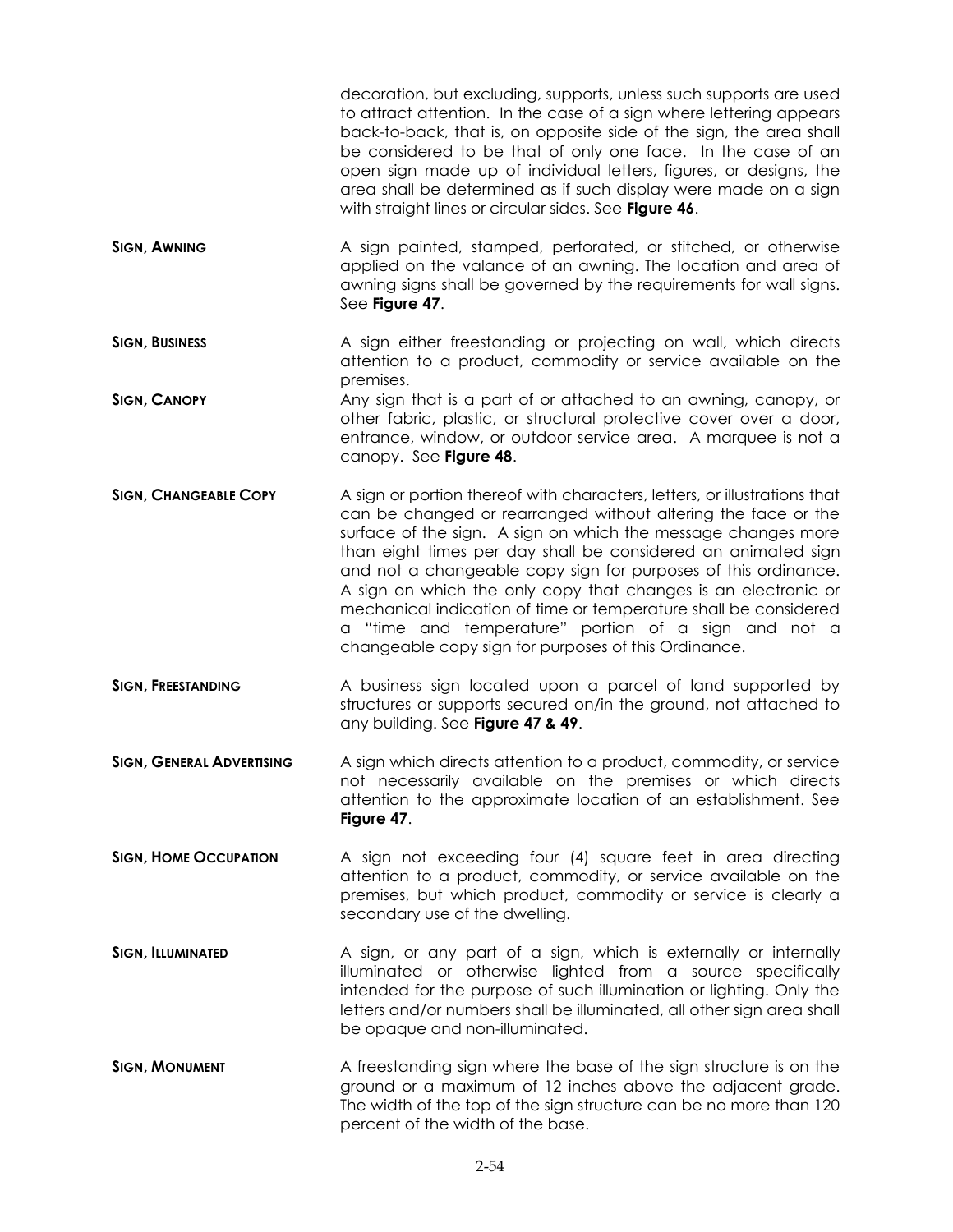decoration, but excluding, supports, unless such supports are used to attract attention. In the case of a sign where lettering appears back-to-back, that is, on opposite side of the sign, the area shall be considered to be that of only one face. In the case of an open sign made up of individual letters, figures, or designs, the area shall be determined as if such display were made on a sign with straight lines or circular sides. See **Figure 46**.

**SIGN, AWNING** A sign painted, stamped, perforated, or stitched, or otherwise applied on the valance of an awning. The location and area of awning signs shall be governed by the requirements for wall signs. See **Figure 47**.

**SIGN, BUSINESS** A sign either freestanding or projecting on wall, which directs attention to a product, commodity or service available on the premises.

**SIGN, CANOPY** Any sign that is a part of or attached to an awning, canopy, or other fabric, plastic, or structural protective cover over a door, entrance, window, or outdoor service area. A marquee is not a canopy. See **Figure 48**.

**SIGN, CHANGEABLE COPY** A sign or portion thereof with characters, letters, or illustrations that can be changed or rearranged without altering the face or the surface of the sign. A sign on which the message changes more than eight times per day shall be considered an animated sign and not a changeable copy sign for purposes of this ordinance. A sign on which the only copy that changes is an electronic or mechanical indication of time or temperature shall be considered a "time and temperature" portion of a sign and not a changeable copy sign for purposes of this Ordinance.

**SIGN, FREESTANDING** A business sign located upon a parcel of land supported by structures or supports secured on/in the ground, not attached to any building. See **Figure 47 & 49**.

**SIGN, GENERAL ADVERTISING** A sign which directs attention to a product, commodity, or service not necessarily available on the premises or which directs attention to the approximate location of an establishment. See **Figure 47**.

**SIGN, HOME OCCUPATION** A sign not exceeding four (4) square feet in area directing attention to a product, commodity, or service available on the premises, but which product, commodity or service is clearly a secondary use of the dwelling.

**SIGN, ILLUMINATED** A sign, or any part of a sign, which is externally or internally illuminated or otherwise lighted from a source specifically intended for the purpose of such illumination or lighting. Only the letters and/or numbers shall be illuminated, all other sign area shall be opaque and non-illuminated.

**SIGN, MONUMENT** A freestanding sign where the base of the sign structure is on the ground or a maximum of 12 inches above the adjacent grade. The width of the top of the sign structure can be no more than 120 percent of the width of the base.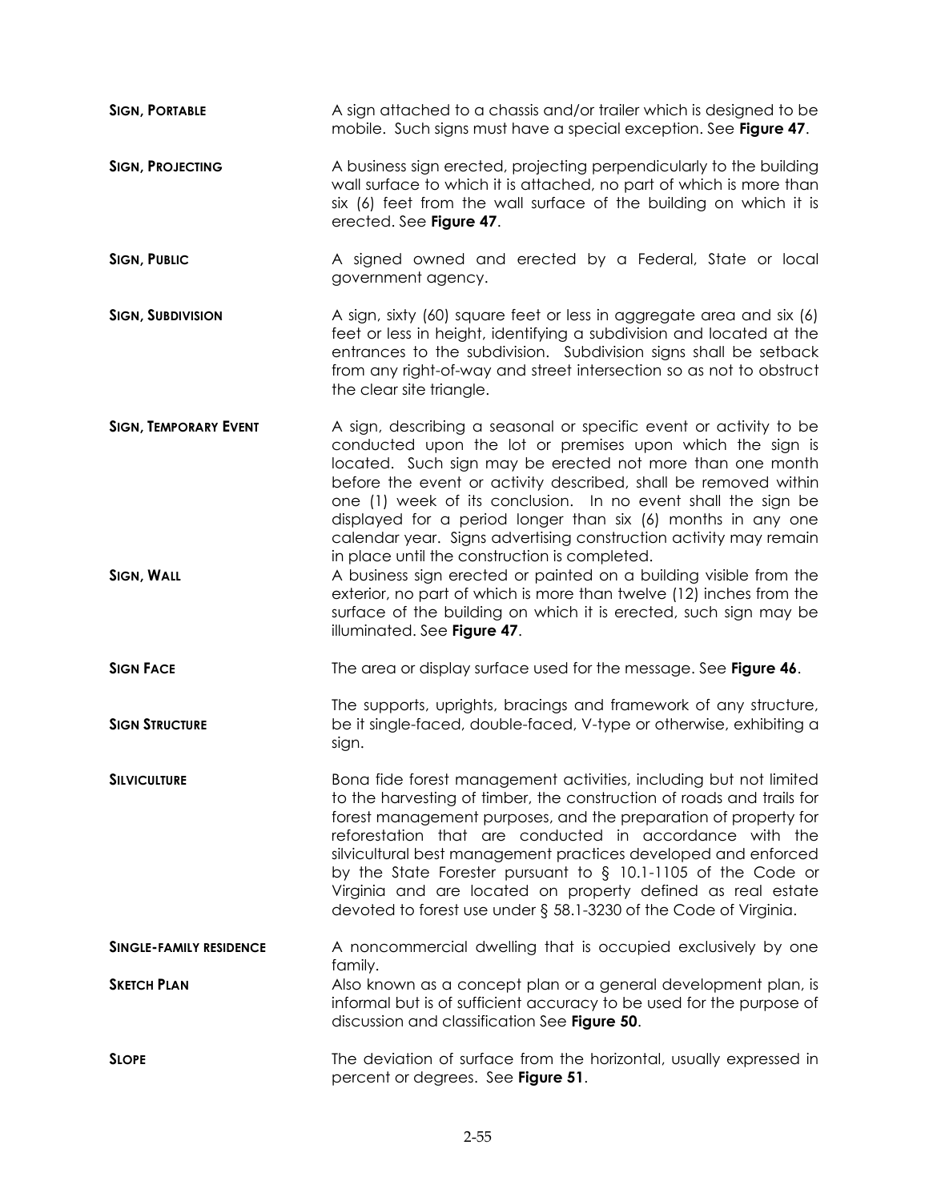**SIGN, PORTABLE** A sign attached to a chassis and/or trailer which is designed to be mobile. Such signs must have a special exception. See **Figure 47**.

**SIGN, PROJECTING** A business sign erected, projecting perpendicularly to the building wall surface to which it is attached, no part of which is more than six (6) feet from the wall surface of the building on which it is erected. See **Figure 47**.

**SIGN, PUBLIC** A signed owned and erected by a Federal, State or local government agency.

**SIGN, SUBDIVISION** A sign, sixty (60) square feet or less in aggregate area and six (6) feet or less in height, identifying a subdivision and located at the entrances to the subdivision. Subdivision signs shall be setback from any right-of-way and street intersection so as not to obstruct the clear site triangle.

**SIGN, TEMPORARY EVENT** A sign, describing a seasonal or specific event or activity to be conducted upon the lot or premises upon which the sign is located. Such sign may be erected not more than one month before the event or activity described, shall be removed within one (1) week of its conclusion. In no event shall the sign be displayed for a period longer than six (6) months in any one calendar year. Signs advertising construction activity may remain in place until the construction is completed.

**SIGN, WALL** A business sign erected or painted on a building visible from the exterior, no part of which is more than twelve (12) inches from the surface of the building on which it is erected, such sign may be illuminated. See **Figure 47**.

**SIGN FACE** The area or display surface used for the message. See **Figure 46**.

**SIGN STRUCTURE** The supports, uprights, bracings and framework of any structure, be it single-faced, double-faced, V-type or otherwise, exhibiting a sign.

**SILVICULTURE** Bona fide forest management activities, including but not limited to the harvesting of timber, the construction of roads and trails for forest management purposes, and the preparation of property for reforestation that are conducted in accordance with the silvicultural best management practices developed and enforced by the State Forester pursuant to § 10.1-1105 of the Code or Virginia and are located on property defined as real estate devoted to forest use under § 58.1-3230 of the Code of Virginia.

**SINGLE-FAMILY RESIDENCE** A noncommercial dwelling that is occupied exclusively by one family.

**SKETCH PLAN** Also known as a concept plan or a general development plan, is informal but is of sufficient accuracy to be used for the purpose of discussion and classification See **Figure 50**.

**SLOPE** The deviation of surface from the horizontal, usually expressed in percent or degrees. See **Figure 51**.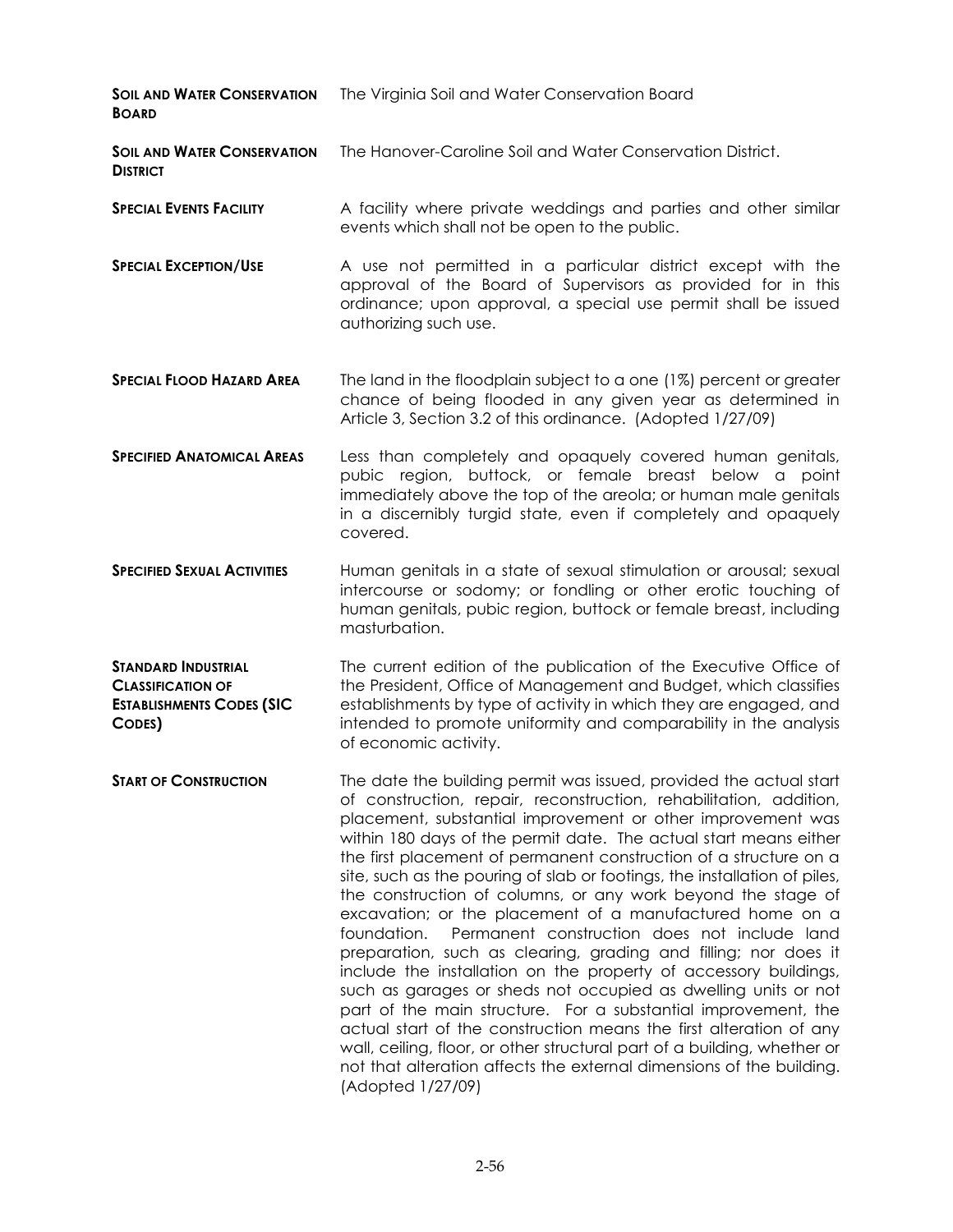**SOIL AND WATER CONSERVATION BOARD** The Virginia Soil and Water Conservation Board

**SOIL AND WATER CONSERVATION DISTRICT** The Hanover-Caroline Soil and Water Conservation District.

**SPECIAL EVENTS FACILITY** A facility where private weddings and parties and other similar events which shall not be open to the public.

**SPECIAL EXCEPTION/USE** A use not permitted in a particular district except with the approval of the Board of Supervisors as provided for in this ordinance; upon approval, a special use permit shall be issued authorizing such use.

**SPECIAL FLOOD HAZARD AREA** The land in the floodplain subject to a one (1%) percent or greater chance of being flooded in any given year as determined in Article 3, Section 3.2 of this ordinance. (Adopted 1/27/09)

**SPECIFIED ANATOMICAL AREAS** Less than completely and opaquely covered human genitals, pubic region, buttock, or female breast below a point immediately above the top of the areola; or human male genitals in a discernibly turgid state, even if completely and opaquely covered.

**SPECIFIED SEXUAL ACTIVITIES** Human genitals in a state of sexual stimulation or arousal; sexual intercourse or sodomy; or fondling or other erotic touching of human genitals, pubic region, buttock or female breast, including masturbation.

**STANDARD INDUSTRIAL CLASSIFICATION OF ESTABLISHMENTS CODES (SIC CODES)** The current edition of the publication of the Executive Office of the President, Office of Management and Budget, which classifies establishments by type of activity in which they are engaged, and intended to promote uniformity and comparability in the analysis of economic activity.

**START OF CONSTRUCTION** The date the building permit was issued, provided the actual start of construction, repair, reconstruction, rehabilitation, addition, placement, substantial improvement or other improvement was within 180 days of the permit date. The actual start means either the first placement of permanent construction of a structure on a site, such as the pouring of slab or footings, the installation of piles, the construction of columns, or any work beyond the stage of excavation; or the placement of a manufactured home on a foundation. Permanent construction does not include land preparation, such as clearing, grading and filling; nor does it include the installation on the property of accessory buildings, such as garages or sheds not occupied as dwelling units or not part of the main structure. For a substantial improvement, the actual start of the construction means the first alteration of any wall, ceiling, floor, or other structural part of a building, whether or not that alteration affects the external dimensions of the building. (Adopted 1/27/09)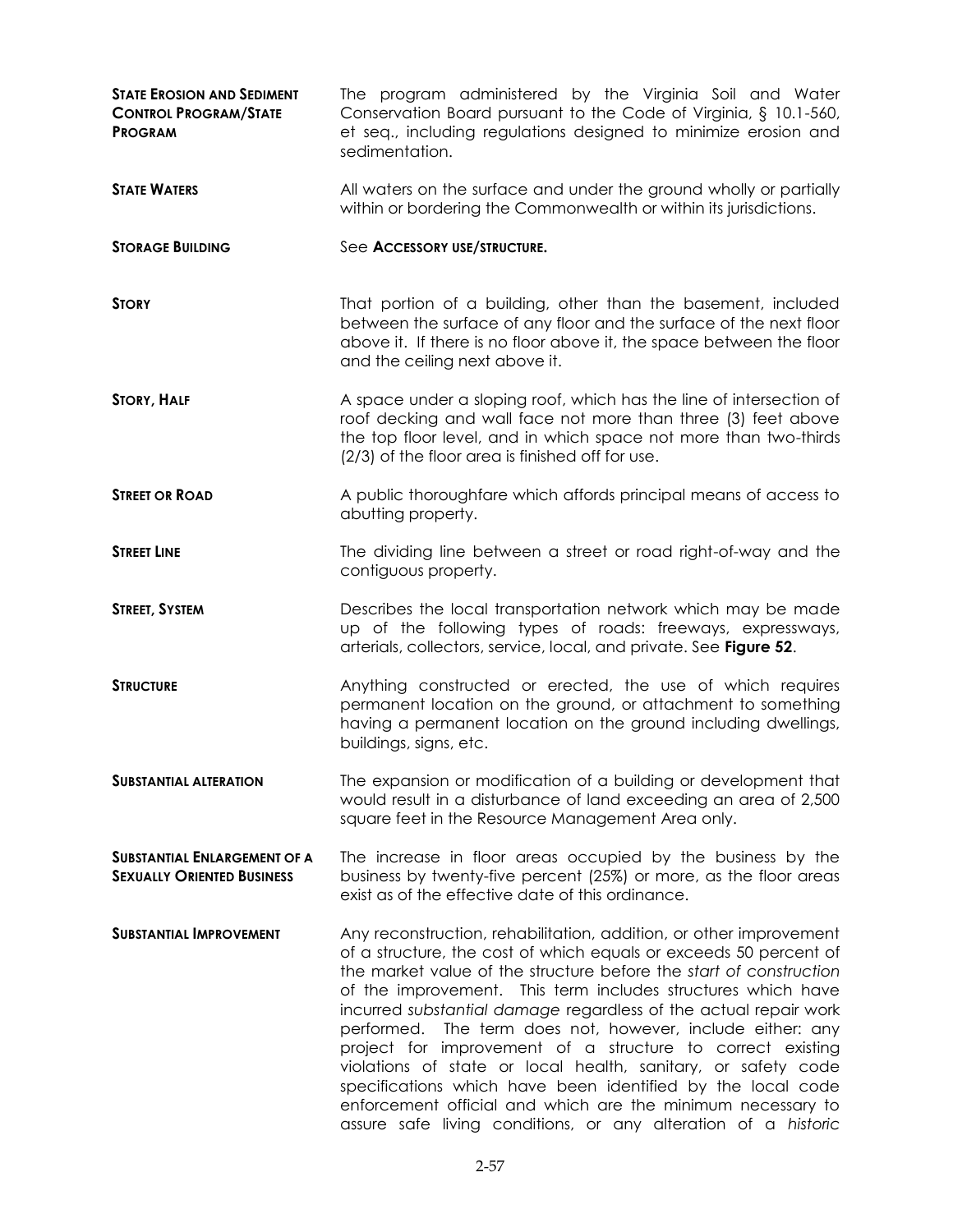**STATE EROSION AND SEDIMENT CONTROL PROGRAM/STATE PROGRAM** — The program administered by the Virginia Soil and Water Conservation Board pursuant to the Code of Virginia, § 10.1-560, et seq., including regulations designed to minimize erosion and sedimentation.

**STATE WATERS** — All waters on the surface and under the ground wholly or partially within or bordering the Commonwealth or within its jurisdictions.

**STORAGE BUILDING** — See **ACCESSORY USE/STRUCTURE.**

**STORY** — That portion of a building, other than the basement, included between the surface of any floor and the surface of the next floor above it. If there is no floor above it, the space between the floor and the ceiling next above it.

**STORY, HALF** — A space under a sloping roof, which has the line of intersection of roof decking and wall face not more than three (3) feet above the top floor level, and in which space not more than two-thirds (2/3) of the floor area is finished off for use.

**STREET OR ROAD** — A public thoroughfare which affords principal means of access to abutting property.

**STREET LINE** — The dividing line between a street or road right-of-way and the contiguous property.

**STREET, SYSTEM** — Describes the local transportation network which may be made up of the following types of roads: freeways, expressways, arterials, collectors, service, local, and private. See **Figure 52**.

**STRUCTURE** — Anything constructed or erected, the use of which requires permanent location on the ground, or attachment to something having a permanent location on the ground including dwellings, buildings, signs, etc.

**SUBSTANTIAL ALTERATION** — The expansion or modification of a building or development that would result in a disturbance of land exceeding an area of 2,500 square feet in the Resource Management Area only.

**SUBSTANTIAL ENLARGEMENT OF A SEXUALLY ORIENTED BUSINESS** — The increase in floor areas occupied by the business by the business by twenty-five percent (25%) or more, as the floor areas exist as of the effective date of this ordinance.

**SUBSTANTIAL IMPROVEMENT** — Any reconstruction, rehabilitation, addition, or other improvement of a structure, the cost of which equals or exceeds 50 percent of the market value of the structure before the *start of construction* of the improvement. This term includes structures which have incurred *substantial damage* regardless of the actual repair work performed. The term does not, however, include either: any project for improvement of a structure to correct existing violations of state or local health, sanitary, or safety code specifications which have been identified by the local code enforcement official and which are the minimum necessary to assure safe living conditions, or any alteration of a *historic*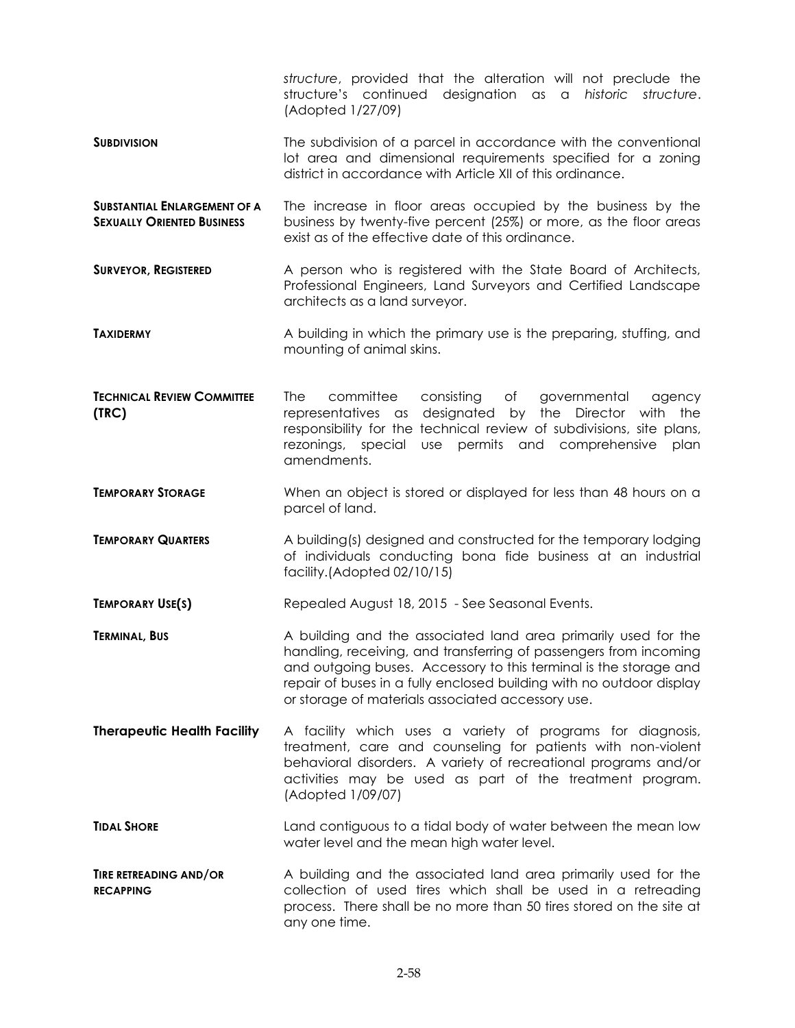*structure*, provided that the alteration will not preclude the structure's continued designation as a *historic structure*. (Adopted 1/27/09)

**SUBDIVISION** The subdivision of a parcel in accordance with the conventional lot area and dimensional requirements specified for a zoning district in accordance with Article XII of this ordinance.

**SUBSTANTIAL ENLARGEMENT OF A SEXUALLY ORIENTED BUSINESS** The increase in floor areas occupied by the business by the business by twenty-five percent (25%) or more, as the floor areas exist as of the effective date of this ordinance.

**SURVEYOR, REGISTERED** A person who is registered with the State Board of Architects, Professional Engineers, Land Surveyors and Certified Landscape architects as a land surveyor.

**TAXIDERMY** A building in which the primary use is the preparing, stuffing, and mounting of animal skins.

**TECHNICAL REVIEW COMMITTEE (TRC)** The committee consisting of governmental agency representatives as designated by the Director with the responsibility for the technical review of subdivisions, site plans, rezonings, special use permits and comprehensive plan amendments.

**TEMPORARY STORAGE** When an object is stored or displayed for less than 48 hours on a parcel of land.

**TEMPORARY QUARTERS** A building(s) designed and constructed for the temporary lodging of individuals conducting bona fide business at an industrial facility.(Adopted 02/10/15)

**TEMPORARY USE(S)** Repealed August 18, 2015 - See Seasonal Events.

**TERMINAL, BUS** A building and the associated land area primarily used for the handling, receiving, and transferring of passengers from incoming and outgoing buses. Accessory to this terminal is the storage and repair of buses in a fully enclosed building with no outdoor display or storage of materials associated accessory use.

**Therapeutic Health Facility** A facility which uses a variety of programs for diagnosis, treatment, care and counseling for patients with non-violent behavioral disorders. A variety of recreational programs and/or activities may be used as part of the treatment program. (Adopted 1/09/07)

**TIDAL SHORE** Land contiguous to a tidal body of water between the mean low water level and the mean high water level.

**TIRE RETREADING AND/OR RECAPPING** A building and the associated land area primarily used for the collection of used tires which shall be used in a retreading process. There shall be no more than 50 tires stored on the site at any one time.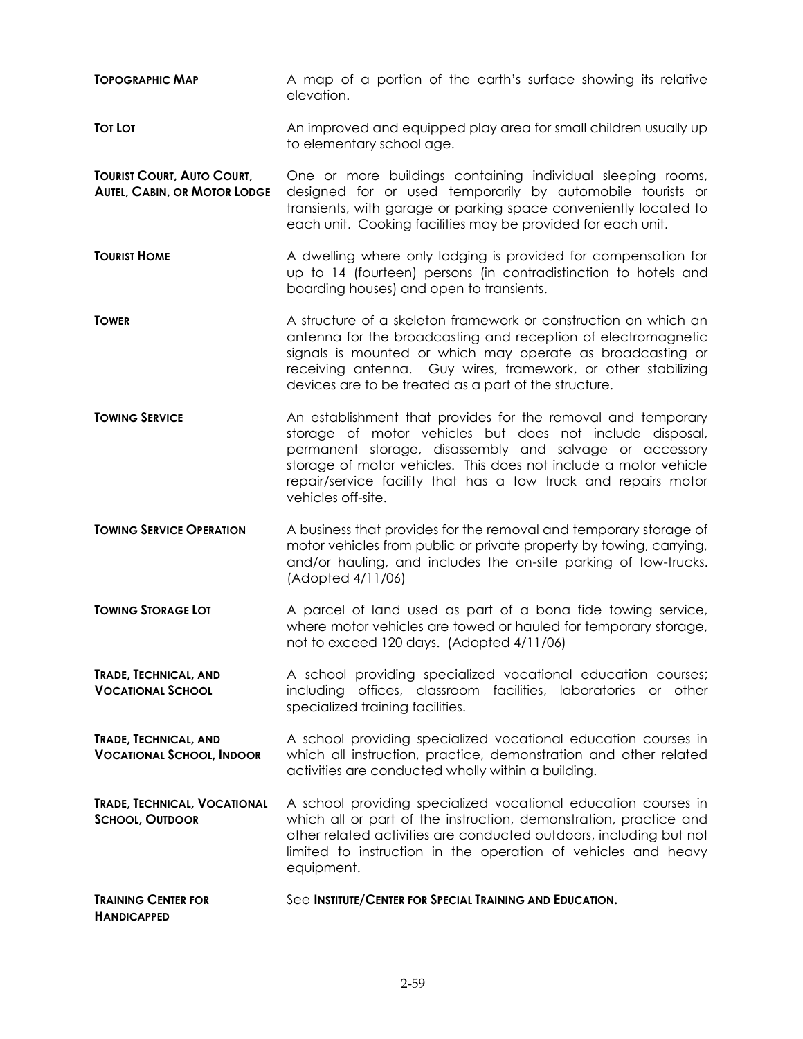**TOPOGRAPHIC MAP** A map of a portion of the earth's surface showing its relative elevation.

**TOT LOT** An improved and equipped play area for small children usually up to elementary school age.

**TOURIST COURT, AUTO COURT, AUTEL, CABIN, OR MOTOR LODGE** One or more buildings containing individual sleeping rooms, designed for or used temporarily by automobile tourists or transients, with garage or parking space conveniently located to each unit. Cooking facilities may be provided for each unit.

**TOURIST HOME** A dwelling where only lodging is provided for compensation for up to 14 (fourteen) persons (in contradistinction to hotels and boarding houses) and open to transients.

**TOWER** A structure of a skeleton framework or construction on which an antenna for the broadcasting and reception of electromagnetic signals is mounted or which may operate as broadcasting or receiving antenna. Guy wires, framework, or other stabilizing devices are to be treated as a part of the structure.

**TOWING SERVICE** An establishment that provides for the removal and temporary storage of motor vehicles but does not include disposal, permanent storage, disassembly and salvage or accessory storage of motor vehicles. This does not include a motor vehicle repair/service facility that has a tow truck and repairs motor vehicles off-site.

**TOWING SERVICE OPERATION** A business that provides for the removal and temporary storage of motor vehicles from public or private property by towing, carrying, and/or hauling, and includes the on-site parking of tow-trucks. (Adopted 4/11/06)

**TOWING STORAGE LOT** A parcel of land used as part of a bona fide towing service, where motor vehicles are towed or hauled for temporary storage, not to exceed 120 days. (Adopted 4/11/06)

**TRADE, TECHNICAL, AND VOCATIONAL SCHOOL** A school providing specialized vocational education courses; including offices, classroom facilities, laboratories or other specialized training facilities.

**TRADE, TECHNICAL, AND VOCATIONAL SCHOOL, INDOOR** A school providing specialized vocational education courses in which all instruction, practice, demonstration and other related activities are conducted wholly within a building.

**TRADE, TECHNICAL, VOCATIONAL SCHOOL, OUTDOOR** A school providing specialized vocational education courses in which all or part of the instruction, demonstration, practice and other related activities are conducted outdoors, including but not limited to instruction in the operation of vehicles and heavy equipment.

**TRAINING CENTER FOR HANDICAPPED** See **INSTITUTE/CENTER FOR SPECIAL TRAINING AND EDUCATION.**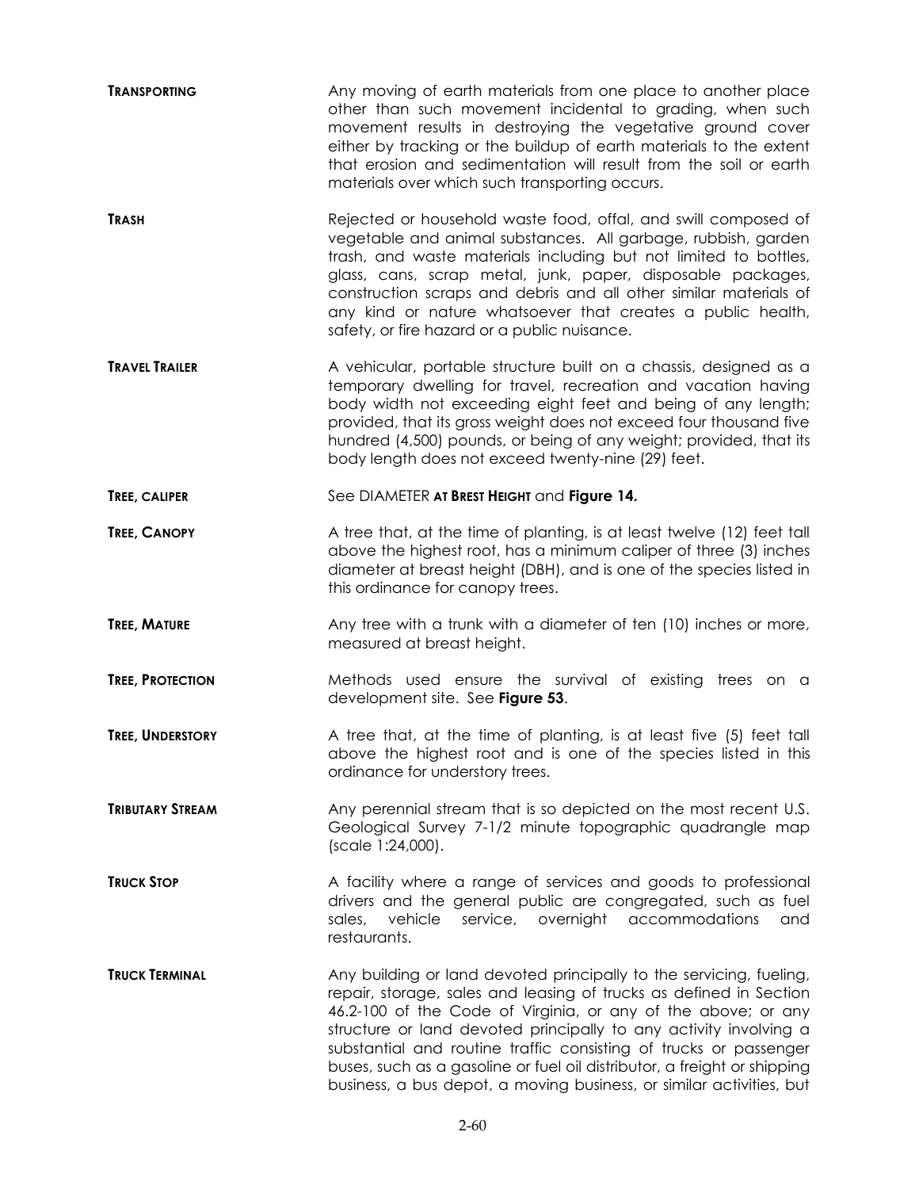**TRANSPORTING** Any moving of earth materials from one place to another place other than such movement incidental to grading, when such movement results in destroying the vegetative ground cover either by tracking or the buildup of earth materials to the extent that erosion and sedimentation will result from the soil or earth materials over which such transporting occurs.

**TRASH** Rejected or household waste food, offal, and swill composed of vegetable and animal substances. All garbage, rubbish, garden trash, and waste materials including but not limited to bottles, glass, cans, scrap metal, junk, paper, disposable packages, construction scraps and debris and all other similar materials of any kind or nature whatsoever that creates a public health, safety, or fire hazard or a public nuisance.

**TRAVEL TRAILER** A vehicular, portable structure built on a chassis, designed as a temporary dwelling for travel, recreation and vacation having body width not exceeding eight feet and being of any length; provided, that its gross weight does not exceed four thousand five hundred (4,500) pounds, or being of any weight; provided, that its body length does not exceed twenty-nine (29) feet.

**TREE, CALIPER** See DIAMETER **AT BREST HEIGHT** and **Figure 14.**

**TREE, CANOPY** A tree that, at the time of planting, is at least twelve (12) feet tall above the highest root, has a minimum caliper of three (3) inches diameter at breast height (DBH), and is one of the species listed in this ordinance for canopy trees.

**TREE, MATURE** Any tree with a trunk with a diameter of ten (10) inches or more, measured at breast height.

**TREE, PROTECTION** Methods used ensure the survival of existing trees on a development site. See **Figure 53**.

**TREE, UNDERSTORY** A tree that, at the time of planting, is at least five (5) feet tall above the highest root and is one of the species listed in this ordinance for understory trees.

**TRIBUTARY STREAM** Any perennial stream that is so depicted on the most recent U.S. Geological Survey 7-1/2 minute topographic quadrangle map (scale 1:24,000).

**TRUCK STOP** A facility where a range of services and goods to professional drivers and the general public are congregated, such as fuel sales, vehicle service, overnight accommodations and restaurants.

**TRUCK TERMINAL** Any building or land devoted principally to the servicing, fueling, repair, storage, sales and leasing of trucks as defined in Section 46.2-100 of the Code of Virginia, or any of the above; or any structure or land devoted principally to any activity involving a substantial and routine traffic consisting of trucks or passenger buses, such as a gasoline or fuel oil distributor, a freight or shipping business, a bus depot, a moving business, or similar activities, but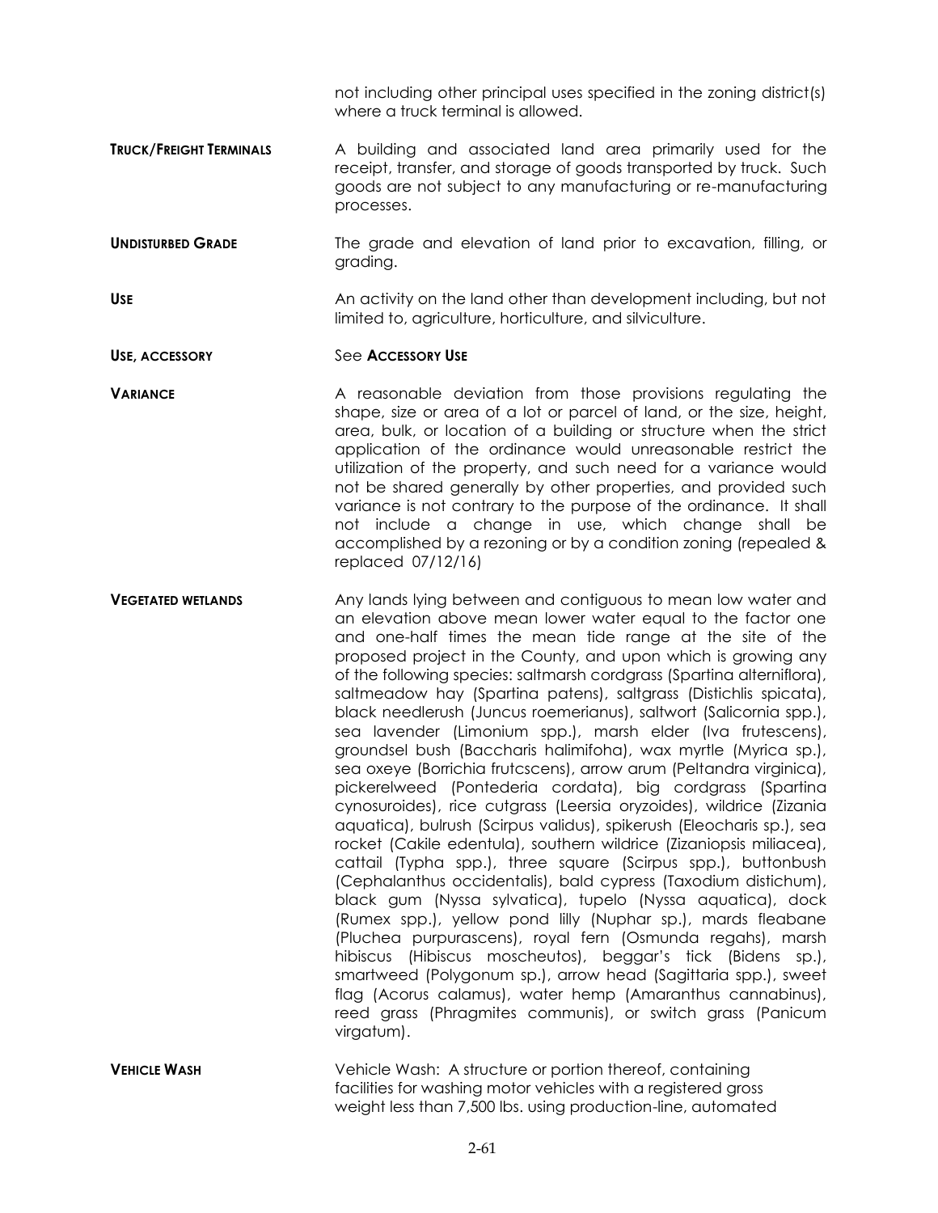not including other principal uses specified in the zoning district(s) where a truck terminal is allowed.

**TRUCK/FREIGHT TERMINALS** A building and associated land area primarily used for the receipt, transfer, and storage of goods transported by truck. Such goods are not subject to any manufacturing or re-manufacturing processes.

**UNDISTURBED GRADE** The grade and elevation of land prior to excavation, filling, or grading.

**USE** An activity on the land other than development including, but not limited to, agriculture, horticulture, and silviculture.

**USE, ACCESSORY** See **ACCESSORY USE**

**VARIANCE** A reasonable deviation from those provisions regulating the shape, size or area of a lot or parcel of land, or the size, height, area, bulk, or location of a building or structure when the strict application of the ordinance would unreasonable restrict the utilization of the property, and such need for a variance would not be shared generally by other properties, and provided such variance is not contrary to the purpose of the ordinance. It shall not include a change in use, which change shall be accomplished by a rezoning or by a condition zoning (repealed & replaced 07/12/16)

**VEGETATED WETLANDS** Any lands lying between and contiguous to mean low water and an elevation above mean lower water equal to the factor one and one-half times the mean tide range at the site of the proposed project in the County, and upon which is growing any of the following species: saltmarsh cordgrass (Spartina alterniflora), saltmeadow hay (Spartina patens), saltgrass (Distichlis spicata), black needlerush (Juncus roemerianus), saltwort (Salicornia spp.), sea lavender (Limonium spp.), marsh elder (Iva frutescens), groundsel bush (Baccharis halimifoha), wax myrtle (Myrica sp.), sea oxeye (Borrichia frutcscens), arrow arum (Peltandra virginica), pickerelweed (Pontederia cordata), big cordgrass (Spartina cynosuroides), rice cutgrass (Leersia oryzoides), wildrice (Zizania aquatica), bulrush (Scirpus validus), spikerush (Eleocharis sp.), sea rocket (Cakile edentula), southern wildrice (Zizaniopsis miliacea), cattail (Typha spp.), three square (Scirpus spp.), buttonbush (Cephalanthus occidentalis), bald cypress (Taxodium distichum), black gum (Nyssa sylvatica), tupelo (Nyssa aquatica), dock (Rumex spp.), yellow pond lilly (Nuphar sp.), mards fleabane (Pluchea purpurascens), royal fern (Osmunda regahs), marsh hibiscus (Hibiscus moscheutos), beggar's tick (Bidens sp.), smartweed (Polygonum sp.), arrow head (Sagittaria spp.), sweet flag (Acorus calamus), water hemp (Amaranthus cannabinus), reed grass (Phragmites communis), or switch grass (Panicum virgatum).

**VEHICLE WASH** Vehicle Wash: A structure or portion thereof, containing facilities for washing motor vehicles with a registered gross weight less than 7,500 lbs. using production-line, automated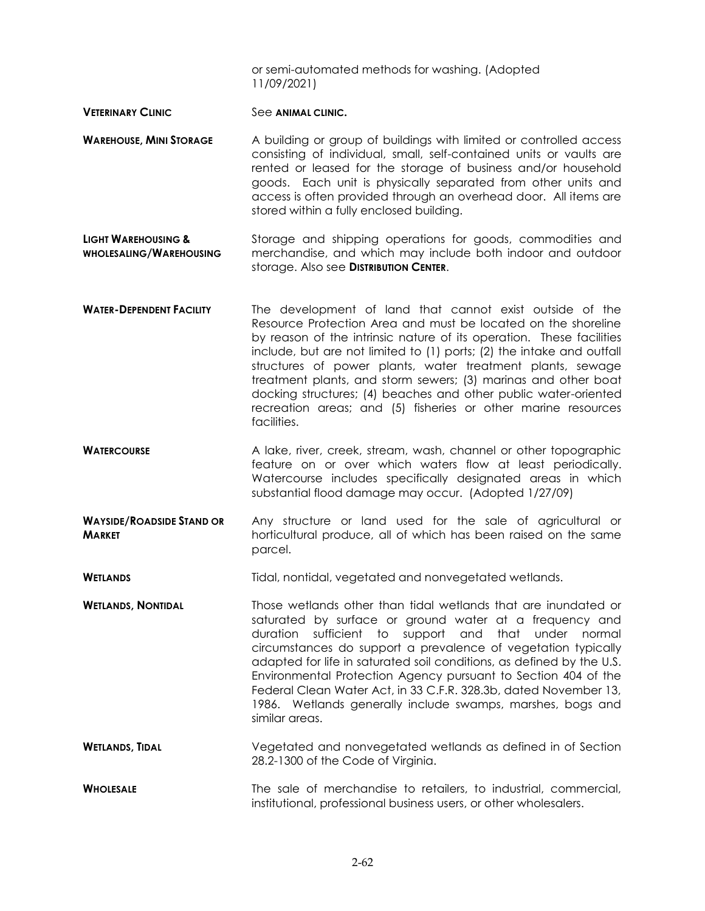or semi-automated methods for washing. (Adopted 11/09/2021)

**VETERINARY CLINIC** See **ANIMAL CLINIC.**

**WAREHOUSE, MINI STORAGE** A building or group of buildings with limited or controlled access consisting of individual, small, self-contained units or vaults are rented or leased for the storage of business and/or household goods. Each unit is physically separated from other units and access is often provided through an overhead door. All items are stored within a fully enclosed building.

**LIGHT WAREHOUSING & WHOLESALING/WAREHOUSING** Storage and shipping operations for goods, commodities and merchandise, and which may include both indoor and outdoor storage. Also see **DISTRIBUTION CENTER**.

**WATER-DEPENDENT FACILITY** The development of land that cannot exist outside of the Resource Protection Area and must be located on the shoreline by reason of the intrinsic nature of its operation. These facilities include, but are not limited to (1) ports; (2) the intake and outfall structures of power plants, water treatment plants, sewage treatment plants, and storm sewers; (3) marinas and other boat docking structures; (4) beaches and other public water-oriented recreation areas; and (5) fisheries or other marine resources facilities.

**WATERCOURSE** A lake, river, creek, stream, wash, channel or other topographic feature on or over which waters flow at least periodically. Watercourse includes specifically designated areas in which substantial flood damage may occur. (Adopted 1/27/09)

**WAYSIDE/ROADSIDE STAND OR MARKET** Any structure or land used for the sale of agricultural or horticultural produce, all of which has been raised on the same parcel.

**WETLANDS** Tidal, nontidal, vegetated and nonvegetated wetlands.

**WETLANDS, NONTIDAL** Those wetlands other than tidal wetlands that are inundated or saturated by surface or ground water at a frequency and duration sufficient to support and that under normal circumstances do support a prevalence of vegetation typically adapted for life in saturated soil conditions, as defined by the U.S. Environmental Protection Agency pursuant to Section 404 of the Federal Clean Water Act, in 33 C.F.R. 328.3b, dated November 13, 1986. Wetlands generally include swamps, marshes, bogs and similar areas.

**WETLANDS, TIDAL** Vegetated and nonvegetated wetlands as defined in of Section 28.2-1300 of the Code of Virginia.

**WHOLESALE** The sale of merchandise to retailers, to industrial, commercial, institutional, professional business users, or other wholesalers.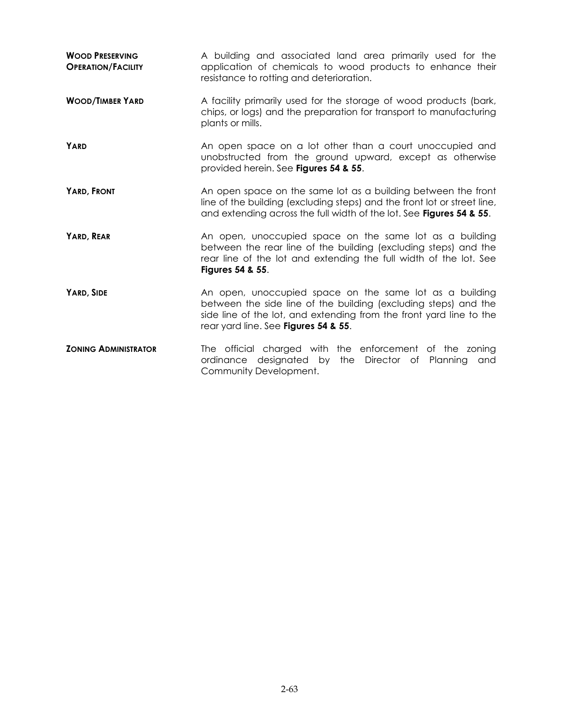**WOOD PRESERVING OPERATION/FACILITY** A building and associated land area primarily used for the application of chemicals to wood products to enhance their resistance to rotting and deterioration.

**WOOD/TIMBER YARD** A facility primarily used for the storage of wood products (bark, chips, or logs) and the preparation for transport to manufacturing plants or mills.

**YARD** An open space on a lot other than a court unoccupied and unobstructed from the ground upward, except as otherwise provided herein. See **Figures 54 & 55**.

**YARD, FRONT** An open space on the same lot as a building between the front line of the building (excluding steps) and the front lot or street line, and extending across the full width of the lot. See **Figures 54 & 55**.

**YARD, REAR** An open, unoccupied space on the same lot as a building between the rear line of the building (excluding steps) and the rear line of the lot and extending the full width of the lot. See **Figures 54 & 55**.

**YARD, SIDE** An open, unoccupied space on the same lot as a building between the side line of the building (excluding steps) and the side line of the lot, and extending from the front yard line to the rear yard line. See **Figures 54 & 55**.

**ZONING ADMINISTRATOR** The official charged with the enforcement of the zoning ordinance designated by the Director of Planning and Community Development.